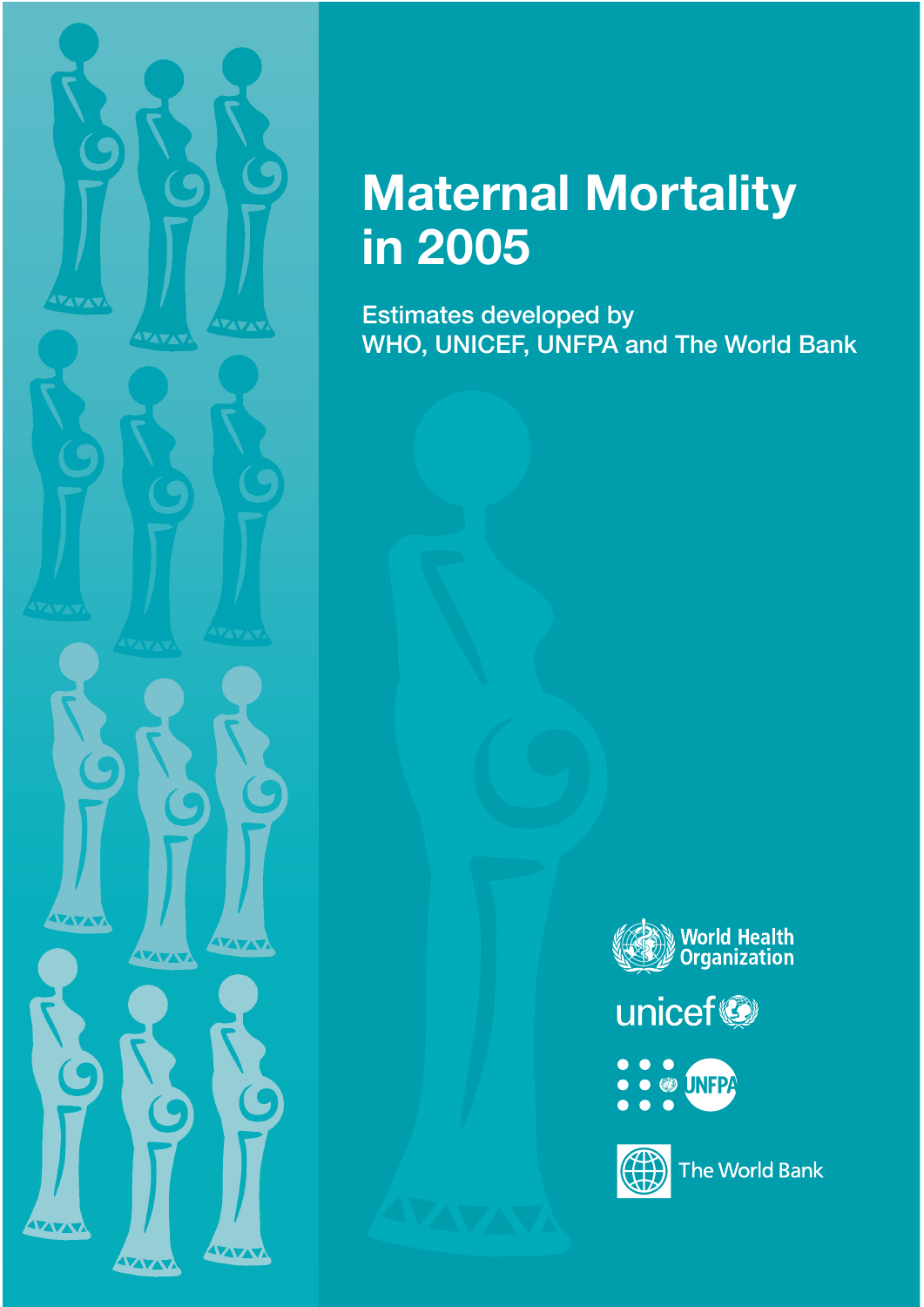# Maternal Mortality in 2005

Estimates developed by WHO, UNICEF, UNFPA and The World Bank

World Health Organization

unicef

UNFPA

The World Bank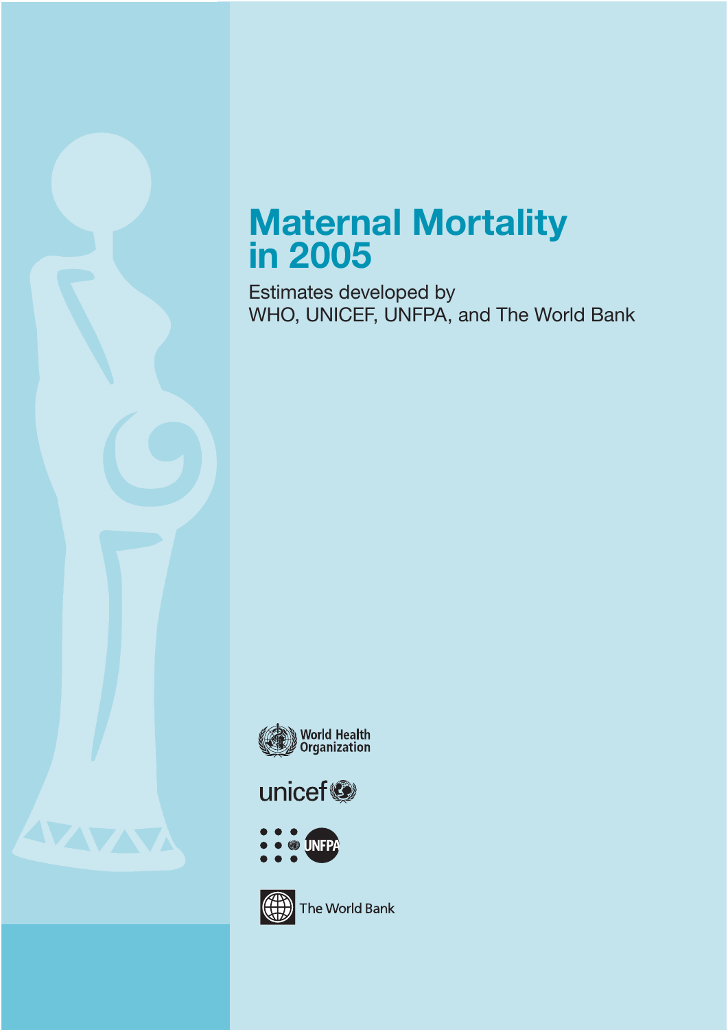# Maternal Mortality in 2005

Estimates developed by WHO, UNICEF, UNFPA, and The World Bank

World Health Organization

unicef

UNFPA

The World Bank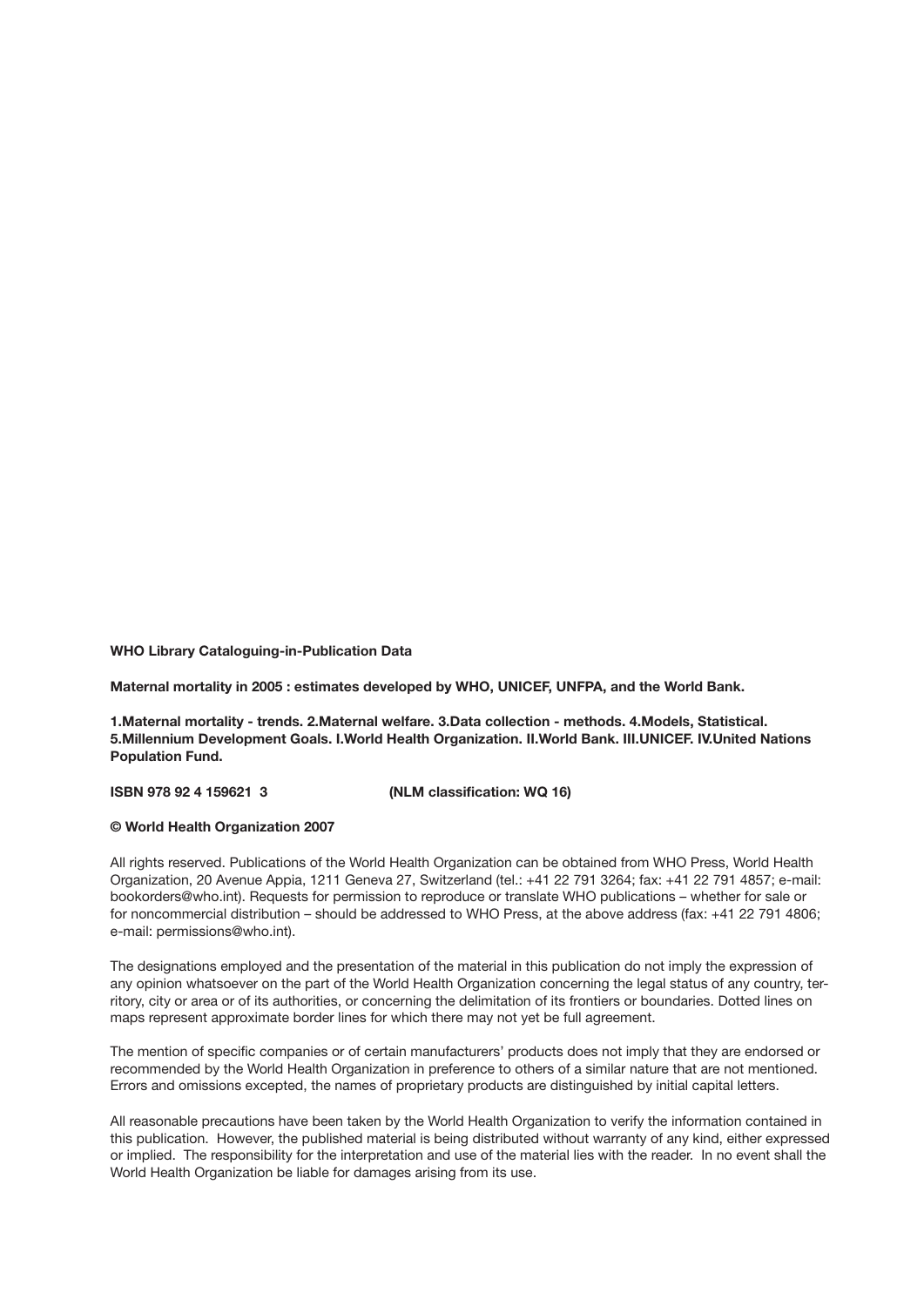**WHO Library Cataloguing-in-Publication Data**

**Maternal mortality in 2005 : estimates developed by WHO, UNICEF, UNFPA, and the World Bank.**

**1.Maternal mortality - trends. 2.Maternal welfare. 3.Data collection - methods. 4.Models, Statistical. 5.Millennium Development Goals. I.World Health Organization. II.World Bank. III.UNICEF. IV.United Nations Population Fund.**

**ISBN 978 92 4 159621 3 (NLM classification: WQ 16)**

**© World Health Organization 2007**

All rights reserved. Publications of the World Health Organization can be obtained from WHO Press, World Health Organization, 20 Avenue Appia, 1211 Geneva 27, Switzerland (tel.: +41 22 791 3264; fax: +41 22 791 4857; e-mail: bookorders@who.int). Requests for permission to reproduce or translate WHO publications – whether for sale or for noncommercial distribution – should be addressed to WHO Press, at the above address (fax: +41 22 791 4806; e-mail: permissions@who.int).

The designations employed and the presentation of the material in this publication do not imply the expression of any opinion whatsoever on the part of the World Health Organization concerning the legal status of any country, territory, city or area or of its authorities, or concerning the delimitation of its frontiers or boundaries. Dotted lines on maps represent approximate border lines for which there may not yet be full agreement.

The mention of specific companies or of certain manufacturers' products does not imply that they are endorsed or recommended by the World Health Organization in preference to others of a similar nature that are not mentioned. Errors and omissions excepted, the names of proprietary products are distinguished by initial capital letters.

All reasonable precautions have been taken by the World Health Organization to verify the information contained in this publication. However, the published material is being distributed without warranty of any kind, either expressed or implied. The responsibility for the interpretation and use of the material lies with the reader. In no event shall the World Health Organization be liable for damages arising from its use.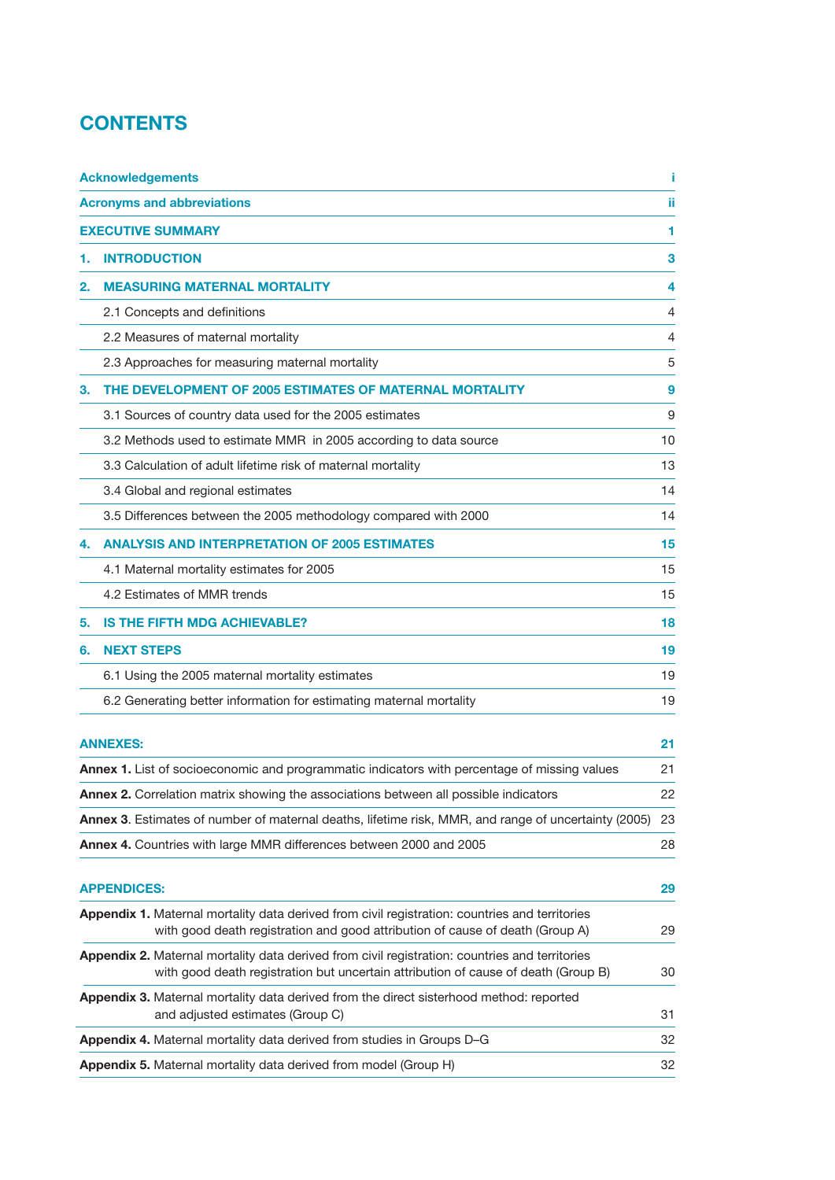# CONTENTS

| | |
|---|---|
| **Acknowledgements** | **i** |
| **Acronyms and abbreviations** | **ii** |
| **EXECUTIVE SUMMARY** | **1** |
| **1. INTRODUCTION** | **3** |
| **2. MEASURING MATERNAL MORTALITY** | **4** |
| 2.1 Concepts and definitions | 4 |
| 2.2 Measures of maternal mortality | 4 |
| 2.3 Approaches for measuring maternal mortality | 5 |
| **3. THE DEVELOPMENT OF 2005 ESTIMATES OF MATERNAL MORTALITY** | **9** |
| 3.1 Sources of country data used for the 2005 estimates | 9 |
| 3.2 Methods used to estimate MMR in 2005 according to data source | 10 |
| 3.3 Calculation of adult lifetime risk of maternal mortality | 13 |
| 3.4 Global and regional estimates | 14 |
| 3.5 Differences between the 2005 methodology compared with 2000 | 14 |
| **4. ANALYSIS AND INTERPRETATION OF 2005 ESTIMATES** | **15** |
| 4.1 Maternal mortality estimates for 2005 | 15 |
| 4.2 Estimates of MMR trends | 15 |
| **5. IS THE FIFTH MDG ACHIEVABLE?** | **18** |
| **6. NEXT STEPS** | **19** |
| 6.1 Using the 2005 maternal mortality estimates | 19 |
| 6.2 Generating better information for estimating maternal mortality | 19 |

| | |
|---|---|
| **ANNEXES:** | **21** |
| **Annex 1.** List of socioeconomic and programmatic indicators with percentage of missing values | 21 |
| **Annex 2.** Correlation matrix showing the associations between all possible indicators | 22 |
| **Annex 3**. Estimates of number of maternal deaths, lifetime risk, MMR, and range of uncertainty (2005) | 23 |
| **Annex 4.** Countries with large MMR differences between 2000 and 2005 | 28 |

| | |
|---|---|
| **APPENDICES:** | **29** |
| **Appendix 1.** Maternal mortality data derived from civil registration: countries and territories with good death registration and good attribution of cause of death (Group A) | 29 |
| **Appendix 2.** Maternal mortality data derived from civil registration: countries and territories with good death registration but uncertain attribution of cause of death (Group B) | 30 |
| **Appendix 3.** Maternal mortality data derived from the direct sisterhood method: reported and adjusted estimates (Group C) | 31 |
| **Appendix 4.** Maternal mortality data derived from studies in Groups D–G | 32 |
| **Appendix 5.** Maternal mortality data derived from model (Group H) | 32 |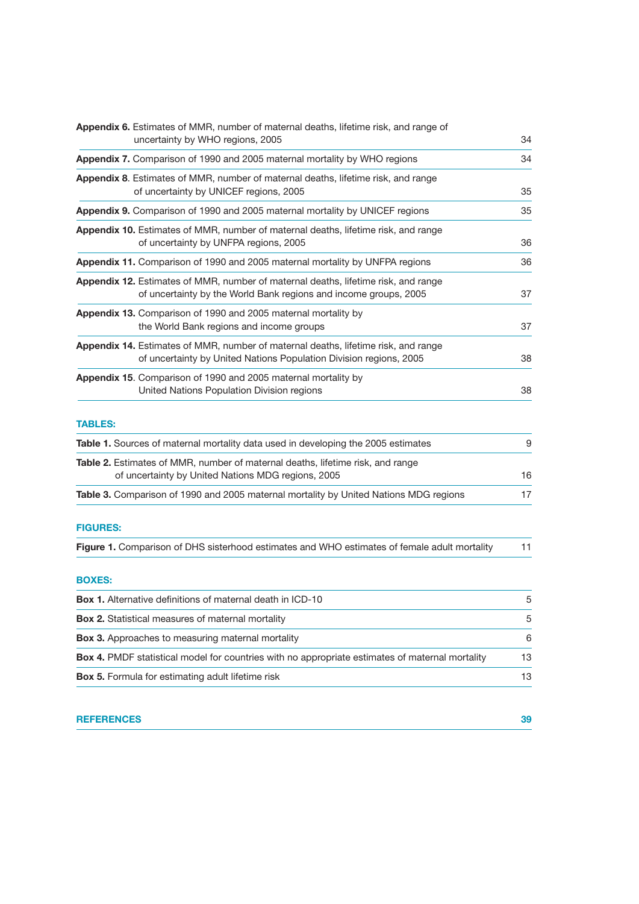**Appendix 6.** Estimates of MMR, number of maternal deaths, lifetime risk, and range of uncertainty by WHO regions, 2005 — 34

**Appendix 7.** Comparison of 1990 and 2005 maternal mortality by WHO regions — 34

**Appendix 8**. Estimates of MMR, number of maternal deaths, lifetime risk, and range of uncertainty by UNICEF regions, 2005 — 35

**Appendix 9.** Comparison of 1990 and 2005 maternal mortality by UNICEF regions — 35

**Appendix 10.** Estimates of MMR, number of maternal deaths, lifetime risk, and range of uncertainty by UNFPA regions, 2005 — 36

**Appendix 11.** Comparison of 1990 and 2005 maternal mortality by UNFPA regions — 36

**Appendix 12.** Estimates of MMR, number of maternal deaths, lifetime risk, and range of uncertainty by the World Bank regions and income groups, 2005 — 37

**Appendix 13.** Comparison of 1990 and 2005 maternal mortality by the World Bank regions and income groups — 37

**Appendix 14.** Estimates of MMR, number of maternal deaths, lifetime risk, and range of uncertainty by United Nations Population Division regions, 2005 — 38

**Appendix 15**. Comparison of 1990 and 2005 maternal mortality by United Nations Population Division regions — 38

## TABLES:

**Table 1.** Sources of maternal mortality data used in developing the 2005 estimates — 9

**Table 2.** Estimates of MMR, number of maternal deaths, lifetime risk, and range of uncertainty by United Nations MDG regions, 2005 — 16

**Table 3.** Comparison of 1990 and 2005 maternal mortality by United Nations MDG regions — 17

## FIGURES:

**Figure 1.** Comparison of DHS sisterhood estimates and WHO estimates of female adult mortality — 11

## BOXES:

**Box 1.** Alternative definitions of maternal death in ICD-10 — 5

**Box 2.** Statistical measures of maternal mortality — 5

**Box 3.** Approaches to measuring maternal mortality — 6

**Box 4.** PMDF statistical model for countries with no appropriate estimates of maternal mortality — 13

**Box 5.** Formula for estimating adult lifetime risk — 13

## REFERENCES — 39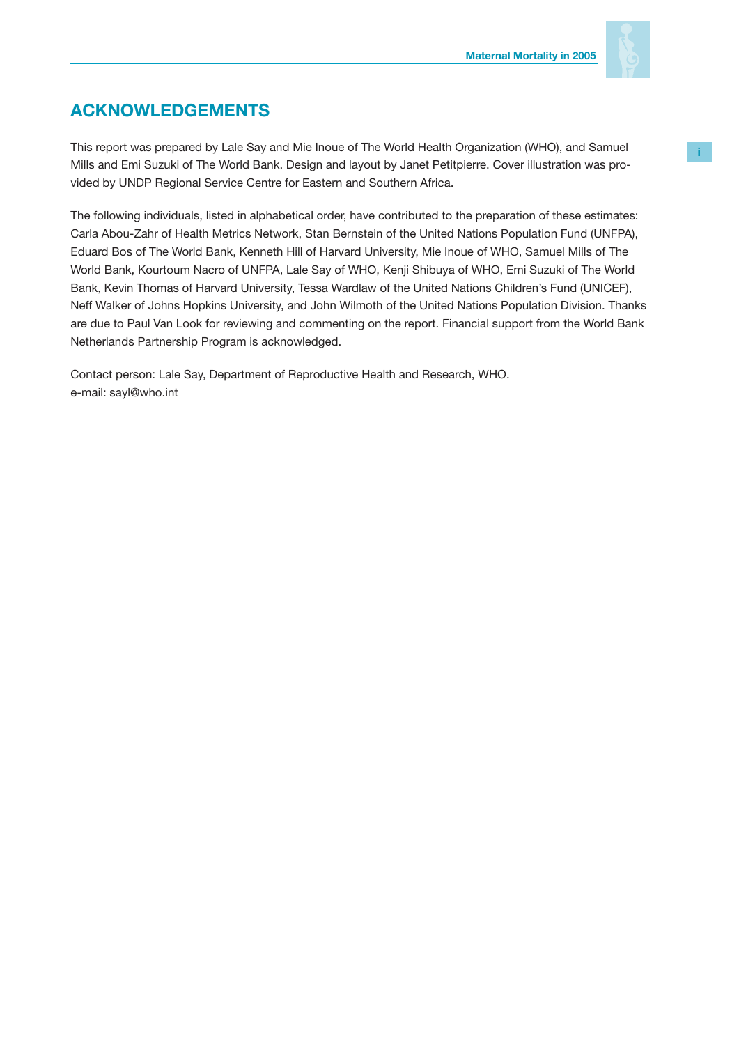# ACKNOWLEDGEMENTS

This report was prepared by Lale Say and Mie Inoue of The World Health Organization (WHO), and Samuel Mills and Emi Suzuki of The World Bank. Design and layout by Janet Petitpierre. Cover illustration was provided by UNDP Regional Service Centre for Eastern and Southern Africa.

The following individuals, listed in alphabetical order, have contributed to the preparation of these estimates: Carla Abou-Zahr of Health Metrics Network, Stan Bernstein of the United Nations Population Fund (UNFPA), Eduard Bos of The World Bank, Kenneth Hill of Harvard University, Mie Inoue of WHO, Samuel Mills of The World Bank, Kourtoum Nacro of UNFPA, Lale Say of WHO, Kenji Shibuya of WHO, Emi Suzuki of The World Bank, Kevin Thomas of Harvard University, Tessa Wardlaw of the United Nations Children's Fund (UNICEF), Neff Walker of Johns Hopkins University, and John Wilmoth of the United Nations Population Division. Thanks are due to Paul Van Look for reviewing and commenting on the report. Financial support from the World Bank Netherlands Partnership Program is acknowledged.

Contact person: Lale Say, Department of Reproductive Health and Research, WHO.
e-mail: sayl@who.int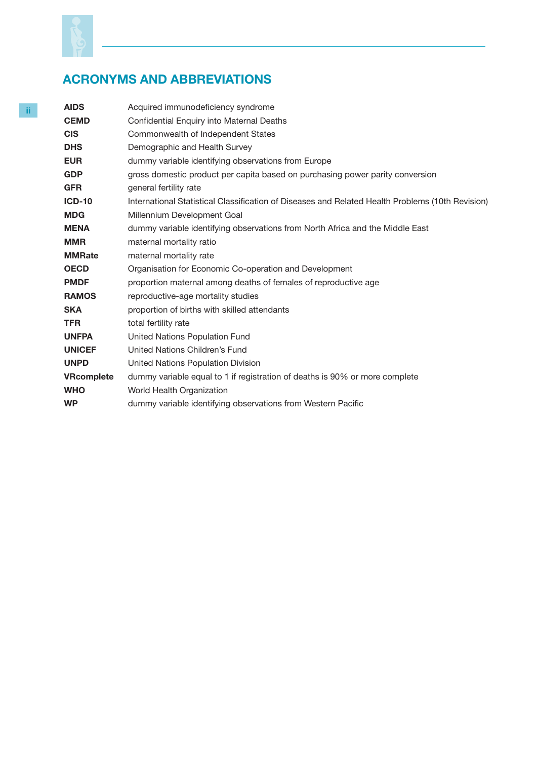## ACRONYMS AND ABBREVIATIONS

| | |
|---|---|
| **AIDS** | Acquired immunodeficiency syndrome |
| **CEMD** | Confidential Enquiry into Maternal Deaths |
| **CIS** | Commonwealth of Independent States |
| **DHS** | Demographic and Health Survey |
| **EUR** | dummy variable identifying observations from Europe |
| **GDP** | gross domestic product per capita based on purchasing power parity conversion |
| **GFR** | general fertility rate |
| **ICD-10** | International Statistical Classification of Diseases and Related Health Problems (10th Revision) |
| **MDG** | Millennium Development Goal |
| **MENA** | dummy variable identifying observations from North Africa and the Middle East |
| **MMR** | maternal mortality ratio |
| **MMRate** | maternal mortality rate |
| **OECD** | Organisation for Economic Co-operation and Development |
| **PMDF** | proportion maternal among deaths of females of reproductive age |
| **RAMOS** | reproductive-age mortality studies |
| **SKA** | proportion of births with skilled attendants |
| **TFR** | total fertility rate |
| **UNFPA** | United Nations Population Fund |
| **UNICEF** | United Nations Children's Fund |
| **UNPD** | United Nations Population Division |
| **VRcomplete** | dummy variable equal to 1 if registration of deaths is 90% or more complete |
| **WHO** | World Health Organization |
| **WP** | dummy variable identifying observations from Western Pacific |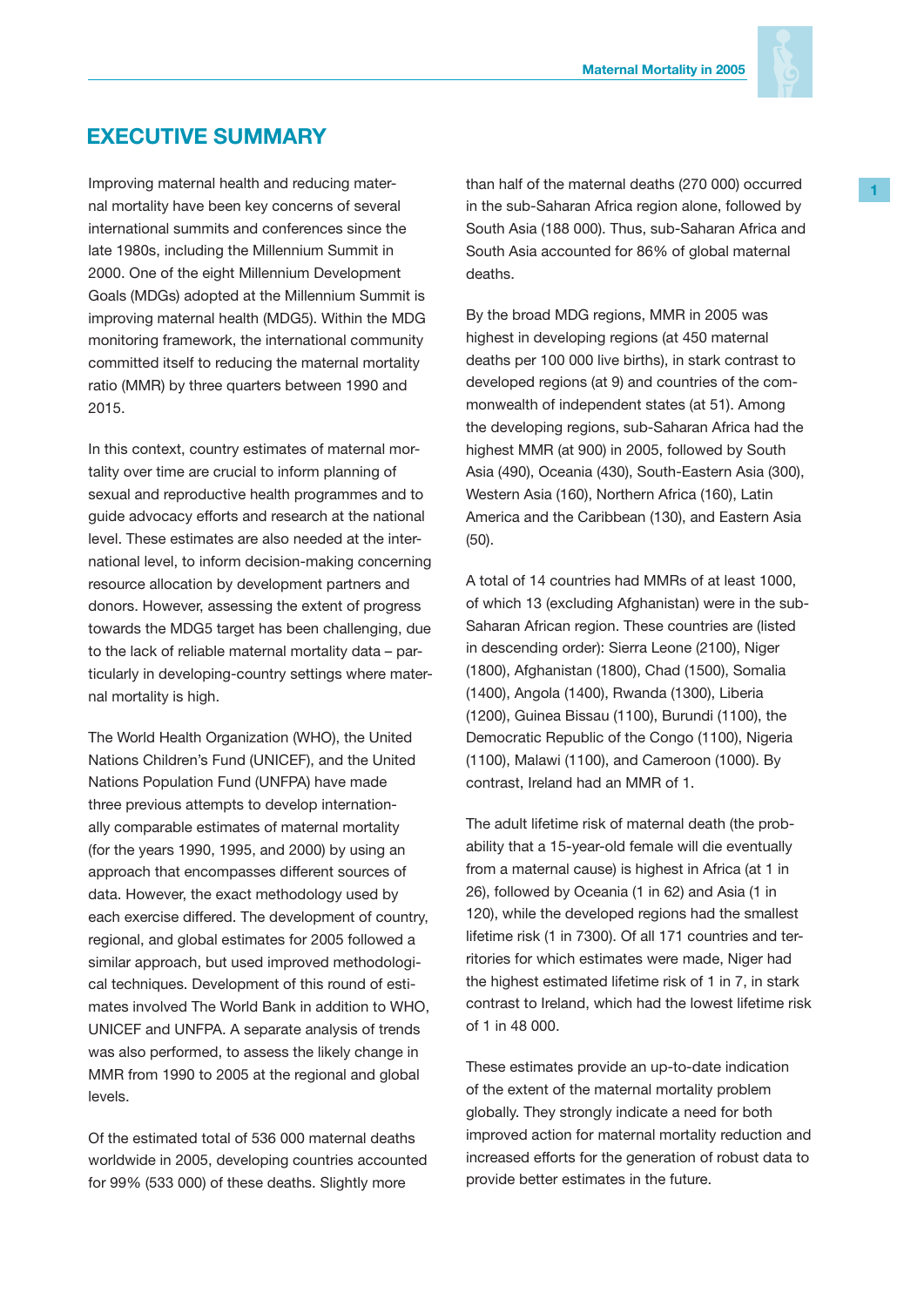# EXECUTIVE SUMMARY

Improving maternal health and reducing maternal mortality have been key concerns of several international summits and conferences since the late 1980s, including the Millennium Summit in 2000. One of the eight Millennium Development Goals (MDGs) adopted at the Millennium Summit is improving maternal health (MDG5). Within the MDG monitoring framework, the international community committed itself to reducing the maternal mortality ratio (MMR) by three quarters between 1990 and 2015.

In this context, country estimates of maternal mortality over time are crucial to inform planning of sexual and reproductive health programmes and to guide advocacy efforts and research at the national level. These estimates are also needed at the international level, to inform decision-making concerning resource allocation by development partners and donors. However, assessing the extent of progress towards the MDG5 target has been challenging, due to the lack of reliable maternal mortality data – particularly in developing-country settings where maternal mortality is high.

The World Health Organization (WHO), the United Nations Children's Fund (UNICEF), and the United Nations Population Fund (UNFPA) have made three previous attempts to develop internationally comparable estimates of maternal mortality (for the years 1990, 1995, and 2000) by using an approach that encompasses different sources of data. However, the exact methodology used by each exercise differed. The development of country, regional, and global estimates for 2005 followed a similar approach, but used improved methodological techniques. Development of this round of estimates involved The World Bank in addition to WHO, UNICEF and UNFPA. A separate analysis of trends was also performed, to assess the likely change in MMR from 1990 to 2005 at the regional and global levels.

Of the estimated total of 536 000 maternal deaths worldwide in 2005, developing countries accounted for 99% (533 000) of these deaths. Slightly more than half of the maternal deaths (270 000) occurred in the sub-Saharan Africa region alone, followed by South Asia (188 000). Thus, sub-Saharan Africa and South Asia accounted for 86% of global maternal deaths.

By the broad MDG regions, MMR in 2005 was highest in developing regions (at 450 maternal deaths per 100 000 live births), in stark contrast to developed regions (at 9) and countries of the commonwealth of independent states (at 51). Among the developing regions, sub-Saharan Africa had the highest MMR (at 900) in 2005, followed by South Asia (490), Oceania (430), South-Eastern Asia (300), Western Asia (160), Northern Africa (160), Latin America and the Caribbean (130), and Eastern Asia (50).

A total of 14 countries had MMRs of at least 1000, of which 13 (excluding Afghanistan) were in the sub-Saharan African region. These countries are (listed in descending order): Sierra Leone (2100), Niger (1800), Afghanistan (1800), Chad (1500), Somalia (1400), Angola (1400), Rwanda (1300), Liberia (1200), Guinea Bissau (1100), Burundi (1100), the Democratic Republic of the Congo (1100), Nigeria (1100), Malawi (1100), and Cameroon (1000). By contrast, Ireland had an MMR of 1.

The adult lifetime risk of maternal death (the probability that a 15-year-old female will die eventually from a maternal cause) is highest in Africa (at 1 in 26), followed by Oceania (1 in 62) and Asia (1 in 120), while the developed regions had the smallest lifetime risk (1 in 7300). Of all 171 countries and territories for which estimates were made, Niger had the highest estimated lifetime risk of 1 in 7, in stark contrast to Ireland, which had the lowest lifetime risk of 1 in 48 000.

These estimates provide an up-to-date indication of the extent of the maternal mortality problem globally. They strongly indicate a need for both improved action for maternal mortality reduction and increased efforts for the generation of robust data to provide better estimates in the future.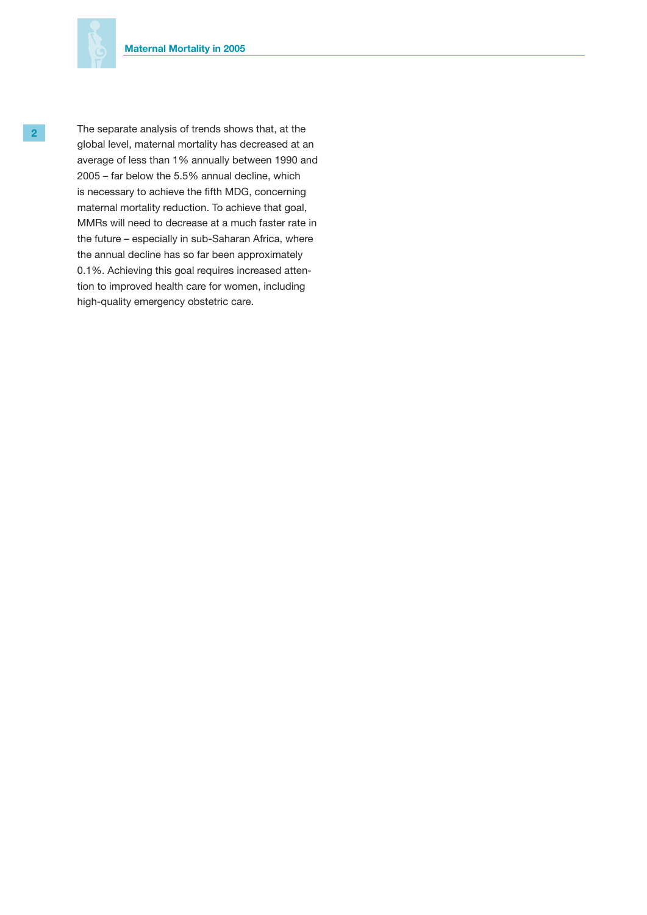The separate analysis of trends shows that, at the global level, maternal mortality has decreased at an average of less than 1% annually between 1990 and 2005 – far below the 5.5% annual decline, which is necessary to achieve the fifth MDG, concerning maternal mortality reduction. To achieve that goal, MMRs will need to decrease at a much faster rate in the future – especially in sub-Saharan Africa, where the annual decline has so far been approximately 0.1%. Achieving this goal requires increased attention to improved health care for women, including high-quality emergency obstetric care.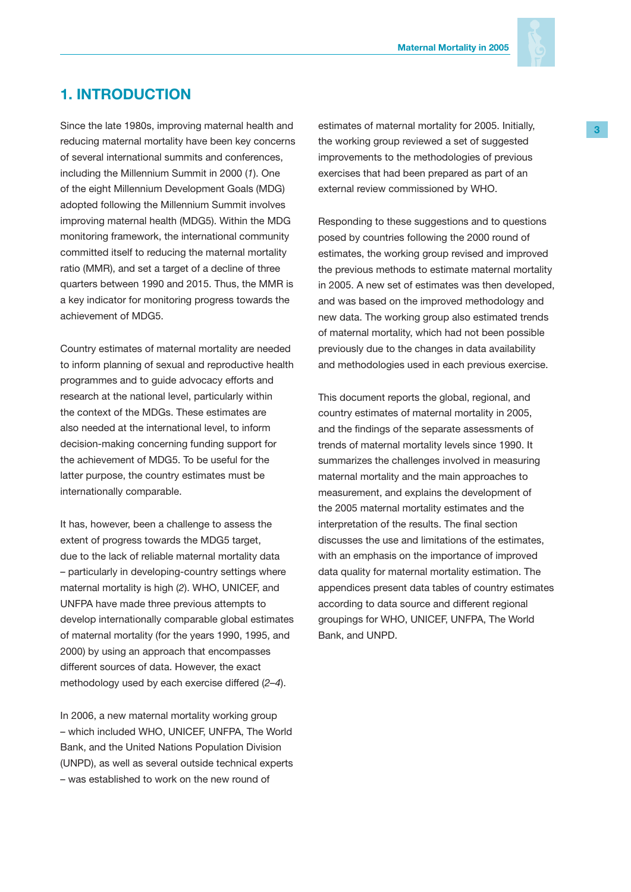# 1. INTRODUCTION

Since the late 1980s, improving maternal health and reducing maternal mortality have been key concerns of several international summits and conferences, including the Millennium Summit in 2000 (*1*). One of the eight Millennium Development Goals (MDG) adopted following the Millennium Summit involves improving maternal health (MDG5). Within the MDG monitoring framework, the international community committed itself to reducing the maternal mortality ratio (MMR), and set a target of a decline of three quarters between 1990 and 2015. Thus, the MMR is a key indicator for monitoring progress towards the achievement of MDG5.

Country estimates of maternal mortality are needed to inform planning of sexual and reproductive health programmes and to guide advocacy efforts and research at the national level, particularly within the context of the MDGs. These estimates are also needed at the international level, to inform decision-making concerning funding support for the achievement of MDG5. To be useful for the latter purpose, the country estimates must be internationally comparable.

It has, however, been a challenge to assess the extent of progress towards the MDG5 target, due to the lack of reliable maternal mortality data – particularly in developing-country settings where maternal mortality is high (*2*). WHO, UNICEF, and UNFPA have made three previous attempts to develop internationally comparable global estimates of maternal mortality (for the years 1990, 1995, and 2000) by using an approach that encompasses different sources of data. However, the exact methodology used by each exercise differed (*2*–*4*).

In 2006, a new maternal mortality working group – which included WHO, UNICEF, UNFPA, The World Bank, and the United Nations Population Division (UNPD), as well as several outside technical experts – was established to work on the new round of estimates of maternal mortality for 2005. Initially, the working group reviewed a set of suggested improvements to the methodologies of previous exercises that had been prepared as part of an external review commissioned by WHO.

Responding to these suggestions and to questions posed by countries following the 2000 round of estimates, the working group revised and improved the previous methods to estimate maternal mortality in 2005. A new set of estimates was then developed, and was based on the improved methodology and new data. The working group also estimated trends of maternal mortality, which had not been possible previously due to the changes in data availability and methodologies used in each previous exercise.

This document reports the global, regional, and country estimates of maternal mortality in 2005, and the findings of the separate assessments of trends of maternal mortality levels since 1990. It summarizes the challenges involved in measuring maternal mortality and the main approaches to measurement, and explains the development of the 2005 maternal mortality estimates and the interpretation of the results. The final section discusses the use and limitations of the estimates, with an emphasis on the importance of improved data quality for maternal mortality estimation. The appendices present data tables of country estimates according to data source and different regional groupings for WHO, UNICEF, UNFPA, The World Bank, and UNPD.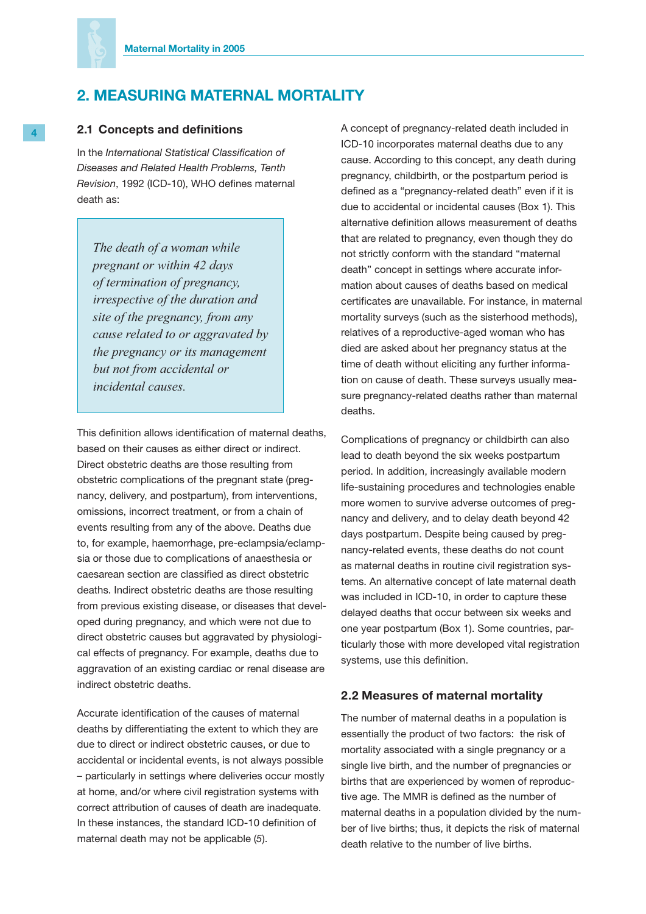## 2. MEASURING MATERNAL MORTALITY

### 2.1 Concepts and definitions

In the *International Statistical Classification of Diseases and Related Health Problems, Tenth Revision*, 1992 (ICD-10), WHO defines maternal death as:

> *The death of a woman while pregnant or within 42 days of termination of pregnancy, irrespective of the duration and site of the pregnancy, from any cause related to or aggravated by the pregnancy or its management but not from accidental or incidental causes.*

This definition allows identification of maternal deaths, based on their causes as either direct or indirect. Direct obstetric deaths are those resulting from obstetric complications of the pregnant state (pregnancy, delivery, and postpartum), from interventions, omissions, incorrect treatment, or from a chain of events resulting from any of the above. Deaths due to, for example, haemorrhage, pre-eclampsia/eclampsia or those due to complications of anaesthesia or caesarean section are classified as direct obstetric deaths. Indirect obstetric deaths are those resulting from previous existing disease, or diseases that developed during pregnancy, and which were not due to direct obstetric causes but aggravated by physiological effects of pregnancy. For example, deaths due to aggravation of an existing cardiac or renal disease are indirect obstetric deaths.

Accurate identification of the causes of maternal deaths by differentiating the extent to which they are due to direct or indirect obstetric causes, or due to accidental or incidental events, is not always possible – particularly in settings where deliveries occur mostly at home, and/or where civil registration systems with correct attribution of causes of death are inadequate. In these instances, the standard ICD-10 definition of maternal death may not be applicable (*5*).

A concept of pregnancy-related death included in ICD-10 incorporates maternal deaths due to any cause. According to this concept, any death during pregnancy, childbirth, or the postpartum period is defined as a "pregnancy-related death" even if it is due to accidental or incidental causes (Box 1). This alternative definition allows measurement of deaths that are related to pregnancy, even though they do not strictly conform with the standard "maternal death" concept in settings where accurate information about causes of deaths based on medical certificates are unavailable. For instance, in maternal mortality surveys (such as the sisterhood methods), relatives of a reproductive-aged woman who has died are asked about her pregnancy status at the time of death without eliciting any further information on cause of death. These surveys usually measure pregnancy-related deaths rather than maternal deaths.

Complications of pregnancy or childbirth can also lead to death beyond the six weeks postpartum period. In addition, increasingly available modern life-sustaining procedures and technologies enable more women to survive adverse outcomes of pregnancy and delivery, and to delay death beyond 42 days postpartum. Despite being caused by pregnancy-related events, these deaths do not count as maternal deaths in routine civil registration systems. An alternative concept of late maternal death was included in ICD-10, in order to capture these delayed deaths that occur between six weeks and one year postpartum (Box 1). Some countries, particularly those with more developed vital registration systems, use this definition.

### 2.2 Measures of maternal mortality

The number of maternal deaths in a population is essentially the product of two factors: the risk of mortality associated with a single pregnancy or a single live birth, and the number of pregnancies or births that are experienced by women of reproductive age. The MMR is defined as the number of maternal deaths in a population divided by the number of live births; thus, it depicts the risk of maternal death relative to the number of live births.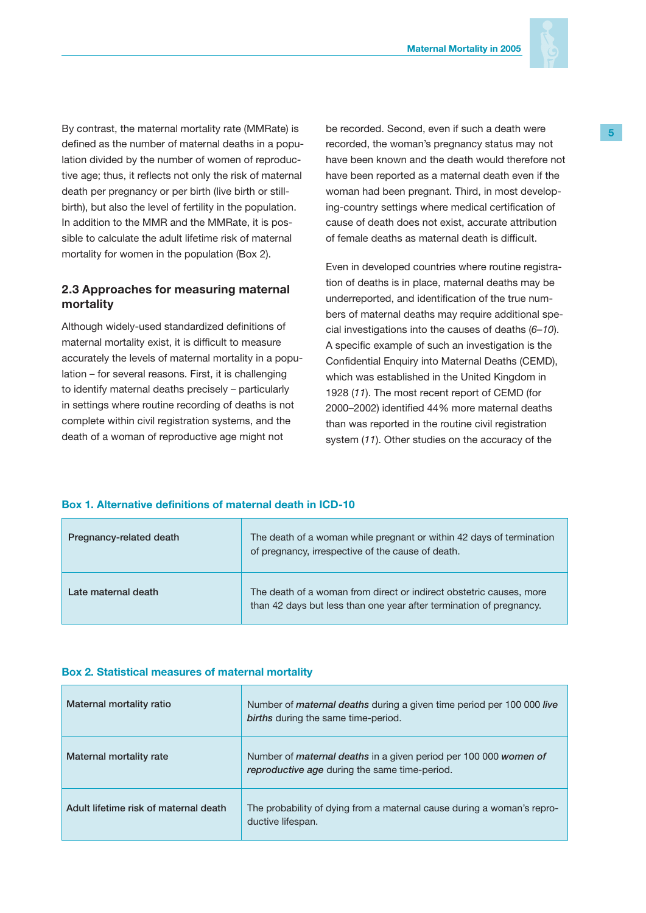By contrast, the maternal mortality rate (MMRate) is defined as the number of maternal deaths in a population divided by the number of women of reproductive age; thus, it reflects not only the risk of maternal death per pregnancy or per birth (live birth or stillbirth), but also the level of fertility in the population. In addition to the MMR and the MMRate, it is possible to calculate the adult lifetime risk of maternal mortality for women in the population (Box 2).

### 2.3 Approaches for measuring maternal mortality

Although widely-used standardized definitions of maternal mortality exist, it is difficult to measure accurately the levels of maternal mortality in a population – for several reasons. First, it is challenging to identify maternal deaths precisely – particularly in settings where routine recording of deaths is not complete within civil registration systems, and the death of a woman of reproductive age might not be recorded. Second, even if such a death were recorded, the woman's pregnancy status may not have been known and the death would therefore not have been reported as a maternal death even if the woman had been pregnant. Third, in most developing-country settings where medical certification of cause of death does not exist, accurate attribution of female deaths as maternal death is difficult.

Even in developed countries where routine registration of deaths is in place, maternal deaths may be underreported, and identification of the true numbers of maternal deaths may require additional special investigations into the causes of deaths (*6–10*). A specific example of such an investigation is the Confidential Enquiry into Maternal Deaths (CEMD), which was established in the United Kingdom in 1928 (*11*). The most recent report of CEMD (for 2000–2002) identified 44% more maternal deaths than was reported in the routine civil registration system (*11*). Other studies on the accuracy of the

**Box 1. Alternative definitions of maternal death in ICD-10**

| | |
|---|---|
| Pregnancy-related death | The death of a woman while pregnant or within 42 days of termination of pregnancy, irrespective of the cause of death. |
| Late maternal death | The death of a woman from direct or indirect obstetric causes, more than 42 days but less than one year after termination of pregnancy. |

**Box 2. Statistical measures of maternal mortality**

| | |
|---|---|
| Maternal mortality ratio | Number of ***maternal deaths*** during a given time period per 100 000 ***live births*** during the same time-period. |
| Maternal mortality rate | Number of ***maternal deaths*** in a given period per 100 000 ***women of reproductive age*** during the same time-period. |
| Adult lifetime risk of maternal death | The probability of dying from a maternal cause during a woman's reproductive lifespan. |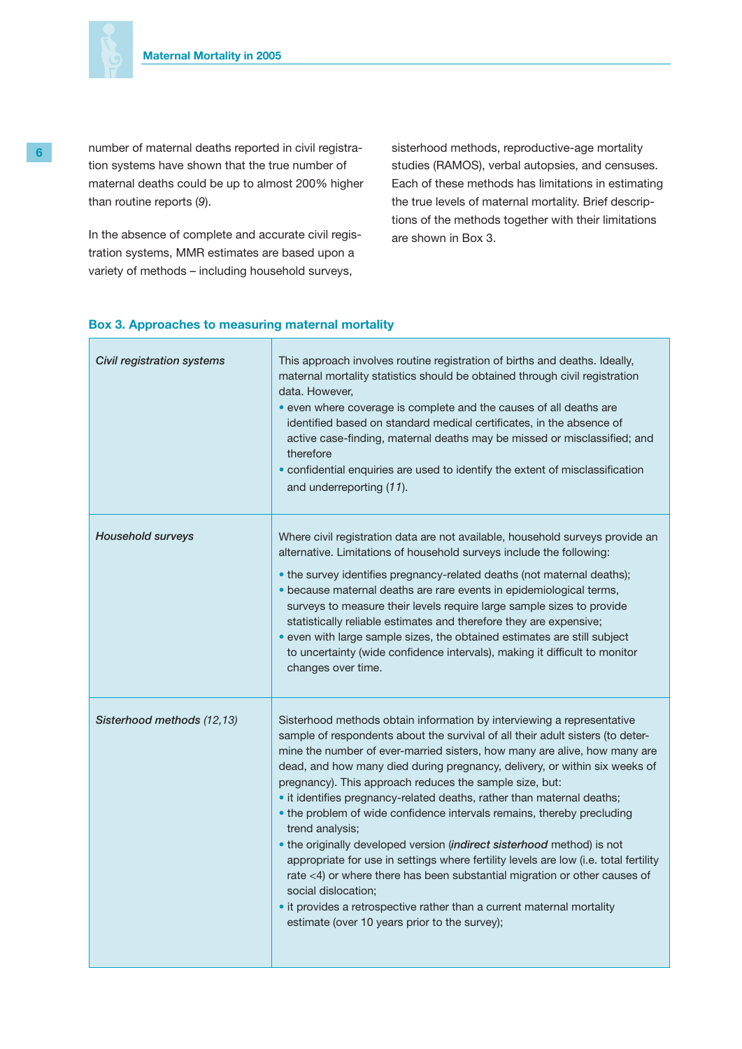number of maternal deaths reported in civil registration systems have shown that the true number of maternal deaths could be up to almost 200% higher than routine reports (*9*).

In the absence of complete and accurate civil registration systems, MMR estimates are based upon a variety of methods – including household surveys, sisterhood methods, reproductive-age mortality studies (RAMOS), verbal autopsies, and censuses. Each of these methods has limitations in estimating the true levels of maternal mortality. Brief descriptions of the methods together with their limitations are shown in Box 3.

### Box 3. Approaches to measuring maternal mortality

| | |
|---|---|
| ***Civil registration systems*** | This approach involves routine registration of births and deaths. Ideally, maternal mortality statistics should be obtained through civil registration data. However,<br>• even where coverage is complete and the causes of all deaths are identified based on standard medical certificates, in the absence of active case-finding, maternal deaths may be missed or misclassified; and therefore<br>• confidential enquiries are used to identify the extent of misclassification and underreporting (*11*). |
| ***Household surveys*** | Where civil registration data are not available, household surveys provide an alternative. Limitations of household surveys include the following:<br>• the survey identifies pregnancy-related deaths (not maternal deaths);<br>• because maternal deaths are rare events in epidemiological terms, surveys to measure their levels require large sample sizes to provide statistically reliable estimates and therefore they are expensive;<br>• even with large sample sizes, the obtained estimates are still subject to uncertainty (wide confidence intervals), making it difficult to monitor changes over time. |
| ***Sisterhood methods*** *(12,13)* | Sisterhood methods obtain information by interviewing a representative sample of respondents about the survival of all their adult sisters (to determine the number of ever-married sisters, how many are alive, how many are dead, and how many died during pregnancy, delivery, or within six weeks of pregnancy). This approach reduces the sample size, but:<br>• it identifies pregnancy-related deaths, rather than maternal deaths;<br>• the problem of wide confidence intervals remains, thereby precluding trend analysis;<br>• the originally developed version (***indirect sisterhood*** method) is not appropriate for use in settings where fertility levels are low (i.e. total fertility rate <4) or where there has been substantial migration or other causes of social dislocation;<br>• it provides a retrospective rather than a current maternal mortality estimate (over 10 years prior to the survey); |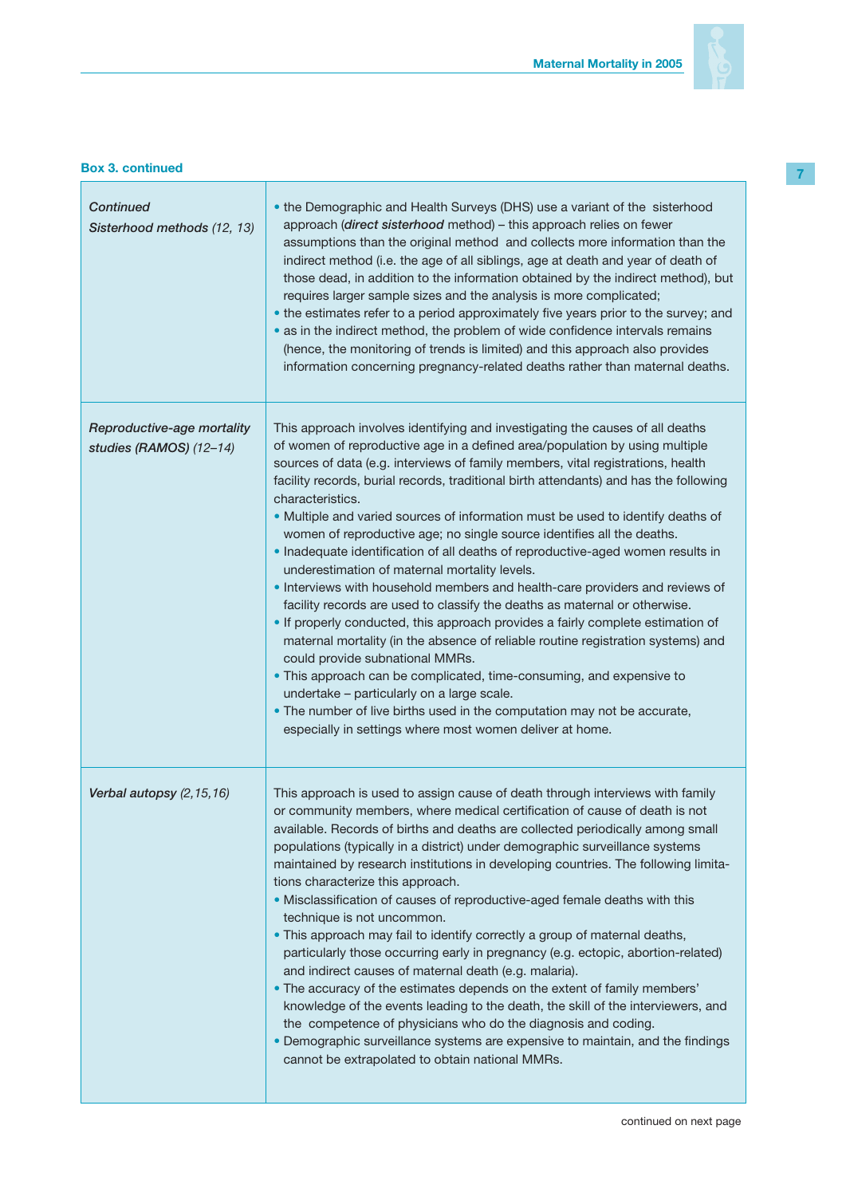**Box 3. continued**

| | |
|---|---|
| *Continued Sisterhood methods (12, 13)* | • the Demographic and Health Surveys (DHS) use a variant of the sisterhood approach (***direct sisterhood*** method) – this approach relies on fewer assumptions than the original method and collects more information than the indirect method (i.e. the age of all siblings, age at death and year of death of those dead, in addition to the information obtained by the indirect method), but requires larger sample sizes and the analysis is more complicated;<br>• the estimates refer to a period approximately five years prior to the survey; and<br>• as in the indirect method, the problem of wide confidence intervals remains (hence, the monitoring of trends is limited) and this approach also provides information concerning pregnancy-related deaths rather than maternal deaths. |
| *Reproductive-age mortality studies (RAMOS) (12–14)* | This approach involves identifying and investigating the causes of all deaths of women of reproductive age in a defined area/population by using multiple sources of data (e.g. interviews of family members, vital registrations, health facility records, burial records, traditional birth attendants) and has the following characteristics.<br>• Multiple and varied sources of information must be used to identify deaths of women of reproductive age; no single source identifies all the deaths.<br>• Inadequate identification of all deaths of reproductive-aged women results in underestimation of maternal mortality levels.<br>• Interviews with household members and health-care providers and reviews of facility records are used to classify the deaths as maternal or otherwise.<br>• If properly conducted, this approach provides a fairly complete estimation of maternal mortality (in the absence of reliable routine registration systems) and could provide subnational MMRs.<br>• This approach can be complicated, time-consuming, and expensive to undertake – particularly on a large scale.<br>• The number of live births used in the computation may not be accurate, especially in settings where most women deliver at home. |
| *Verbal autopsy (2,15,16)* | This approach is used to assign cause of death through interviews with family or community members, where medical certification of cause of death is not available. Records of births and deaths are collected periodically among small populations (typically in a district) under demographic surveillance systems maintained by research institutions in developing countries. The following limitations characterize this approach.<br>• Misclassification of causes of reproductive-aged female deaths with this technique is not uncommon.<br>• This approach may fail to identify correctly a group of maternal deaths, particularly those occurring early in pregnancy (e.g. ectopic, abortion-related) and indirect causes of maternal death (e.g. malaria).<br>• The accuracy of the estimates depends on the extent of family members' knowledge of the events leading to the death, the skill of the interviewers, and the competence of physicians who do the diagnosis and coding.<br>• Demographic surveillance systems are expensive to maintain, and the findings cannot be extrapolated to obtain national MMRs. |

continued on next page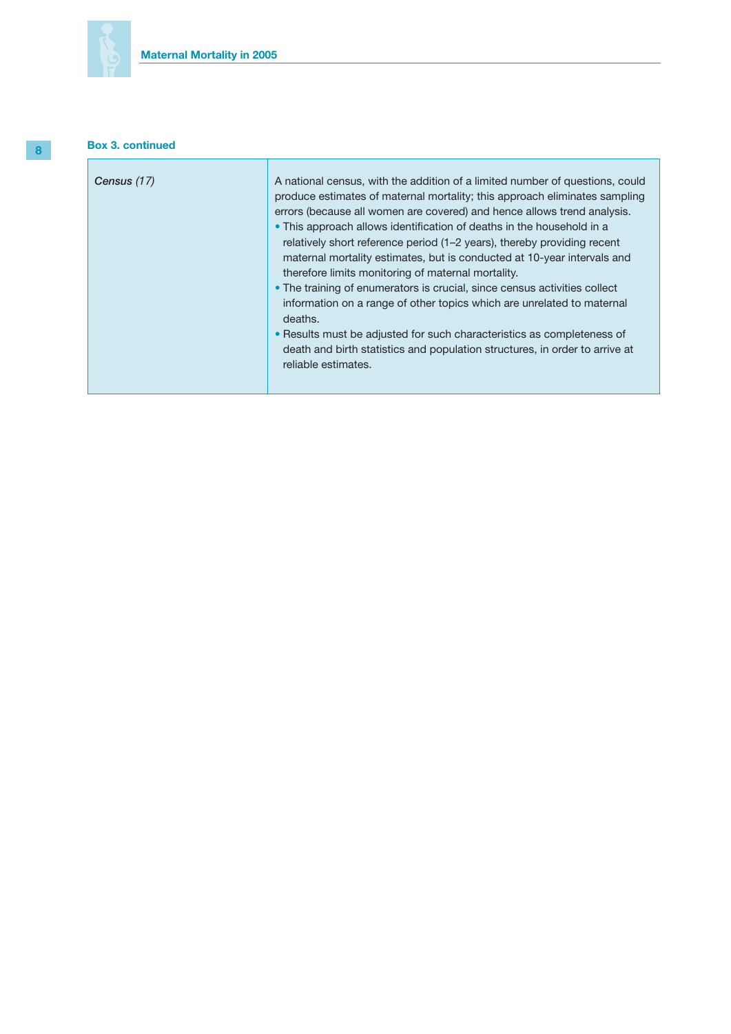**Box 3. continued**

| | |
|---|---|
| *Census (17)* | A national census, with the addition of a limited number of questions, could produce estimates of maternal mortality; this approach eliminates sampling errors (because all women are covered) and hence allows trend analysis.<br>• This approach allows identification of deaths in the household in a relatively short reference period (1–2 years), thereby providing recent maternal mortality estimates, but is conducted at 10-year intervals and therefore limits monitoring of maternal mortality.<br>• The training of enumerators is crucial, since census activities collect information on a range of other topics which are unrelated to maternal deaths.<br>• Results must be adjusted for such characteristics as completeness of death and birth statistics and population structures, in order to arrive at reliable estimates. |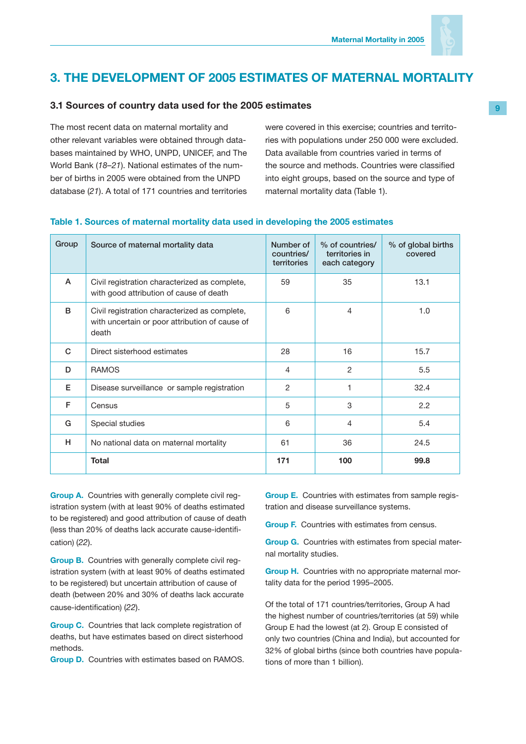# 3. THE DEVELOPMENT OF 2005 ESTIMATES OF MATERNAL MORTALITY

### 3.1 Sources of country data used for the 2005 estimates

The most recent data on maternal mortality and other relevant variables were obtained through databases maintained by WHO, UNPD, UNICEF, and The World Bank (*18–21*). National estimates of the number of births in 2005 were obtained from the UNPD database (*21*). A total of 171 countries and territories were covered in this exercise; countries and territories with populations under 250 000 were excluded. Data available from countries varied in terms of the source and methods. Countries were classified into eight groups, based on the source and type of maternal mortality data (Table 1).

**Table 1. Sources of maternal mortality data used in developing the 2005 estimates**

| Group | Source of maternal mortality data | Number of countries/ territories | % of countries/ territories in each category | % of global births covered |
|---|---|---|---|---|
| A | Civil registration characterized as complete, with good attribution of cause of death | 59 | 35 | 13.1 |
| B | Civil registration characterized as complete, with uncertain or poor attribution of cause of death | 6 | 4 | 1.0 |
| C | Direct sisterhood estimates | 28 | 16 | 15.7 |
| D | RAMOS | 4 | 2 | 5.5 |
| E | Disease surveillance or sample registration | 2 | 1 | 32.4 |
| F | Census | 5 | 3 | 2.2 |
| G | Special studies | 6 | 4 | 5.4 |
| H | No national data on maternal mortality | 61 | 36 | 24.5 |
| | **Total** | **171** | **100** | **99.8** |

**Group A.** Countries with generally complete civil registration system (with at least 90% of deaths estimated to be registered) and good attribution of cause of death (less than 20% of deaths lack accurate cause-identification) (*22*).

**Group B.** Countries with generally complete civil registration system (with at least 90% of deaths estimated to be registered) but uncertain attribution of cause of death (between 20% and 30% of deaths lack accurate cause-identification) (*22*).

**Group C.** Countries that lack complete registration of deaths, but have estimates based on direct sisterhood methods.

**Group D.** Countries with estimates based on RAMOS.

**Group E.** Countries with estimates from sample registration and disease surveillance systems.

**Group F.** Countries with estimates from census.

**Group G.** Countries with estimates from special maternal mortality studies.

**Group H.** Countries with no appropriate maternal mortality data for the period 1995–2005.

Of the total of 171 countries/territories, Group A had the highest number of countries/territories (at 59) while Group E had the lowest (at 2). Group E consisted of only two countries (China and India), but accounted for 32% of global births (since both countries have populations of more than 1 billion).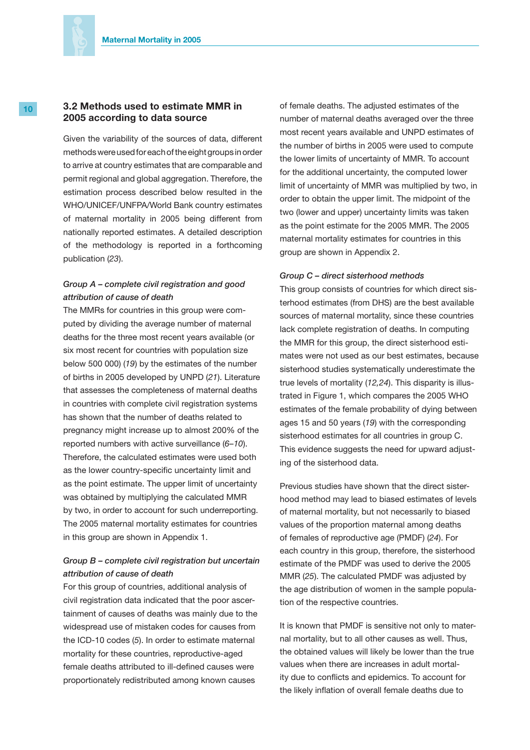### 3.2 Methods used to estimate MMR in 2005 according to data source

Given the variability of the sources of data, different methods were used for each of the eight groups in order to arrive at country estimates that are comparable and permit regional and global aggregation. Therefore, the estimation process described below resulted in the WHO/UNICEF/UNFPA/World Bank country estimates of maternal mortality in 2005 being different from nationally reported estimates. A detailed description of the methodology is reported in a forthcoming publication (*23*).

*Group A – complete civil registration and good attribution of cause of death*

The MMRs for countries in this group were computed by dividing the average number of maternal deaths for the three most recent years available (or six most recent for countries with population size below 500 000) (*19*) by the estimates of the number of births in 2005 developed by UNPD (*21*). Literature that assesses the completeness of maternal deaths in countries with complete civil registration systems has shown that the number of deaths related to pregnancy might increase up to almost 200% of the reported numbers with active surveillance (*6–10*). Therefore, the calculated estimates were used both as the lower country-specific uncertainty limit and as the point estimate. The upper limit of uncertainty was obtained by multiplying the calculated MMR by two, in order to account for such underreporting. The 2005 maternal mortality estimates for countries in this group are shown in Appendix 1.

*Group B – complete civil registration but uncertain attribution of cause of death*

For this group of countries, additional analysis of civil registration data indicated that the poor ascertainment of causes of deaths was mainly due to the widespread use of mistaken codes for causes from the ICD-10 codes (*5*). In order to estimate maternal mortality for these countries, reproductive-aged female deaths attributed to ill-defined causes were proportionately redistributed among known causes of female deaths. The adjusted estimates of the number of maternal deaths averaged over the three most recent years available and UNPD estimates of the number of births in 2005 were used to compute the lower limits of uncertainty of MMR. To account for the additional uncertainty, the computed lower limit of uncertainty of MMR was multiplied by two, in order to obtain the upper limit. The midpoint of the two (lower and upper) uncertainty limits was taken as the point estimate for the 2005 MMR. The 2005 maternal mortality estimates for countries in this group are shown in Appendix 2.

*Group C – direct sisterhood methods*

This group consists of countries for which direct sisterhood estimates (from DHS) are the best available sources of maternal mortality, since these countries lack complete registration of deaths. In computing the MMR for this group, the direct sisterhood estimates were not used as our best estimates, because sisterhood studies systematically underestimate the true levels of mortality (*12,24*). This disparity is illustrated in Figure 1, which compares the 2005 WHO estimates of the female probability of dying between ages 15 and 50 years (*19*) with the corresponding sisterhood estimates for all countries in group C. This evidence suggests the need for upward adjusting of the sisterhood data.

Previous studies have shown that the direct sisterhood method may lead to biased estimates of levels of maternal mortality, but not necessarily to biased values of the proportion maternal among deaths of females of reproductive age (PMDF) (*24*). For each country in this group, therefore, the sisterhood estimate of the PMDF was used to derive the 2005 MMR (*25*). The calculated PMDF was adjusted by the age distribution of women in the sample population of the respective countries.

It is known that PMDF is sensitive not only to maternal mortality, but to all other causes as well. Thus, the obtained values will likely be lower than the true values when there are increases in adult mortality due to conflicts and epidemics. To account for the likely inflation of overall female deaths due to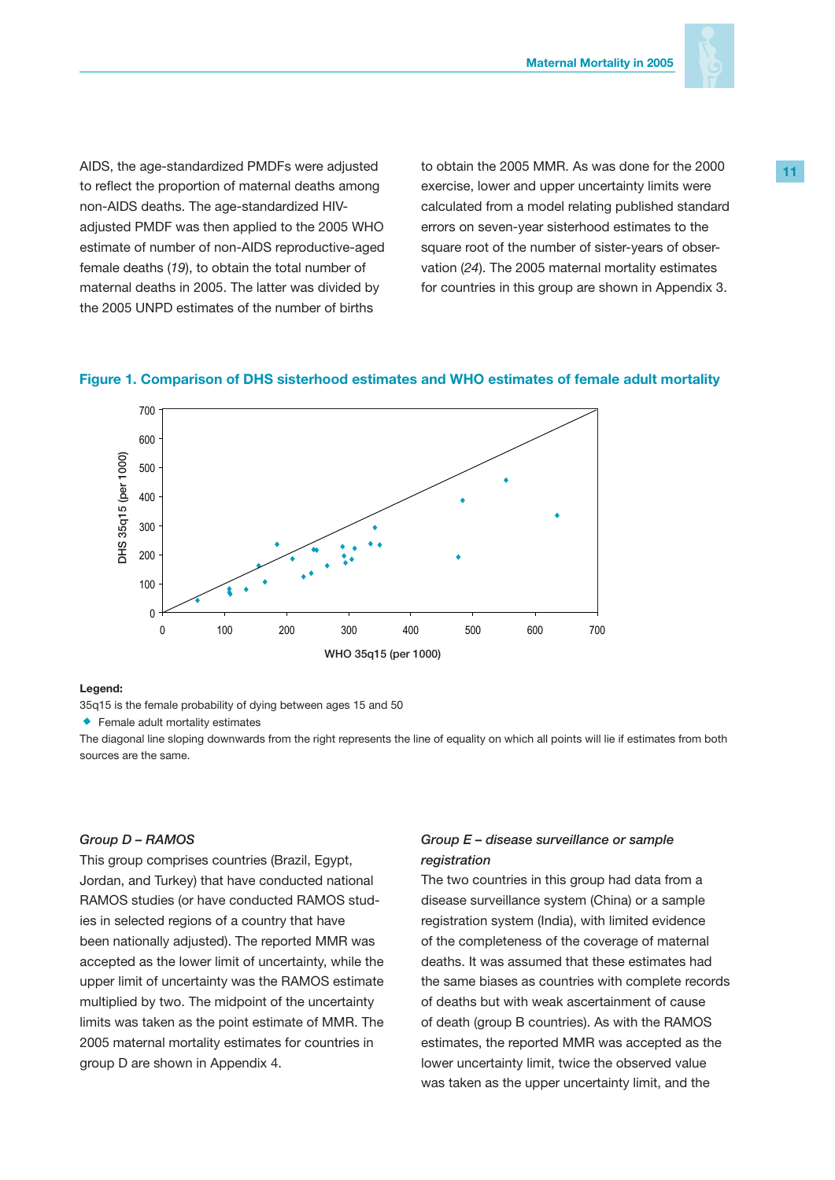AIDS, the age-standardized PMDFs were adjusted to reflect the proportion of maternal deaths among non-AIDS deaths. The age-standardized HIV-adjusted PMDF was then applied to the 2005 WHO estimate of number of non-AIDS reproductive-aged female deaths (*19*), to obtain the total number of maternal deaths in 2005. The latter was divided by the 2005 UNPD estimates of the number of births to obtain the 2005 MMR. As was done for the 2000 exercise, lower and upper uncertainty limits were calculated from a model relating published standard errors on seven-year sisterhood estimates to the square root of the number of sister-years of observation (*24*). The 2005 maternal mortality estimates for countries in this group are shown in Appendix 3.

**Figure 1. Comparison of DHS sisterhood estimates and WHO estimates of female adult mortality**

**Legend:**

35q15 is the female probability of dying between ages 15 and 50

◆ Female adult mortality estimates

The diagonal line sloping downwards from the right represents the line of equality on which all points will lie if estimates from both sources are the same.

*Group D – RAMOS*

This group comprises countries (Brazil, Egypt, Jordan, and Turkey) that have conducted national RAMOS studies (or have conducted RAMOS studies in selected regions of a country that have been nationally adjusted). The reported MMR was accepted as the lower limit of uncertainty, while the upper limit of uncertainty was the RAMOS estimate multiplied by two. The midpoint of the uncertainty limits was taken as the point estimate of MMR. The 2005 maternal mortality estimates for countries in group D are shown in Appendix 4.

*Group E – disease surveillance or sample registration*

The two countries in this group had data from a disease surveillance system (China) or a sample registration system (India), with limited evidence of the completeness of the coverage of maternal deaths. It was assumed that these estimates had the same biases as countries with complete records of deaths but with weak ascertainment of cause of death (group B countries). As with the RAMOS estimates, the reported MMR was accepted as the lower uncertainty limit, twice the observed value was taken as the upper uncertainty limit, and the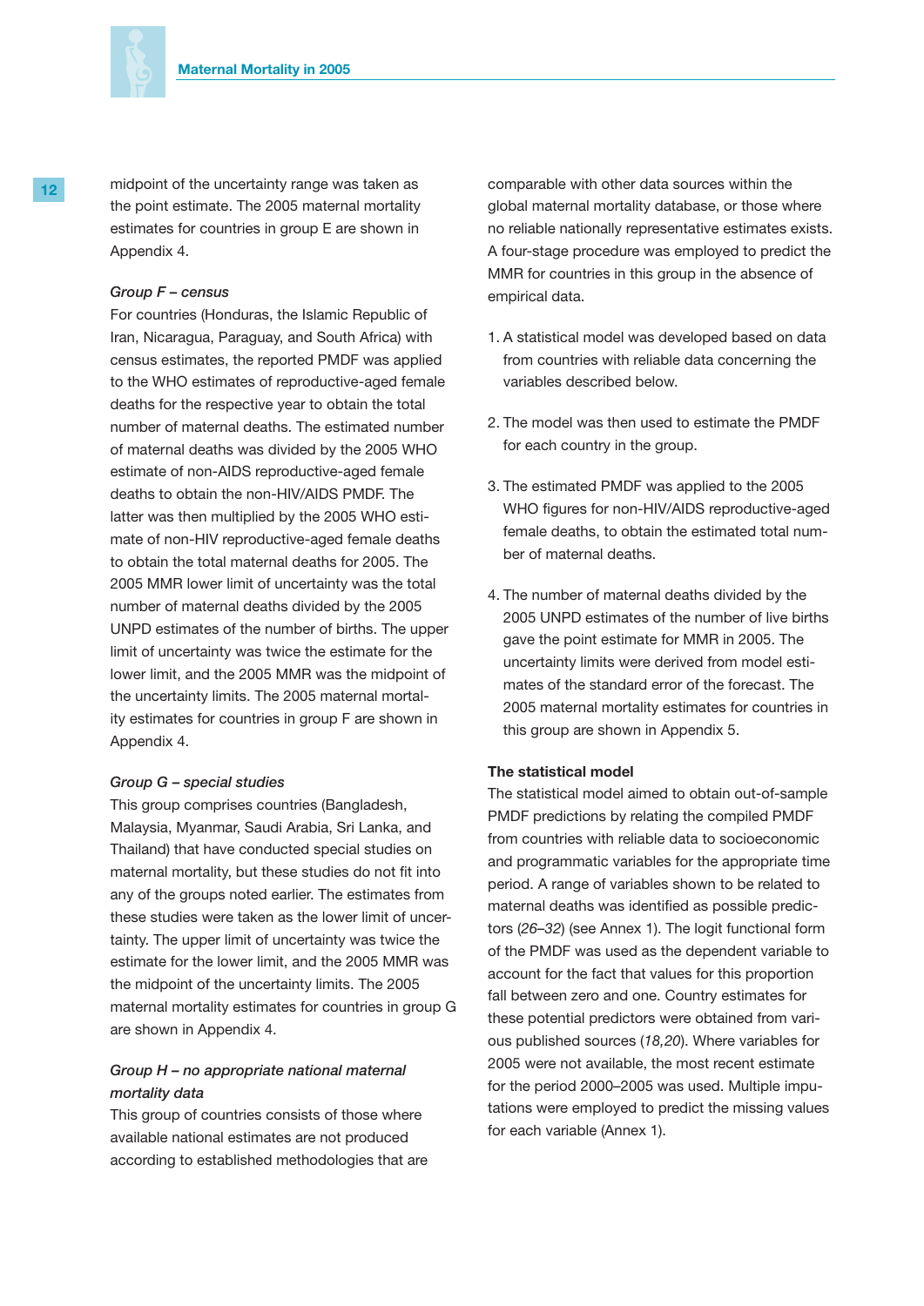midpoint of the uncertainty range was taken as the point estimate. The 2005 maternal mortality estimates for countries in group E are shown in Appendix 4.

*Group F – census*

For countries (Honduras, the Islamic Republic of Iran, Nicaragua, Paraguay, and South Africa) with census estimates, the reported PMDF was applied to the WHO estimates of reproductive-aged female deaths for the respective year to obtain the total number of maternal deaths. The estimated number of maternal deaths was divided by the 2005 WHO estimate of non-AIDS reproductive-aged female deaths to obtain the non-HIV/AIDS PMDF. The latter was then multiplied by the 2005 WHO estimate of non-HIV reproductive-aged female deaths to obtain the total maternal deaths for 2005. The 2005 MMR lower limit of uncertainty was the total number of maternal deaths divided by the 2005 UNPD estimates of the number of births. The upper limit of uncertainty was twice the estimate for the lower limit, and the 2005 MMR was the midpoint of the uncertainty limits. The 2005 maternal mortality estimates for countries in group F are shown in Appendix 4.

*Group G – special studies*

This group comprises countries (Bangladesh, Malaysia, Myanmar, Saudi Arabia, Sri Lanka, and Thailand) that have conducted special studies on maternal mortality, but these studies do not fit into any of the groups noted earlier. The estimates from these studies were taken as the lower limit of uncertainty. The upper limit of uncertainty was twice the estimate for the lower limit, and the 2005 MMR was the midpoint of the uncertainty limits. The 2005 maternal mortality estimates for countries in group G are shown in Appendix 4.

*Group H – no appropriate national maternal mortality data*

This group of countries consists of those where available national estimates are not produced according to established methodologies that are comparable with other data sources within the global maternal mortality database, or those where no reliable nationally representative estimates exists. A four-stage procedure was employed to predict the MMR for countries in this group in the absence of empirical data.

1. A statistical model was developed based on data from countries with reliable data concerning the variables described below.
2. The model was then used to estimate the PMDF for each country in the group.
3. The estimated PMDF was applied to the 2005 WHO figures for non-HIV/AIDS reproductive-aged female deaths, to obtain the estimated total number of maternal deaths.
4. The number of maternal deaths divided by the 2005 UNPD estimates of the number of live births gave the point estimate for MMR in 2005. The uncertainty limits were derived from model estimates of the standard error of the forecast. The 2005 maternal mortality estimates for countries in this group are shown in Appendix 5.

**The statistical model**

The statistical model aimed to obtain out-of-sample PMDF predictions by relating the compiled PMDF from countries with reliable data to socioeconomic and programmatic variables for the appropriate time period. A range of variables shown to be related to maternal deaths was identified as possible predictors (*26–32*) (see Annex 1). The logit functional form of the PMDF was used as the dependent variable to account for the fact that values for this proportion fall between zero and one. Country estimates for these potential predictors were obtained from various published sources (*18,20*). Where variables for 2005 were not available, the most recent estimate for the period 2000–2005 was used. Multiple imputations were employed to predict the missing values for each variable (Annex 1).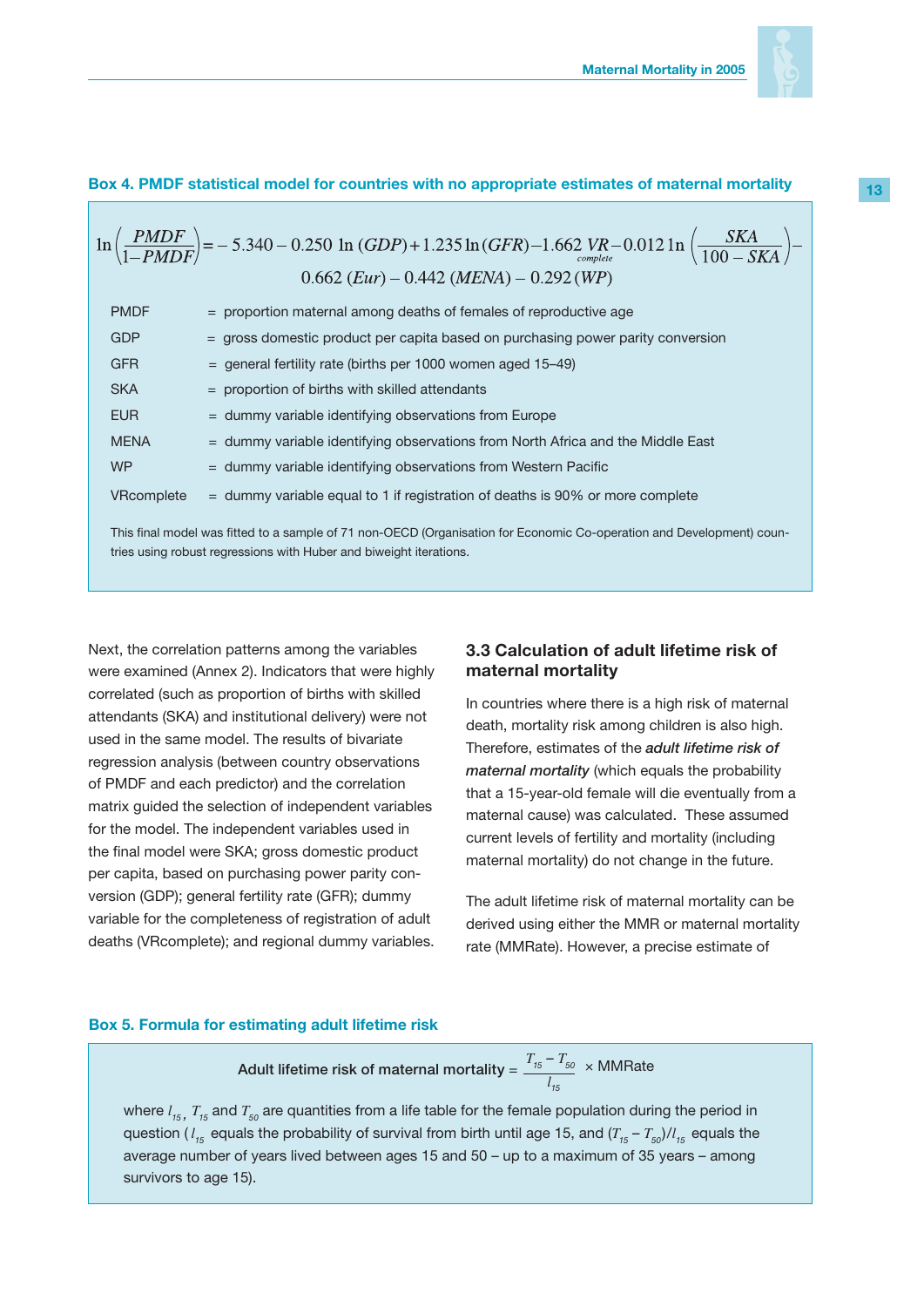**Box 4. PMDF statistical model for countries with no appropriate estimates of maternal mortality**

$$\ln\left(\frac{PMDF}{1-PMDF}\right) = -5.340 - 0.250 \ln(GDP) + 1.235 \ln(GFR) - 1.662\, VR_{complete} - 0.012 \ln\left(\frac{SKA}{100-SKA}\right) - 0.662\,(Eur) - 0.442\,(MENA) - 0.292\,(WP)$$

| | |
|---|---|
| PMDF | = proportion maternal among deaths of females of reproductive age |
| GDP | = gross domestic product per capita based on purchasing power parity conversion |
| GFR | = general fertility rate (births per 1000 women aged 15–49) |
| SKA | = proportion of births with skilled attendants |
| EUR | = dummy variable identifying observations from Europe |
| MENA | = dummy variable identifying observations from North Africa and the Middle East |
| WP | = dummy variable identifying observations from Western Pacific |
| VRcomplete | = dummy variable equal to 1 if registration of deaths is 90% or more complete |

This final model was fitted to a sample of 71 non-OECD (Organisation for Economic Co-operation and Development) countries using robust regressions with Huber and biweight iterations.

Next, the correlation patterns among the variables were examined (Annex 2). Indicators that were highly correlated (such as proportion of births with skilled attendants (SKA) and institutional delivery) were not used in the same model. The results of bivariate regression analysis (between country observations of PMDF and each predictor) and the correlation matrix guided the selection of independent variables for the model. The independent variables used in the final model were SKA; gross domestic product per capita, based on purchasing power parity conversion (GDP); general fertility rate (GFR); dummy variable for the completeness of registration of adult deaths (VRcomplete); and regional dummy variables.

### 3.3 Calculation of adult lifetime risk of maternal mortality

In countries where there is a high risk of maternal death, mortality risk among children is also high. Therefore, estimates of the ***adult lifetime risk of maternal mortality*** (which equals the probability that a 15-year-old female will die eventually from a maternal cause) was calculated. These assumed current levels of fertility and mortality (including maternal mortality) do not change in the future.

The adult lifetime risk of maternal mortality can be derived using either the MMR or maternal mortality rate (MMRate). However, a precise estimate of

**Box 5. Formula for estimating adult lifetime risk**

$$\text{Adult lifetime risk of maternal mortality} = \frac{T_{15} - T_{50}}{l_{15}} \times \text{MMRate}$$

where $l_{15}$, $T_{15}$ and $T_{50}$ are quantities from a life table for the female population during the period in question ($l_{15}$ equals the probability of survival from birth until age 15, and $(T_{15} - T_{50})/l_{15}$ equals the average number of years lived between ages 15 and 50 – up to a maximum of 35 years – among survivors to age 15).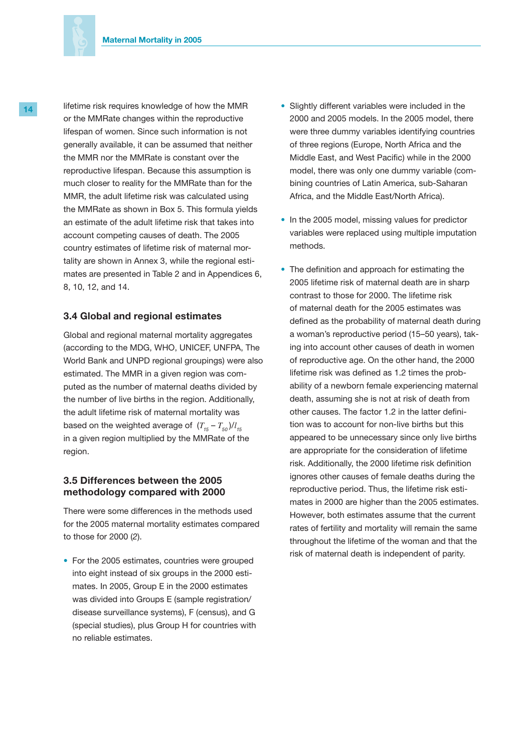lifetime risk requires knowledge of how the MMR or the MMRate changes within the reproductive lifespan of women. Since such information is not generally available, it can be assumed that neither the MMR nor the MMRate is constant over the reproductive lifespan. Because this assumption is much closer to reality for the MMRate than for the MMR, the adult lifetime risk was calculated using the MMRate as shown in Box 5. This formula yields an estimate of the adult lifetime risk that takes into account competing causes of death. The 2005 country estimates of lifetime risk of maternal mortality are shown in Annex 3, while the regional estimates are presented in Table 2 and in Appendices 6, 8, 10, 12, and 14.

### 3.4 Global and regional estimates

Global and regional maternal mortality aggregates (according to the MDG, WHO, UNICEF, UNFPA, The World Bank and UNPD regional groupings) were also estimated. The MMR in a given region was computed as the number of maternal deaths divided by the number of live births in the region. Additionally, the adult lifetime risk of maternal mortality was based on the weighted average of $(T_{15} - T_{50})/l_{15}$ in a given region multiplied by the MMRate of the region.

### 3.5 Differences between the 2005 methodology compared with 2000

There were some differences in the methods used for the 2005 maternal mortality estimates compared to those for 2000 (*2*).

- For the 2005 estimates, countries were grouped into eight instead of six groups in the 2000 estimates. In 2005, Group E in the 2000 estimates was divided into Groups E (sample registration/ disease surveillance systems), F (census), and G (special studies), plus Group H for countries with no reliable estimates.
- Slightly different variables were included in the 2000 and 2005 models. In the 2005 model, there were three dummy variables identifying countries of three regions (Europe, North Africa and the Middle East, and West Pacific) while in the 2000 model, there was only one dummy variable (combining countries of Latin America, sub-Saharan Africa, and the Middle East/North Africa).
- In the 2005 model, missing values for predictor variables were replaced using multiple imputation methods.
- The definition and approach for estimating the 2005 lifetime risk of maternal death are in sharp contrast to those for 2000. The lifetime risk of maternal death for the 2005 estimates was defined as the probability of maternal death during a woman's reproductive period (15–50 years), taking into account other causes of death in women of reproductive age. On the other hand, the 2000 lifetime risk was defined as 1.2 times the probability of a newborn female experiencing maternal death, assuming she is not at risk of death from other causes. The factor 1.2 in the latter definition was to account for non-live births but this appeared to be unnecessary since only live births are appropriate for the consideration of lifetime risk. Additionally, the 2000 lifetime risk definition ignores other causes of female deaths during the reproductive period. Thus, the lifetime risk estimates in 2000 are higher than the 2005 estimates. However, both estimates assume that the current rates of fertility and mortality will remain the same throughout the lifetime of the woman and that the risk of maternal death is independent of parity.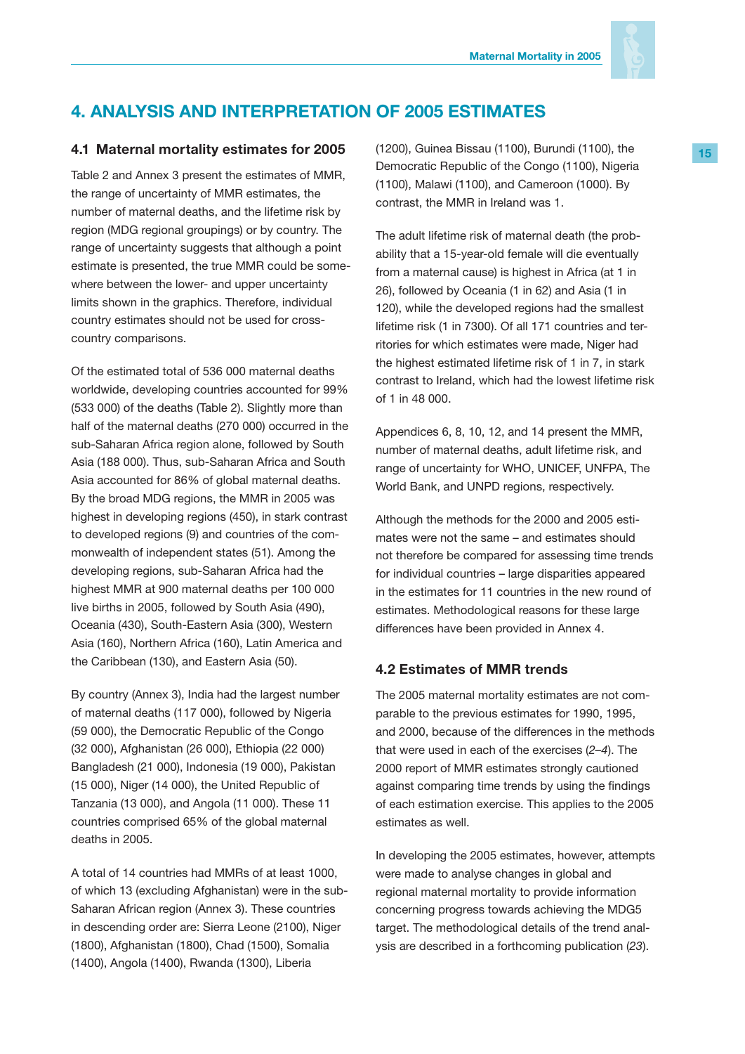# 4. ANALYSIS AND INTERPRETATION OF 2005 ESTIMATES

## 4.1 Maternal mortality estimates for 2005

Table 2 and Annex 3 present the estimates of MMR, the range of uncertainty of MMR estimates, the number of maternal deaths, and the lifetime risk by region (MDG regional groupings) or by country. The range of uncertainty suggests that although a point estimate is presented, the true MMR could be somewhere between the lower- and upper uncertainty limits shown in the graphics. Therefore, individual country estimates should not be used for cross-country comparisons.

Of the estimated total of 536 000 maternal deaths worldwide, developing countries accounted for 99% (533 000) of the deaths (Table 2). Slightly more than half of the maternal deaths (270 000) occurred in the sub-Saharan Africa region alone, followed by South Asia (188 000). Thus, sub-Saharan Africa and South Asia accounted for 86% of global maternal deaths. By the broad MDG regions, the MMR in 2005 was highest in developing regions (450), in stark contrast to developed regions (9) and countries of the commonwealth of independent states (51). Among the developing regions, sub-Saharan Africa had the highest MMR at 900 maternal deaths per 100 000 live births in 2005, followed by South Asia (490), Oceania (430), South-Eastern Asia (300), Western Asia (160), Northern Africa (160), Latin America and the Caribbean (130), and Eastern Asia (50).

By country (Annex 3), India had the largest number of maternal deaths (117 000), followed by Nigeria (59 000), the Democratic Republic of the Congo (32 000), Afghanistan (26 000), Ethiopia (22 000) Bangladesh (21 000), Indonesia (19 000), Pakistan (15 000), Niger (14 000), the United Republic of Tanzania (13 000), and Angola (11 000). These 11 countries comprised 65% of the global maternal deaths in 2005.

A total of 14 countries had MMRs of at least 1000, of which 13 (excluding Afghanistan) were in the sub-Saharan African region (Annex 3). These countries in descending order are: Sierra Leone (2100), Niger (1800), Afghanistan (1800), Chad (1500), Somalia (1400), Angola (1400), Rwanda (1300), Liberia (1200), Guinea Bissau (1100), Burundi (1100), the Democratic Republic of the Congo (1100), Nigeria (1100), Malawi (1100), and Cameroon (1000). By contrast, the MMR in Ireland was 1.

The adult lifetime risk of maternal death (the probability that a 15-year-old female will die eventually from a maternal cause) is highest in Africa (at 1 in 26), followed by Oceania (1 in 62) and Asia (1 in 120), while the developed regions had the smallest lifetime risk (1 in 7300). Of all 171 countries and territories for which estimates were made, Niger had the highest estimated lifetime risk of 1 in 7, in stark contrast to Ireland, which had the lowest lifetime risk of 1 in 48 000.

Appendices 6, 8, 10, 12, and 14 present the MMR, number of maternal deaths, adult lifetime risk, and range of uncertainty for WHO, UNICEF, UNFPA, The World Bank, and UNPD regions, respectively.

Although the methods for the 2000 and 2005 estimates were not the same – and estimates should not therefore be compared for assessing time trends for individual countries – large disparities appeared in the estimates for 11 countries in the new round of estimates. Methodological reasons for these large differences have been provided in Annex 4.

## 4.2 Estimates of MMR trends

The 2005 maternal mortality estimates are not comparable to the previous estimates for 1990, 1995, and 2000, because of the differences in the methods that were used in each of the exercises (*2–4*). The 2000 report of MMR estimates strongly cautioned against comparing time trends by using the findings of each estimation exercise. This applies to the 2005 estimates as well.

In developing the 2005 estimates, however, attempts were made to analyse changes in global and regional maternal mortality to provide information concerning progress towards achieving the MDG5 target. The methodological details of the trend analysis are described in a forthcoming publication (*23*).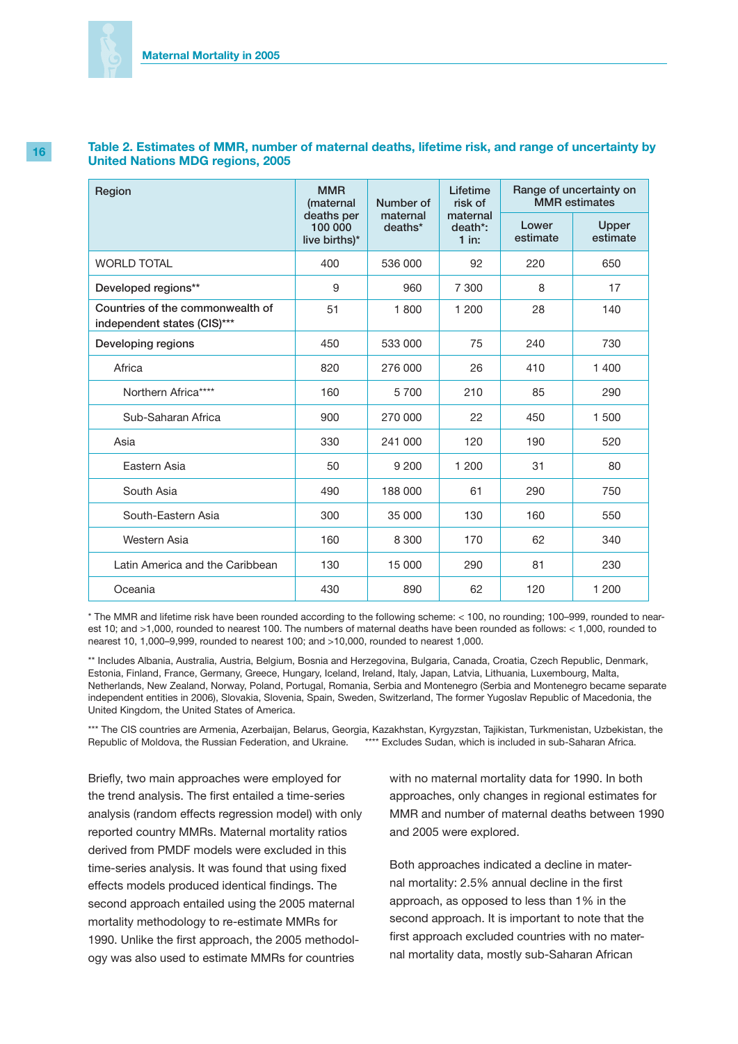**Table 2. Estimates of MMR, number of maternal deaths, lifetime risk, and range of uncertainty by United Nations MDG regions, 2005**

| Region | MMR (maternal deaths per 100 000 live births)* | Number of maternal deaths* | Lifetime risk of maternal death*: 1 in: | Range of uncertainty on MMR estimates | |
|---|---|---|---|---|---|
| | | | | Lower estimate | Upper estimate |
| WORLD TOTAL | 400 | 536 000 | 92 | 220 | 650 |
| Developed regions** | 9 | 960 | 7 300 | 8 | 17 |
| Countries of the commonwealth of independent states (CIS)*** | 51 | 1 800 | 1 200 | 28 | 140 |
| Developing regions | 450 | 533 000 | 75 | 240 | 730 |
| Africa | 820 | 276 000 | 26 | 410 | 1 400 |
| Northern Africa**** | 160 | 5 700 | 210 | 85 | 290 |
| Sub-Saharan Africa | 900 | 270 000 | 22 | 450 | 1 500 |
| Asia | 330 | 241 000 | 120 | 190 | 520 |
| Eastern Asia | 50 | 9 200 | 1 200 | 31 | 80 |
| South Asia | 490 | 188 000 | 61 | 290 | 750 |
| South-Eastern Asia | 300 | 35 000 | 130 | 160 | 550 |
| Western Asia | 160 | 8 300 | 170 | 62 | 340 |
| Latin America and the Caribbean | 130 | 15 000 | 290 | 81 | 230 |
| Oceania | 430 | 890 | 62 | 120 | 1 200 |

\* The MMR and lifetime risk have been rounded according to the following scheme: < 100, no rounding; 100–999, rounded to nearest 10; and >1,000, rounded to nearest 100. The numbers of maternal deaths have been rounded as follows: < 1,000, rounded to nearest 10, 1,000–9,999, rounded to nearest 100; and >10,000, rounded to nearest 1,000.

** Includes Albania, Australia, Austria, Belgium, Bosnia and Herzegovina, Bulgaria, Canada, Croatia, Czech Republic, Denmark, Estonia, Finland, France, Germany, Greece, Hungary, Iceland, Ireland, Italy, Japan, Latvia, Lithuania, Luxembourg, Malta, Netherlands, New Zealand, Norway, Poland, Portugal, Romania, Serbia and Montenegro (Serbia and Montenegro became separate independent entities in 2006), Slovakia, Slovenia, Spain, Sweden, Switzerland, The former Yugoslav Republic of Macedonia, the United Kingdom, the United States of America.

*** The CIS countries are Armenia, Azerbaijan, Belarus, Georgia, Kazakhstan, Kyrgyzstan, Tajikistan, Turkmenistan, Uzbekistan, the Republic of Moldova, the Russian Federation, and Ukraine. **** Excludes Sudan, which is included in sub-Saharan Africa.

Briefly, two main approaches were employed for the trend analysis. The first entailed a time-series analysis (random effects regression model) with only reported country MMRs. Maternal mortality ratios derived from PMDF models were excluded in this time-series analysis. It was found that using fixed effects models produced identical findings. The second approach entailed using the 2005 maternal mortality methodology to re-estimate MMRs for 1990. Unlike the first approach, the 2005 methodology was also used to estimate MMRs for countries with no maternal mortality data for 1990. In both approaches, only changes in regional estimates for MMR and number of maternal deaths between 1990 and 2005 were explored.

Both approaches indicated a decline in maternal mortality: 2.5% annual decline in the first approach, as opposed to less than 1% in the second approach. It is important to note that the first approach excluded countries with no maternal mortality data, mostly sub-Saharan African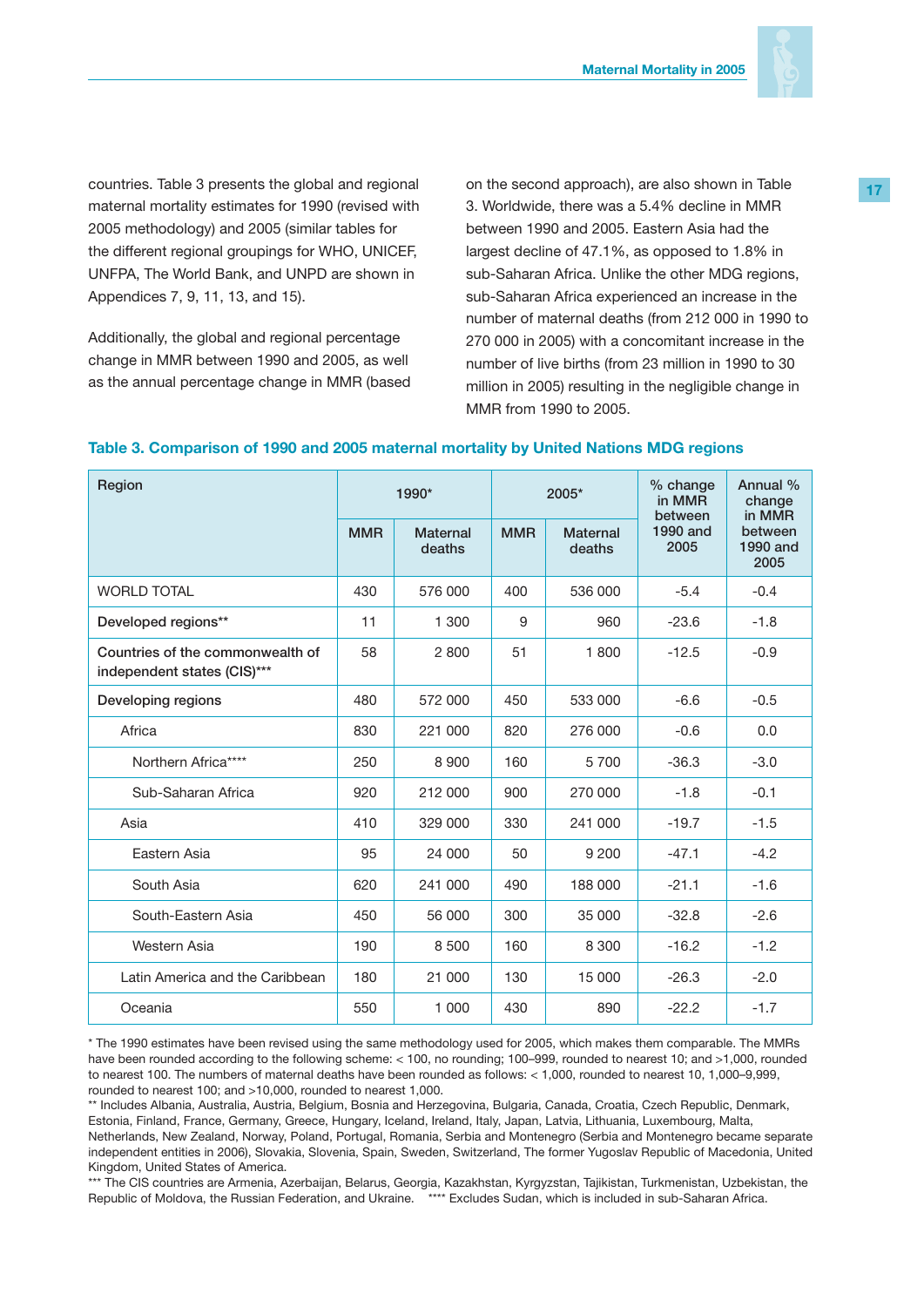countries. Table 3 presents the global and regional maternal mortality estimates for 1990 (revised with 2005 methodology) and 2005 (similar tables for the different regional groupings for WHO, UNICEF, UNFPA, The World Bank, and UNPD are shown in Appendices 7, 9, 11, 13, and 15).

Additionally, the global and regional percentage change in MMR between 1990 and 2005, as well as the annual percentage change in MMR (based on the second approach), are also shown in Table 3. Worldwide, there was a 5.4% decline in MMR between 1990 and 2005. Eastern Asia had the largest decline of 47.1%, as opposed to 1.8% in sub-Saharan Africa. Unlike the other MDG regions, sub-Saharan Africa experienced an increase in the number of maternal deaths (from 212 000 in 1990 to 270 000 in 2005) with a concomitant increase in the number of live births (from 23 million in 1990 to 30 million in 2005) resulting in the negligible change in MMR from 1990 to 2005.

### Table 3. Comparison of 1990 and 2005 maternal mortality by United Nations MDG regions

| Region | 1990* | | 2005* | | % change in MMR between 1990 and 2005 | Annual % change in MMR between 1990 and 2005 |
|---|---|---|---|---|---|---|
| | MMR | Maternal deaths | MMR | Maternal deaths | | |
| WORLD TOTAL | 430 | 576 000 | 400 | 536 000 | -5.4 | -0.4 |
| Developed regions** | 11 | 1 300 | 9 | 960 | -23.6 | -1.8 |
| Countries of the commonwealth of independent states (CIS)*** | 58 | 2 800 | 51 | 1 800 | -12.5 | -0.9 |
| Developing regions | 480 | 572 000 | 450 | 533 000 | -6.6 | -0.5 |
| Africa | 830 | 221 000 | 820 | 276 000 | -0.6 | 0.0 |
| Northern Africa**** | 250 | 8 900 | 160 | 5 700 | -36.3 | -3.0 |
| Sub-Saharan Africa | 920 | 212 000 | 900 | 270 000 | -1.8 | -0.1 |
| Asia | 410 | 329 000 | 330 | 241 000 | -19.7 | -1.5 |
| Eastern Asia | 95 | 24 000 | 50 | 9 200 | -47.1 | -4.2 |
| South Asia | 620 | 241 000 | 490 | 188 000 | -21.1 | -1.6 |
| South-Eastern Asia | 450 | 56 000 | 300 | 35 000 | -32.8 | -2.6 |
| Western Asia | 190 | 8 500 | 160 | 8 300 | -16.2 | -1.2 |
| Latin America and the Caribbean | 180 | 21 000 | 130 | 15 000 | -26.3 | -2.0 |
| Oceania | 550 | 1 000 | 430 | 890 | -22.2 | -1.7 |

* The 1990 estimates have been revised using the same methodology used for 2005, which makes them comparable. The MMRs have been rounded according to the following scheme: < 100, no rounding; 100–999, rounded to nearest 10; and >1,000, rounded to nearest 100. The numbers of maternal deaths have been rounded as follows: < 1,000, rounded to nearest 10, 1,000–9,999, rounded to nearest 100; and >10,000, rounded to nearest 1,000.

** Includes Albania, Australia, Austria, Belgium, Bosnia and Herzegovina, Bulgaria, Canada, Croatia, Czech Republic, Denmark, Estonia, Finland, France, Germany, Greece, Hungary, Iceland, Ireland, Italy, Japan, Latvia, Lithuania, Luxembourg, Malta, Netherlands, New Zealand, Norway, Poland, Portugal, Romania, Serbia and Montenegro (Serbia and Montenegro became separate independent entities in 2006), Slovakia, Slovenia, Spain, Sweden, Switzerland, The former Yugoslav Republic of Macedonia, United Kingdom, United States of America.

*** The CIS countries are Armenia, Azerbaijan, Belarus, Georgia, Kazakhstan, Kyrgyzstan, Tajikistan, Turkmenistan, Uzbekistan, the Republic of Moldova, the Russian Federation, and Ukraine. **** Excludes Sudan, which is included in sub-Saharan Africa.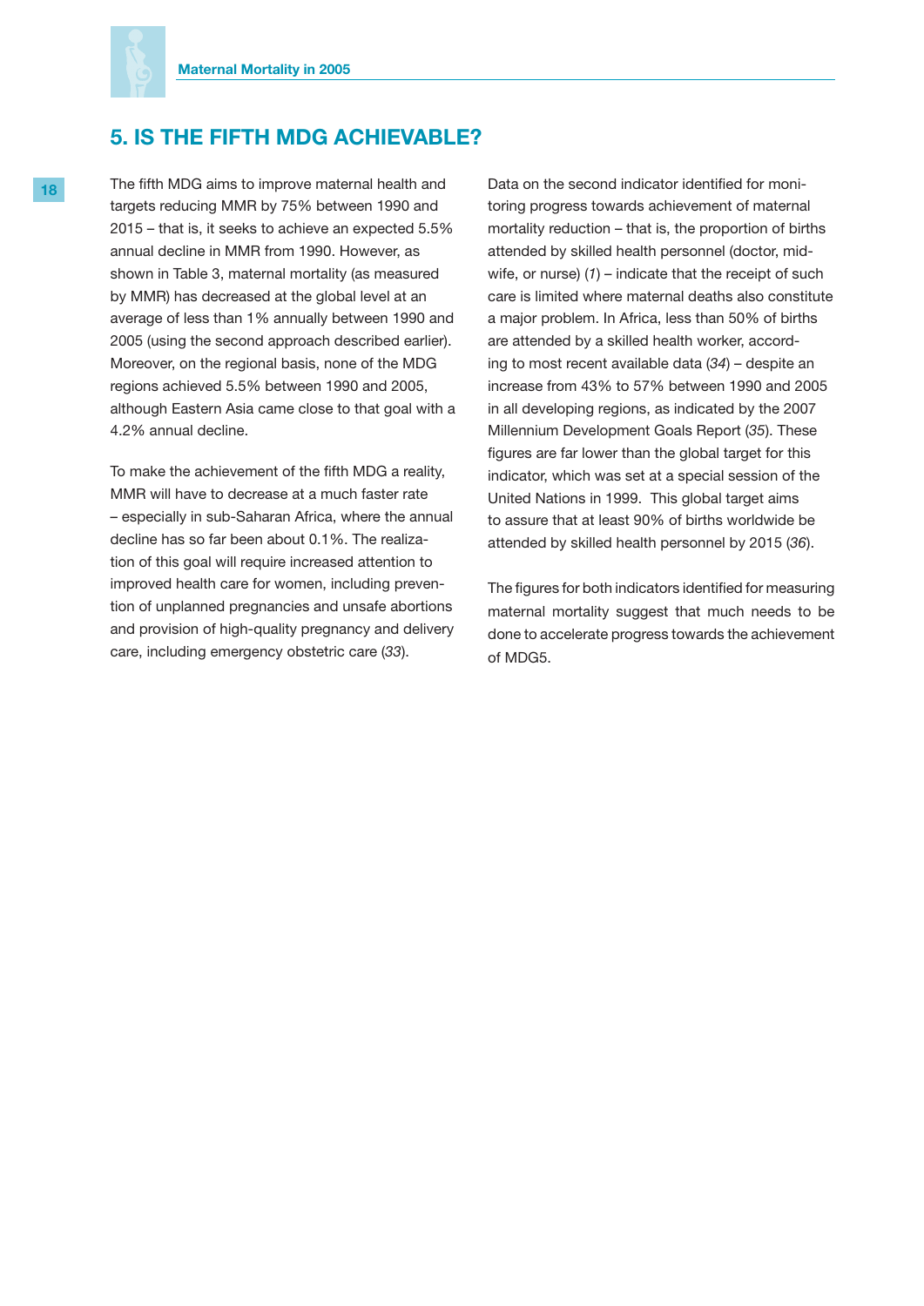## 5. IS THE FIFTH MDG ACHIEVABLE?

The fifth MDG aims to improve maternal health and targets reducing MMR by 75% between 1990 and 2015 – that is, it seeks to achieve an expected 5.5% annual decline in MMR from 1990. However, as shown in Table 3, maternal mortality (as measured by MMR) has decreased at the global level at an average of less than 1% annually between 1990 and 2005 (using the second approach described earlier). Moreover, on the regional basis, none of the MDG regions achieved 5.5% between 1990 and 2005, although Eastern Asia came close to that goal with a 4.2% annual decline.

To make the achievement of the fifth MDG a reality, MMR will have to decrease at a much faster rate – especially in sub-Saharan Africa, where the annual decline has so far been about 0.1%. The realization of this goal will require increased attention to improved health care for women, including prevention of unplanned pregnancies and unsafe abortions and provision of high-quality pregnancy and delivery care, including emergency obstetric care (*33*).

Data on the second indicator identified for monitoring progress towards achievement of maternal mortality reduction – that is, the proportion of births attended by skilled health personnel (doctor, midwife, or nurse) (*1*) – indicate that the receipt of such care is limited where maternal deaths also constitute a major problem. In Africa, less than 50% of births are attended by a skilled health worker, according to most recent available data (*34*) – despite an increase from 43% to 57% between 1990 and 2005 in all developing regions, as indicated by the 2007 Millennium Development Goals Report (*35*). These figures are far lower than the global target for this indicator, which was set at a special session of the United Nations in 1999. This global target aims to assure that at least 90% of births worldwide be attended by skilled health personnel by 2015 (*36*).

The figures for both indicators identified for measuring maternal mortality suggest that much needs to be done to accelerate progress towards the achievement of MDG5.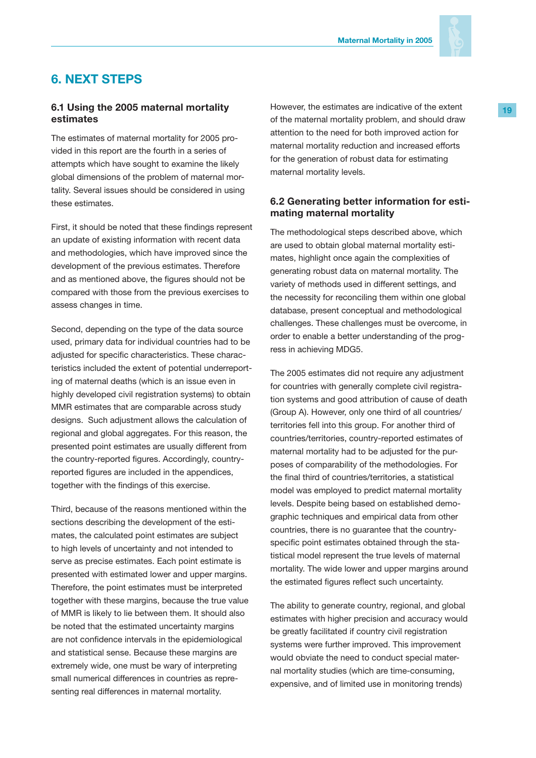# 6. NEXT STEPS

## 6.1 Using the 2005 maternal mortality estimates

The estimates of maternal mortality for 2005 provided in this report are the fourth in a series of attempts which have sought to examine the likely global dimensions of the problem of maternal mortality. Several issues should be considered in using these estimates.

First, it should be noted that these findings represent an update of existing information with recent data and methodologies, which have improved since the development of the previous estimates. Therefore and as mentioned above, the figures should not be compared with those from the previous exercises to assess changes in time.

Second, depending on the type of the data source used, primary data for individual countries had to be adjusted for specific characteristics. These characteristics included the extent of potential underreporting of maternal deaths (which is an issue even in highly developed civil registration systems) to obtain MMR estimates that are comparable across study designs. Such adjustment allows the calculation of regional and global aggregates. For this reason, the presented point estimates are usually different from the country-reported figures. Accordingly, country-reported figures are included in the appendices, together with the findings of this exercise.

Third, because of the reasons mentioned within the sections describing the development of the estimates, the calculated point estimates are subject to high levels of uncertainty and not intended to serve as precise estimates. Each point estimate is presented with estimated lower and upper margins. Therefore, the point estimates must be interpreted together with these margins, because the true value of MMR is likely to lie between them. It should also be noted that the estimated uncertainty margins are not confidence intervals in the epidemiological and statistical sense. Because these margins are extremely wide, one must be wary of interpreting small numerical differences in countries as representing real differences in maternal mortality.

However, the estimates are indicative of the extent of the maternal mortality problem, and should draw attention to the need for both improved action for maternal mortality reduction and increased efforts for the generation of robust data for estimating maternal mortality levels.

## 6.2 Generating better information for estimating maternal mortality

The methodological steps described above, which are used to obtain global maternal mortality estimates, highlight once again the complexities of generating robust data on maternal mortality. The variety of methods used in different settings, and the necessity for reconciling them within one global database, present conceptual and methodological challenges. These challenges must be overcome, in order to enable a better understanding of the progress in achieving MDG5.

The 2005 estimates did not require any adjustment for countries with generally complete civil registration systems and good attribution of cause of death (Group A). However, only one third of all countries/territories fell into this group. For another third of countries/territories, country-reported estimates of maternal mortality had to be adjusted for the purposes of comparability of the methodologies. For the final third of countries/territories, a statistical model was employed to predict maternal mortality levels. Despite being based on established demographic techniques and empirical data from other countries, there is no guarantee that the country-specific point estimates obtained through the statistical model represent the true levels of maternal mortality. The wide lower and upper margins around the estimated figures reflect such uncertainty.

The ability to generate country, regional, and global estimates with higher precision and accuracy would be greatly facilitated if country civil registration systems were further improved. This improvement would obviate the need to conduct special maternal mortality studies (which are time-consuming, expensive, and of limited use in monitoring trends)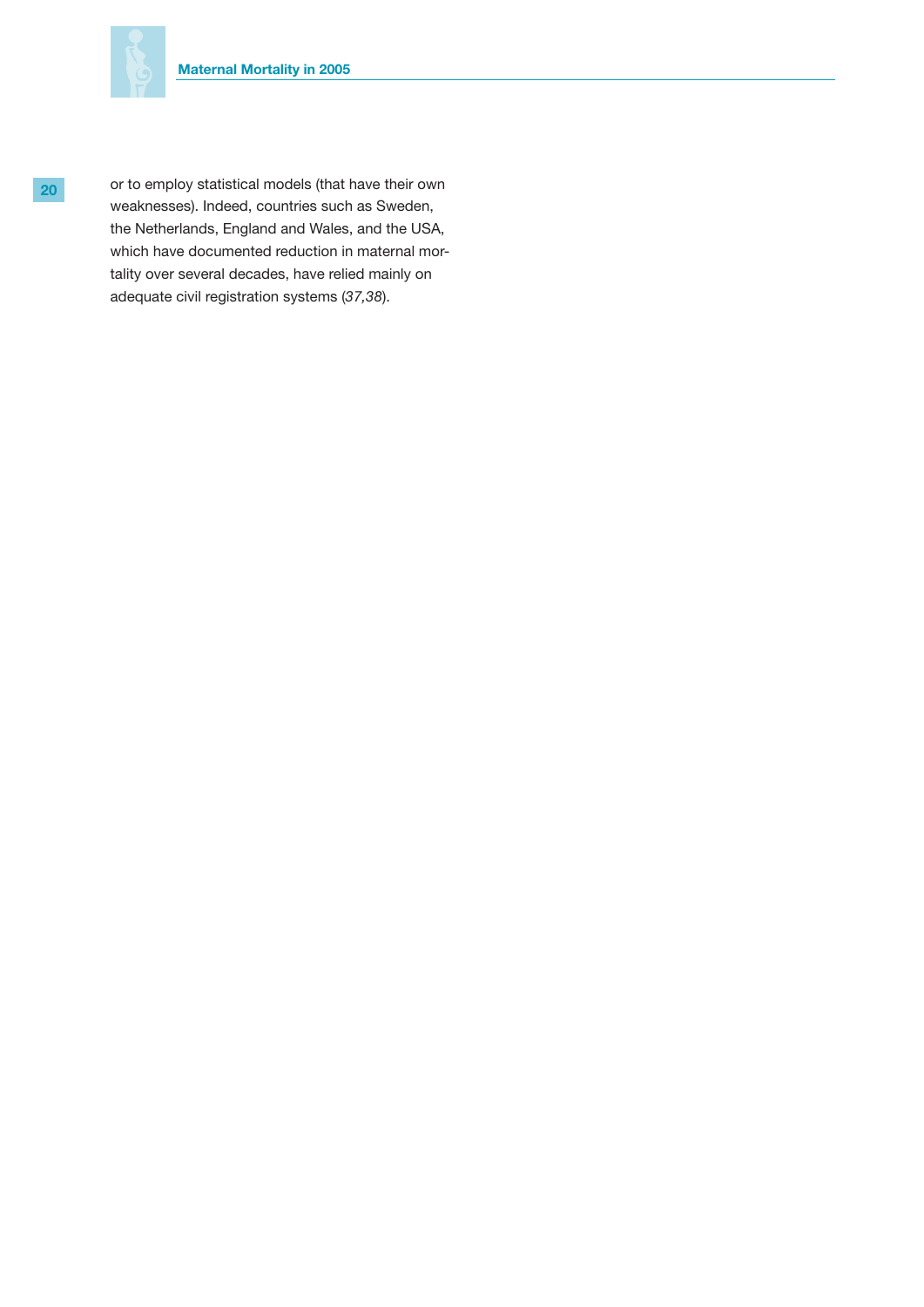or to employ statistical models (that have their own weaknesses). Indeed, countries such as Sweden, the Netherlands, England and Wales, and the USA, which have documented reduction in maternal mortality over several decades, have relied mainly on adequate civil registration systems (*37,38*).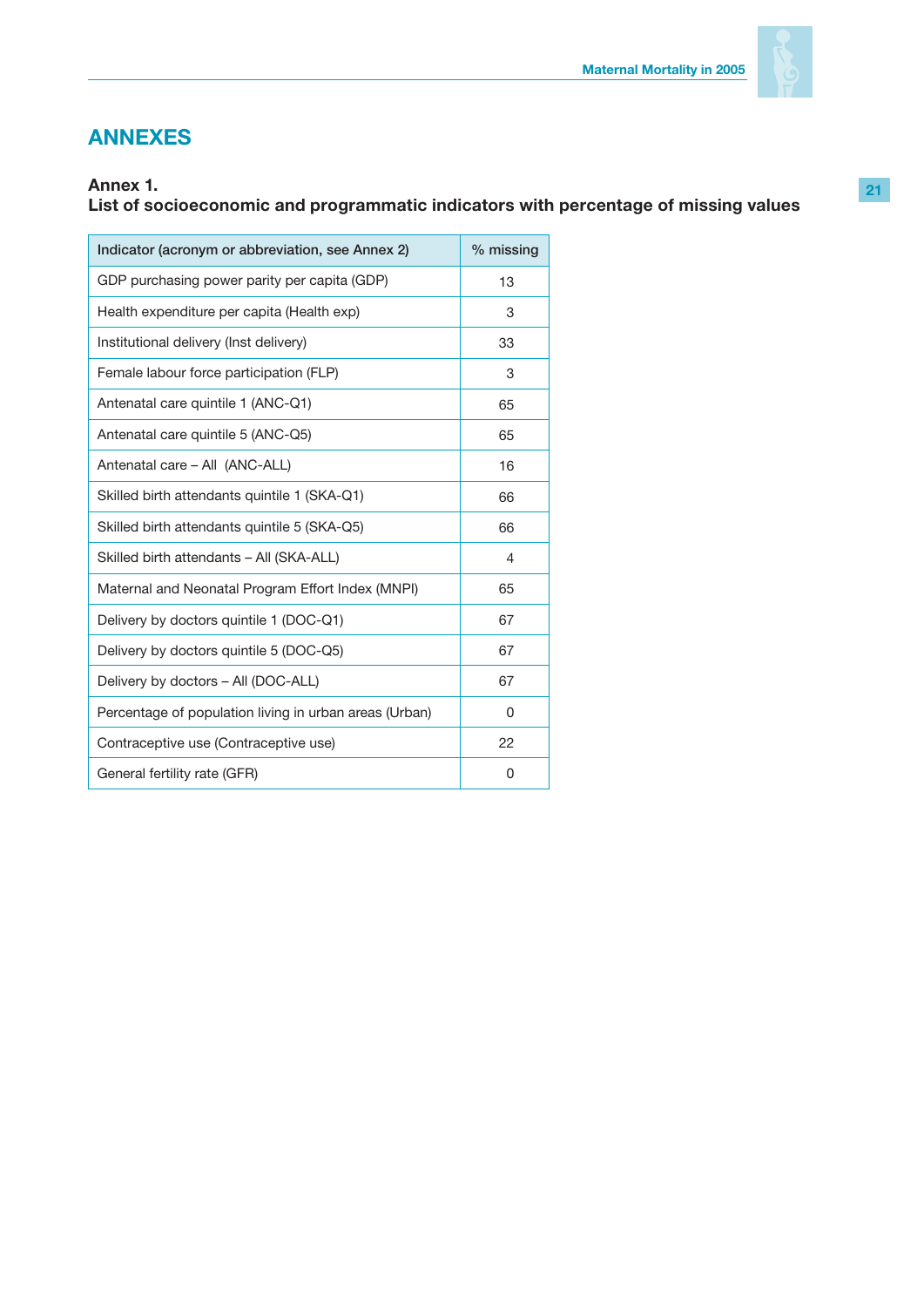# ANNEXES

**Annex 1.**
**List of socioeconomic and programmatic indicators with percentage of missing values**

| Indicator (acronym or abbreviation, see Annex 2) | % missing |
|---|---|
| GDP purchasing power parity per capita (GDP) | 13 |
| Health expenditure per capita (Health exp) | 3 |
| Institutional delivery (Inst delivery) | 33 |
| Female labour force participation (FLP) | 3 |
| Antenatal care quintile 1 (ANC-Q1) | 65 |
| Antenatal care quintile 5 (ANC-Q5) | 65 |
| Antenatal care – All (ANC-ALL) | 16 |
| Skilled birth attendants quintile 1 (SKA-Q1) | 66 |
| Skilled birth attendants quintile 5 (SKA-Q5) | 66 |
| Skilled birth attendants – All (SKA-ALL) | 4 |
| Maternal and Neonatal Program Effort Index (MNPI) | 65 |
| Delivery by doctors quintile 1 (DOC-Q1) | 67 |
| Delivery by doctors quintile 5 (DOC-Q5) | 67 |
| Delivery by doctors – All (DOC-ALL) | 67 |
| Percentage of population living in urban areas (Urban) | 0 |
| Contraceptive use (Contraceptive use) | 22 |
| General fertility rate (GFR) | 0 |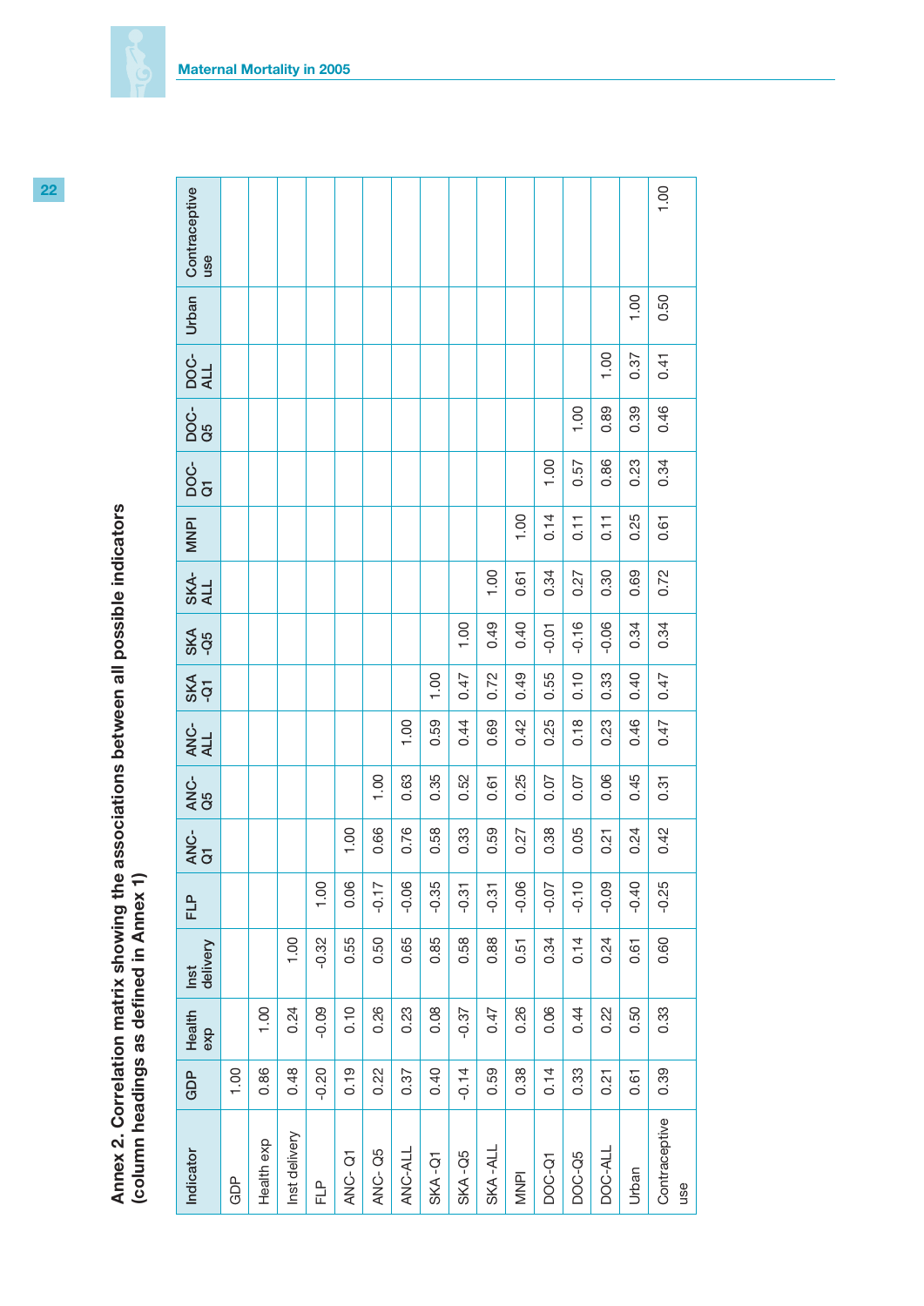## Annex 2. Correlation matrix showing the associations between all possible indicators (column headings as defined in Annex 1)

| Indicator | GDP | Health exp | Inst delivery | FLP | ANC-Q1 | ANC-Q5 | ANC-ALL | SKA-Q1 | SKA-Q5 | SKA-ALL | MNPI | DOC-Q1 | DOC-Q5 | DOC-ALL | Urban | Contraceptive use |
|---|---|---|---|---|---|---|---|---|---|---|---|---|---|---|---|---|
| GDP | 1.00 | | | | | | | | | | | | | | | |
| Health exp | 0.86 | 1.00 | | | | | | | | | | | | | | |
| Inst delivery | 0.48 | 0.24 | 1.00 | | | | | | | | | | | | | |
| FLP | -0.20 | -0.09 | -0.32 | 1.00 | | | | | | | | | | | | |
| ANC- Q1 | 0.19 | 0.10 | 0.55 | 0.06 | 1.00 | | | | | | | | | | | |
| ANC- Q5 | 0.22 | 0.26 | 0.50 | -0.17 | 0.66 | 1.00 | | | | | | | | | | |
| ANC-ALL | 0.37 | 0.23 | 0.65 | -0.06 | 0.76 | 0.63 | 1.00 | | | | | | | | | |
| SKA-Q1 | 0.40 | 0.08 | 0.85 | -0.35 | 0.58 | 0.35 | 0.59 | 1.00 | | | | | | | | |
| SKA-Q5 | -0.14 | -0.37 | 0.58 | -0.31 | 0.33 | 0.52 | 0.44 | 0.47 | 1.00 | | | | | | | |
| SKA-ALL | 0.59 | 0.47 | 0.88 | -0.31 | 0.59 | 0.61 | 0.69 | 0.72 | 0.49 | 1.00 | | | | | | |
| MNPI | 0.38 | 0.26 | 0.51 | -0.06 | 0.27 | 0.25 | 0.42 | 0.49 | 0.40 | 0.61 | 1.00 | | | | | |
| DOC-Q1 | 0.14 | 0.06 | 0.34 | -0.07 | 0.38 | 0.07 | 0.25 | 0.55 | -0.01 | 0.34 | 0.14 | 1.00 | | | | |
| DOC-Q5 | 0.33 | 0.44 | 0.14 | -0.10 | 0.05 | 0.07 | 0.18 | 0.10 | -0.16 | 0.27 | 0.11 | 0.57 | 1.00 | | | |
| DOC-ALL | 0.21 | 0.22 | 0.24 | -0.09 | 0.21 | 0.06 | 0.23 | 0.33 | -0.06 | 0.30 | 0.11 | 0.86 | 0.89 | 1.00 | | |
| Urban | 0.61 | 0.50 | 0.61 | -0.40 | 0.24 | 0.45 | 0.46 | 0.40 | 0.34 | 0.69 | 0.25 | 0.23 | 0.39 | 0.37 | 1.00 | |
| Contraceptive use | 0.39 | 0.33 | 0.60 | -0.25 | 0.42 | 0.31 | 0.47 | 0.47 | 0.34 | 0.72 | 0.61 | 0.34 | 0.46 | 0.41 | 0.50 | 1.00 |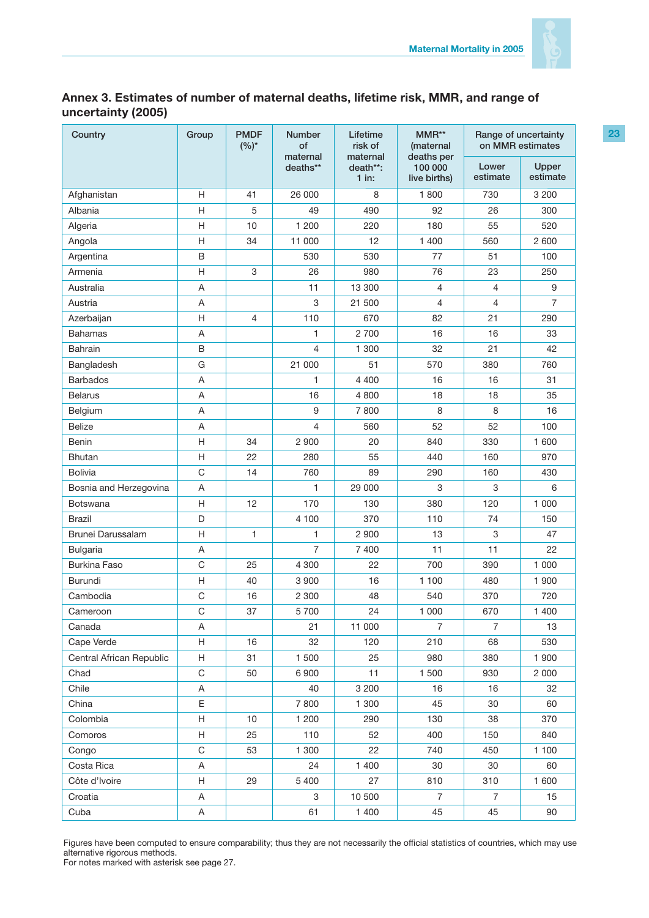## Annex 3. Estimates of number of maternal deaths, lifetime risk, MMR, and range of uncertainty (2005)

| Country | Group | PMDF (%)* | Number of maternal deaths** | Lifetime risk of maternal death**: 1 in: | MMR** (maternal deaths per 100 000 live births) | Range of uncertainty on MMR estimates | |
|---|---|---|---|---|---|---|---|
| | | | | | | Lower estimate | Upper estimate |
| Afghanistan | H | 41 | 26 000 | 8 | 1 800 | 730 | 3 200 |
| Albania | H | 5 | 49 | 490 | 92 | 26 | 300 |
| Algeria | H | 10 | 1 200 | 220 | 180 | 55 | 520 |
| Angola | H | 34 | 11 000 | 12 | 1 400 | 560 | 2 600 |
| Argentina | B | | 530 | 530 | 77 | 51 | 100 |
| Armenia | H | 3 | 26 | 980 | 76 | 23 | 250 |
| Australia | A | | 11 | 13 300 | 4 | 4 | 9 |
| Austria | A | | 3 | 21 500 | 4 | 4 | 7 |
| Azerbaijan | H | 4 | 110 | 670 | 82 | 21 | 290 |
| Bahamas | A | | 1 | 2 700 | 16 | 16 | 33 |
| Bahrain | B | | 4 | 1 300 | 32 | 21 | 42 |
| Bangladesh | G | | 21 000 | 51 | 570 | 380 | 760 |
| Barbados | A | | 1 | 4 400 | 16 | 16 | 31 |
| Belarus | A | | 16 | 4 800 | 18 | 18 | 35 |
| Belgium | A | | 9 | 7 800 | 8 | 8 | 16 |
| Belize | A | | 4 | 560 | 52 | 52 | 100 |
| Benin | H | 34 | 2 900 | 20 | 840 | 330 | 1 600 |
| Bhutan | H | 22 | 280 | 55 | 440 | 160 | 970 |
| Bolivia | C | 14 | 760 | 89 | 290 | 160 | 430 |
| Bosnia and Herzegovina | A | | 1 | 29 000 | 3 | 3 | 6 |
| Botswana | H | 12 | 170 | 130 | 380 | 120 | 1 000 |
| Brazil | D | | 4 100 | 370 | 110 | 74 | 150 |
| Brunei Darussalam | H | 1 | 1 | 2 900 | 13 | 3 | 47 |
| Bulgaria | A | | 7 | 7 400 | 11 | 11 | 22 |
| Burkina Faso | C | 25 | 4 300 | 22 | 700 | 390 | 1 000 |
| Burundi | H | 40 | 3 900 | 16 | 1 100 | 480 | 1 900 |
| Cambodia | C | 16 | 2 300 | 48 | 540 | 370 | 720 |
| Cameroon | C | 37 | 5 700 | 24 | 1 000 | 670 | 1 400 |
| Canada | A | | 21 | 11 000 | 7 | 7 | 13 |
| Cape Verde | H | 16 | 32 | 120 | 210 | 68 | 530 |
| Central African Republic | H | 31 | 1 500 | 25 | 980 | 380 | 1 900 |
| Chad | C | 50 | 6 900 | 11 | 1 500 | 930 | 2 000 |
| Chile | A | | 40 | 3 200 | 16 | 16 | 32 |
| China | E | | 7 800 | 1 300 | 45 | 30 | 60 |
| Colombia | H | 10 | 1 200 | 290 | 130 | 38 | 370 |
| Comoros | H | 25 | 110 | 52 | 400 | 150 | 840 |
| Congo | C | 53 | 1 300 | 22 | 740 | 450 | 1 100 |
| Costa Rica | A | | 24 | 1 400 | 30 | 30 | 60 |
| Côte d'Ivoire | H | 29 | 5 400 | 27 | 810 | 310 | 1 600 |
| Croatia | A | | 3 | 10 500 | 7 | 7 | 15 |
| Cuba | A | | 61 | 1 400 | 45 | 45 | 90 |

Figures have been computed to ensure comparability; thus they are not necessarily the official statistics of countries, which may use alternative rigorous methods.
For notes marked with asterisk see page 27.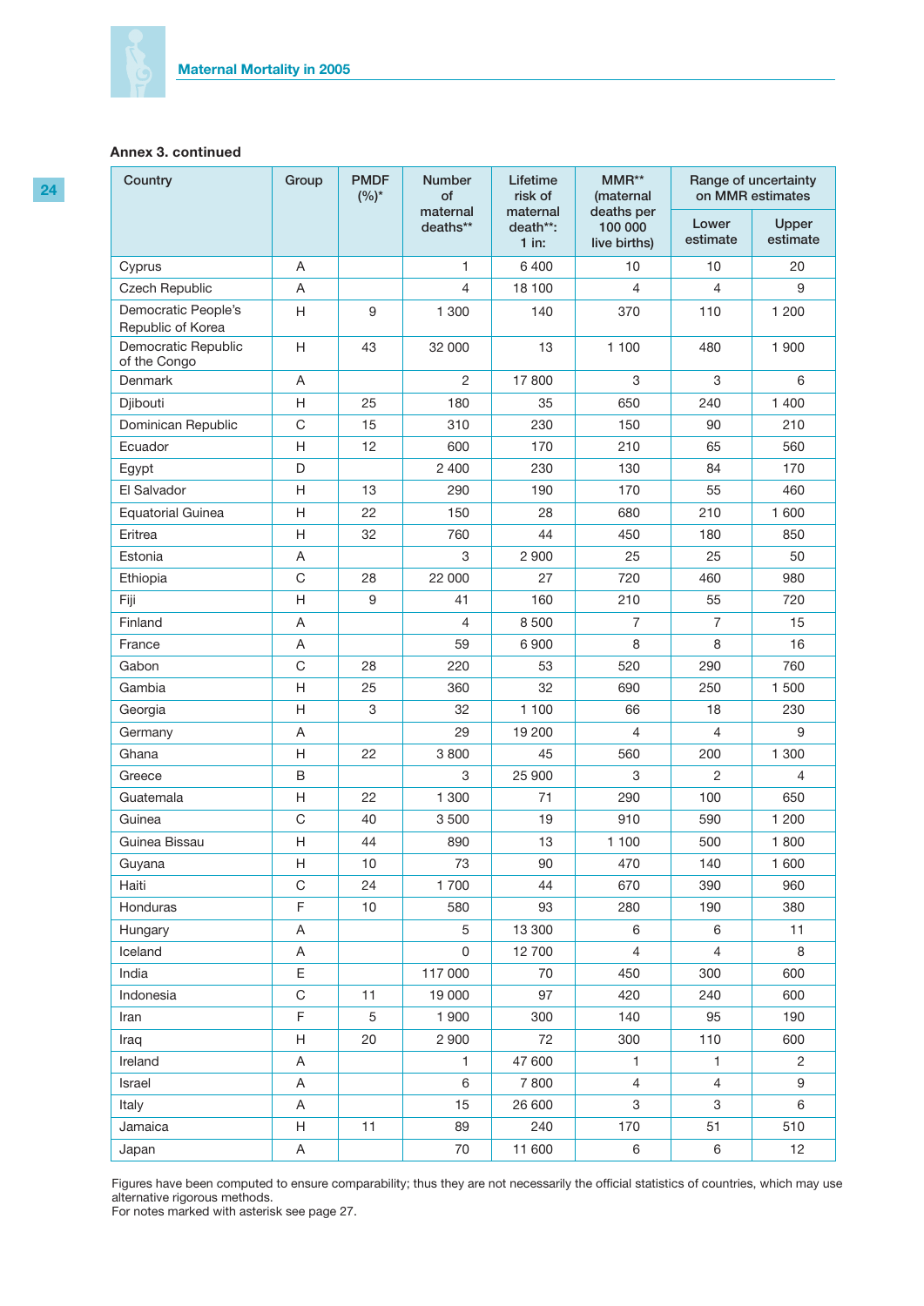**Annex 3. continued**

| Country | Group | PMDF (%)* | Number of maternal deaths** | Lifetime risk of maternal death**: 1 in: | MMR** (maternal deaths per 100 000 live births) | Range of uncertainty on MMR estimates | |
|---|---|---|---|---|---|---|---|
| | | | | | | Lower estimate | Upper estimate |
| Cyprus | A | | 1 | 6 400 | 10 | 10 | 20 |
| Czech Republic | A | | 4 | 18 100 | 4 | 4 | 9 |
| Democratic People's Republic of Korea | H | 9 | 1 300 | 140 | 370 | 110 | 1 200 |
| Democratic Republic of the Congo | H | 43 | 32 000 | 13 | 1 100 | 480 | 1 900 |
| Denmark | A | | 2 | 17 800 | 3 | 3 | 6 |
| Djibouti | H | 25 | 180 | 35 | 650 | 240 | 1 400 |
| Dominican Republic | C | 15 | 310 | 230 | 150 | 90 | 210 |
| Ecuador | H | 12 | 600 | 170 | 210 | 65 | 560 |
| Egypt | D | | 2 400 | 230 | 130 | 84 | 170 |
| El Salvador | H | 13 | 290 | 190 | 170 | 55 | 460 |
| Equatorial Guinea | H | 22 | 150 | 28 | 680 | 210 | 1 600 |
| Eritrea | H | 32 | 760 | 44 | 450 | 180 | 850 |
| Estonia | A | | 3 | 2 900 | 25 | 25 | 50 |
| Ethiopia | C | 28 | 22 000 | 27 | 720 | 460 | 980 |
| Fiji | H | 9 | 41 | 160 | 210 | 55 | 720 |
| Finland | A | | 4 | 8 500 | 7 | 7 | 15 |
| France | A | | 59 | 6 900 | 8 | 8 | 16 |
| Gabon | C | 28 | 220 | 53 | 520 | 290 | 760 |
| Gambia | H | 25 | 360 | 32 | 690 | 250 | 1 500 |
| Georgia | H | 3 | 32 | 1 100 | 66 | 18 | 230 |
| Germany | A | | 29 | 19 200 | 4 | 4 | 9 |
| Ghana | H | 22 | 3 800 | 45 | 560 | 200 | 1 300 |
| Greece | B | | 3 | 25 900 | 3 | 2 | 4 |
| Guatemala | H | 22 | 1 300 | 71 | 290 | 100 | 650 |
| Guinea | C | 40 | 3 500 | 19 | 910 | 590 | 1 200 |
| Guinea Bissau | H | 44 | 890 | 13 | 1 100 | 500 | 1 800 |
| Guyana | H | 10 | 73 | 90 | 470 | 140 | 1 600 |
| Haiti | C | 24 | 1 700 | 44 | 670 | 390 | 960 |
| Honduras | F | 10 | 580 | 93 | 280 | 190 | 380 |
| Hungary | A | | 5 | 13 300 | 6 | 6 | 11 |
| Iceland | A | | 0 | 12 700 | 4 | 4 | 8 |
| India | E | | 117 000 | 70 | 450 | 300 | 600 |
| Indonesia | C | 11 | 19 000 | 97 | 420 | 240 | 600 |
| Iran | F | 5 | 1 900 | 300 | 140 | 95 | 190 |
| Iraq | H | 20 | 2 900 | 72 | 300 | 110 | 600 |
| Ireland | A | | 1 | 47 600 | 1 | 1 | 2 |
| Israel | A | | 6 | 7 800 | 4 | 4 | 9 |
| Italy | A | | 15 | 26 600 | 3 | 3 | 6 |
| Jamaica | H | 11 | 89 | 240 | 170 | 51 | 510 |
| Japan | A | | 70 | 11 600 | 6 | 6 | 12 |

Figures have been computed to ensure comparability; thus they are not necessarily the official statistics of countries, which may use alternative rigorous methods.
For notes marked with asterisk see page 27.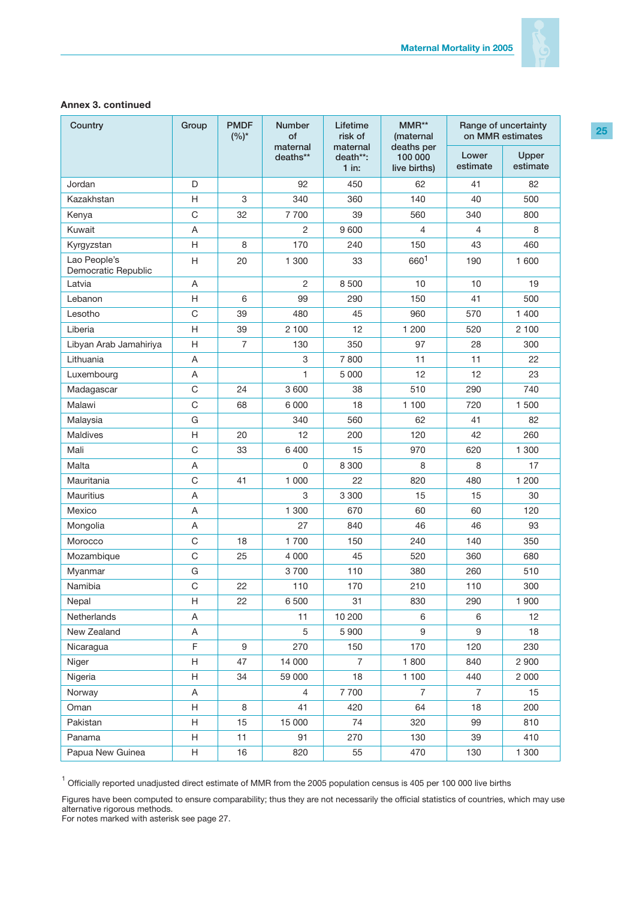**Annex 3. continued**

| Country | Group | PMDF (%)* | Number of maternal deaths** | Lifetime risk of maternal death**: 1 in: | MMR** (maternal deaths per 100 000 live births) | Range of uncertainty on MMR estimates | |
|---|---|---|---|---|---|---|---|
| | | | | | | Lower estimate | Upper estimate |
| Jordan | D | | 92 | 450 | 62 | 41 | 82 |
| Kazakhstan | H | 3 | 340 | 360 | 140 | 40 | 500 |
| Kenya | C | 32 | 7 700 | 39 | 560 | 340 | 800 |
| Kuwait | A | | 2 | 9 600 | 4 | 4 | 8 |
| Kyrgyzstan | H | 8 | 170 | 240 | 150 | 43 | 460 |
| Lao People's Democratic Republic | H | 20 | 1 300 | 33 | 660[1] | 190 | 1 600 |
| Latvia | A | | 2 | 8 500 | 10 | 10 | 19 |
| Lebanon | H | 6 | 99 | 290 | 150 | 41 | 500 |
| Lesotho | C | 39 | 480 | 45 | 960 | 570 | 1 400 |
| Liberia | H | 39 | 2 100 | 12 | 1 200 | 520 | 2 100 |
| Libyan Arab Jamahiriya | H | 7 | 130 | 350 | 97 | 28 | 300 |
| Lithuania | A | | 3 | 7 800 | 11 | 11 | 22 |
| Luxembourg | A | | 1 | 5 000 | 12 | 12 | 23 |
| Madagascar | C | 24 | 3 600 | 38 | 510 | 290 | 740 |
| Malawi | C | 68 | 6 000 | 18 | 1 100 | 720 | 1 500 |
| Malaysia | G | | 340 | 560 | 62 | 41 | 82 |
| Maldives | H | 20 | 12 | 200 | 120 | 42 | 260 |
| Mali | C | 33 | 6 400 | 15 | 970 | 620 | 1 300 |
| Malta | A | | 0 | 8 300 | 8 | 8 | 17 |
| Mauritania | C | 41 | 1 000 | 22 | 820 | 480 | 1 200 |
| Mauritius | A | | 3 | 3 300 | 15 | 15 | 30 |
| Mexico | A | | 1 300 | 670 | 60 | 60 | 120 |
| Mongolia | A | | 27 | 840 | 46 | 46 | 93 |
| Morocco | C | 18 | 1 700 | 150 | 240 | 140 | 350 |
| Mozambique | C | 25 | 4 000 | 45 | 520 | 360 | 680 |
| Myanmar | G | | 3 700 | 110 | 380 | 260 | 510 |
| Namibia | C | 22 | 110 | 170 | 210 | 110 | 300 |
| Nepal | H | 22 | 6 500 | 31 | 830 | 290 | 1 900 |
| Netherlands | A | | 11 | 10 200 | 6 | 6 | 12 |
| New Zealand | A | | 5 | 5 900 | 9 | 9 | 18 |
| Nicaragua | F | 9 | 270 | 150 | 170 | 120 | 230 |
| Niger | H | 47 | 14 000 | 7 | 1 800 | 840 | 2 900 |
| Nigeria | H | 34 | 59 000 | 18 | 1 100 | 440 | 2 000 |
| Norway | A | | 4 | 7 700 | 7 | 7 | 15 |
| Oman | H | 8 | 41 | 420 | 64 | 18 | 200 |
| Pakistan | H | 15 | 15 000 | 74 | 320 | 99 | 810 |
| Panama | H | 11 | 91 | 270 | 130 | 39 | 410 |
| Papua New Guinea | H | 16 | 820 | 55 | 470 | 130 | 1 300 |

[1] Officially reported unadjusted direct estimate of MMR from the 2005 population census is 405 per 100 000 live births

Figures have been computed to ensure comparability; thus they are not necessarily the official statistics of countries, which may use alternative rigorous methods.
For notes marked with asterisk see page 27.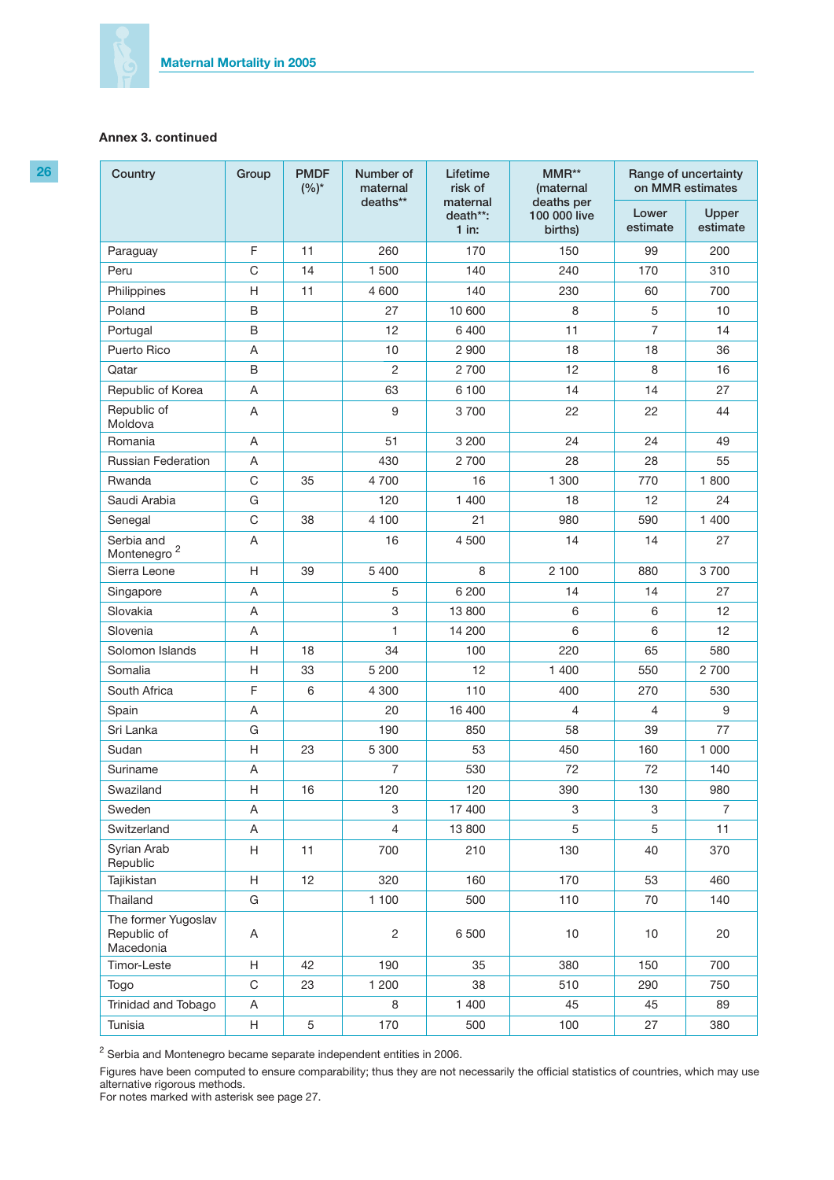**Annex 3. continued**

| Country | Group | PMDF (%)* | Number of maternal deaths** | Lifetime risk of maternal death**: 1 in: | MMR** (maternal deaths per 100 000 live births) | Range of uncertainty on MMR estimates | |
|---|---|---|---|---|---|---|---|
| | | | | | | Lower estimate | Upper estimate |
| Paraguay | F | 11 | 260 | 170 | 150 | 99 | 200 |
| Peru | C | 14 | 1 500 | 140 | 240 | 170 | 310 |
| Philippines | H | 11 | 4 600 | 140 | 230 | 60 | 700 |
| Poland | B | | 27 | 10 600 | 8 | 5 | 10 |
| Portugal | B | | 12 | 6 400 | 11 | 7 | 14 |
| Puerto Rico | A | | 10 | 2 900 | 18 | 18 | 36 |
| Qatar | B | | 2 | 2 700 | 12 | 8 | 16 |
| Republic of Korea | A | | 63 | 6 100 | 14 | 14 | 27 |
| Republic of Moldova | A | | 9 | 3 700 | 22 | 22 | 44 |
| Romania | A | | 51 | 3 200 | 24 | 24 | 49 |
| Russian Federation | A | | 430 | 2 700 | 28 | 28 | 55 |
| Rwanda | C | 35 | 4 700 | 16 | 1 300 | 770 | 1 800 |
| Saudi Arabia | G | | 120 | 1 400 | 18 | 12 | 24 |
| Senegal | C | 38 | 4 100 | 21 | 980 | 590 | 1 400 |
| Serbia and Montenegro [2] | A | | 16 | 4 500 | 14 | 14 | 27 |
| Sierra Leone | H | 39 | 5 400 | 8 | 2 100 | 880 | 3 700 |
| Singapore | A | | 5 | 6 200 | 14 | 14 | 27 |
| Slovakia | A | | 3 | 13 800 | 6 | 6 | 12 |
| Slovenia | A | | 1 | 14 200 | 6 | 6 | 12 |
| Solomon Islands | H | 18 | 34 | 100 | 220 | 65 | 580 |
| Somalia | H | 33 | 5 200 | 12 | 1 400 | 550 | 2 700 |
| South Africa | F | 6 | 4 300 | 110 | 400 | 270 | 530 |
| Spain | A | | 20 | 16 400 | 4 | 4 | 9 |
| Sri Lanka | G | | 190 | 850 | 58 | 39 | 77 |
| Sudan | H | 23 | 5 300 | 53 | 450 | 160 | 1 000 |
| Suriname | A | | 7 | 530 | 72 | 72 | 140 |
| Swaziland | H | 16 | 120 | 120 | 390 | 130 | 980 |
| Sweden | A | | 3 | 17 400 | 3 | 3 | 7 |
| Switzerland | A | | 4 | 13 800 | 5 | 5 | 11 |
| Syrian Arab Republic | H | 11 | 700 | 210 | 130 | 40 | 370 |
| Tajikistan | H | 12 | 320 | 160 | 170 | 53 | 460 |
| Thailand | G | | 1 100 | 500 | 110 | 70 | 140 |
| The former Yugoslav Republic of Macedonia | A | | 2 | 6 500 | 10 | 10 | 20 |
| Timor-Leste | H | 42 | 190 | 35 | 380 | 150 | 700 |
| Togo | C | 23 | 1 200 | 38 | 510 | 290 | 750 |
| Trinidad and Tobago | A | | 8 | 1 400 | 45 | 45 | 89 |
| Tunisia | H | 5 | 170 | 500 | 100 | 27 | 380 |

[2] Serbia and Montenegro became separate independent entities in 2006.

Figures have been computed to ensure comparability; thus they are not necessarily the official statistics of countries, which may use alternative rigorous methods.
For notes marked with asterisk see page 27.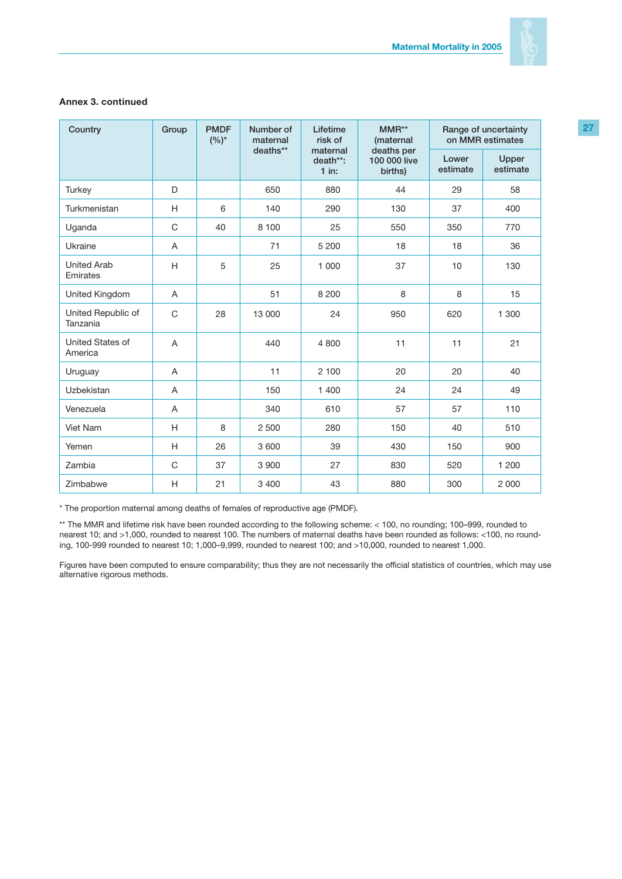**Annex 3. continued**

| Country | Group | PMDF (%)* | Number of maternal deaths** | Lifetime risk of maternal death**: 1 in: | MMR** (maternal deaths per 100 000 live births) | Range of uncertainty on MMR estimates | |
|---|---|---|---|---|---|---|---|
| | | | | | | Lower estimate | Upper estimate |
| Turkey | D | | 650 | 880 | 44 | 29 | 58 |
| Turkmenistan | H | 6 | 140 | 290 | 130 | 37 | 400 |
| Uganda | C | 40 | 8 100 | 25 | 550 | 350 | 770 |
| Ukraine | A | | 71 | 5 200 | 18 | 18 | 36 |
| United Arab Emirates | H | 5 | 25 | 1 000 | 37 | 10 | 130 |
| United Kingdom | A | | 51 | 8 200 | 8 | 8 | 15 |
| United Republic of Tanzania | C | 28 | 13 000 | 24 | 950 | 620 | 1 300 |
| United States of America | A | | 440 | 4 800 | 11 | 11 | 21 |
| Uruguay | A | | 11 | 2 100 | 20 | 20 | 40 |
| Uzbekistan | A | | 150 | 1 400 | 24 | 24 | 49 |
| Venezuela | A | | 340 | 610 | 57 | 57 | 110 |
| Viet Nam | H | 8 | 2 500 | 280 | 150 | 40 | 510 |
| Yemen | H | 26 | 3 600 | 39 | 430 | 150 | 900 |
| Zambia | C | 37 | 3 900 | 27 | 830 | 520 | 1 200 |
| Zimbabwe | H | 21 | 3 400 | 43 | 880 | 300 | 2 000 |

* The proportion maternal among deaths of females of reproductive age (PMDF).

** The MMR and lifetime risk have been rounded according to the following scheme: < 100, no rounding; 100–999, rounded to nearest 10; and >1,000, rounded to nearest 100. The numbers of maternal deaths have been rounded as follows: <100, no rounding, 100-999 rounded to nearest 10; 1,000–9,999, rounded to nearest 100; and >10,000, rounded to nearest 1,000.

Figures have been computed to ensure comparability; thus they are not necessarily the official statistics of countries, which may use alternative rigorous methods.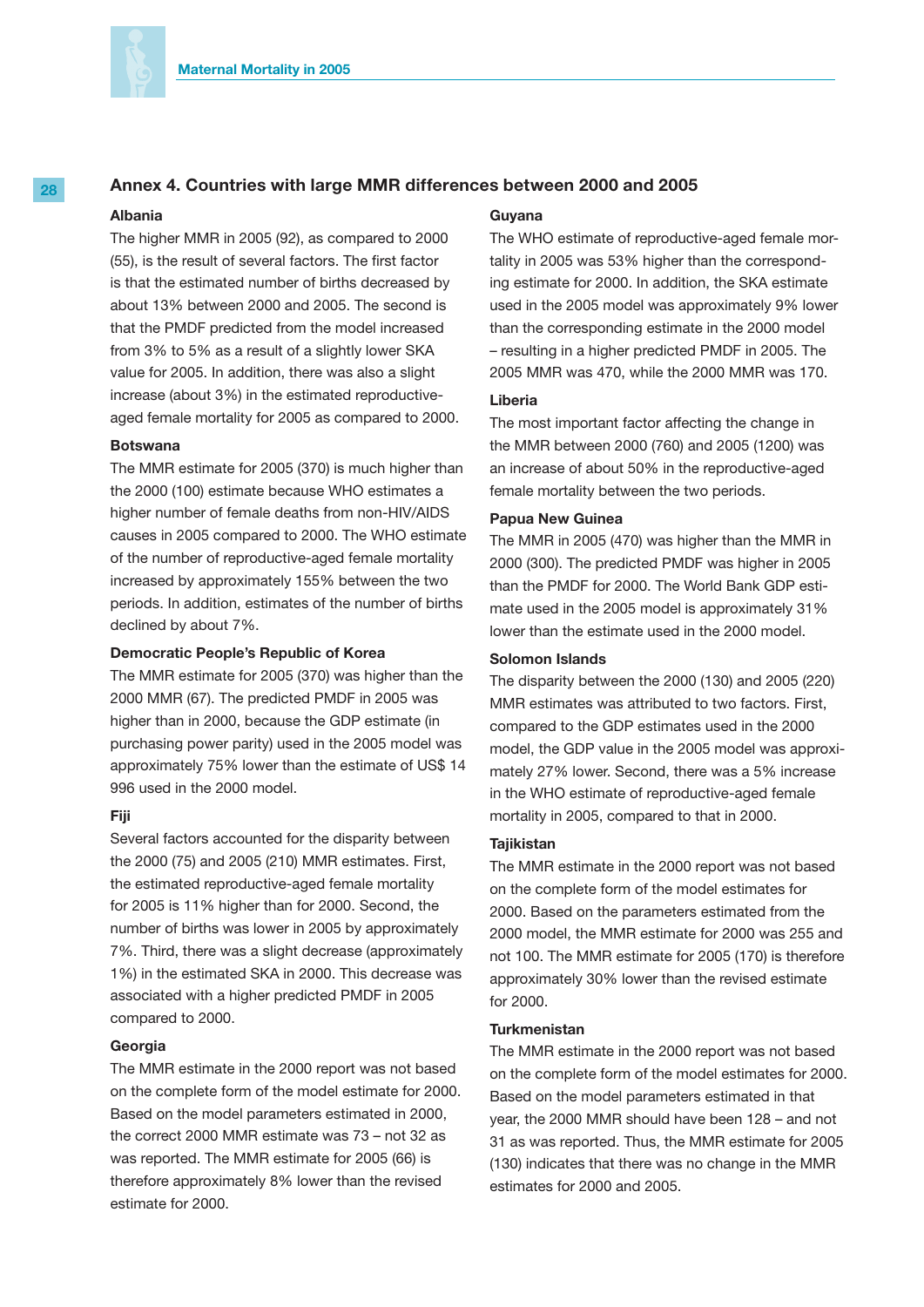## Annex 4. Countries with large MMR differences between 2000 and 2005

### Albania

The higher MMR in 2005 (92), as compared to 2000 (55), is the result of several factors. The first factor is that the estimated number of births decreased by about 13% between 2000 and 2005. The second is that the PMDF predicted from the model increased from 3% to 5% as a result of a slightly lower SKA value for 2005. In addition, there was also a slight increase (about 3%) in the estimated reproductive-aged female mortality for 2005 as compared to 2000.

### Botswana

The MMR estimate for 2005 (370) is much higher than the 2000 (100) estimate because WHO estimates a higher number of female deaths from non-HIV/AIDS causes in 2005 compared to 2000. The WHO estimate of the number of reproductive-aged female mortality increased by approximately 155% between the two periods. In addition, estimates of the number of births declined by about 7%.

### Democratic People's Republic of Korea

The MMR estimate for 2005 (370) was higher than the 2000 MMR (67). The predicted PMDF in 2005 was higher than in 2000, because the GDP estimate (in purchasing power parity) used in the 2005 model was approximately 75% lower than the estimate of US$ 14 996 used in the 2000 model.

### Fiji

Several factors accounted for the disparity between the 2000 (75) and 2005 (210) MMR estimates. First, the estimated reproductive-aged female mortality for 2005 is 11% higher than for 2000. Second, the number of births was lower in 2005 by approximately 7%. Third, there was a slight decrease (approximately 1%) in the estimated SKA in 2000. This decrease was associated with a higher predicted PMDF in 2005 compared to 2000.

### Georgia

The MMR estimate in the 2000 report was not based on the complete form of the model estimate for 2000. Based on the model parameters estimated in 2000, the correct 2000 MMR estimate was 73 – not 32 as was reported. The MMR estimate for 2005 (66) is therefore approximately 8% lower than the revised estimate for 2000.

### Guyana

The WHO estimate of reproductive-aged female mortality in 2005 was 53% higher than the corresponding estimate for 2000. In addition, the SKA estimate used in the 2005 model was approximately 9% lower than the corresponding estimate in the 2000 model – resulting in a higher predicted PMDF in 2005. The 2005 MMR was 470, while the 2000 MMR was 170.

### Liberia

The most important factor affecting the change in the MMR between 2000 (760) and 2005 (1200) was an increase of about 50% in the reproductive-aged female mortality between the two periods.

### Papua New Guinea

The MMR in 2005 (470) was higher than the MMR in 2000 (300). The predicted PMDF was higher in 2005 than the PMDF for 2000. The World Bank GDP estimate used in the 2005 model is approximately 31% lower than the estimate used in the 2000 model.

### Solomon Islands

The disparity between the 2000 (130) and 2005 (220) MMR estimates was attributed to two factors. First, compared to the GDP estimates used in the 2000 model, the GDP value in the 2005 model was approximately 27% lower. Second, there was a 5% increase in the WHO estimate of reproductive-aged female mortality in 2005, compared to that in 2000.

### Tajikistan

The MMR estimate in the 2000 report was not based on the complete form of the model estimates for 2000. Based on the parameters estimated from the 2000 model, the MMR estimate for 2000 was 255 and not 100. The MMR estimate for 2005 (170) is therefore approximately 30% lower than the revised estimate for 2000.

### Turkmenistan

The MMR estimate in the 2000 report was not based on the complete form of the model estimates for 2000. Based on the model parameters estimated in that year, the 2000 MMR should have been 128 – and not 31 as was reported. Thus, the MMR estimate for 2005 (130) indicates that there was no change in the MMR estimates for 2000 and 2005.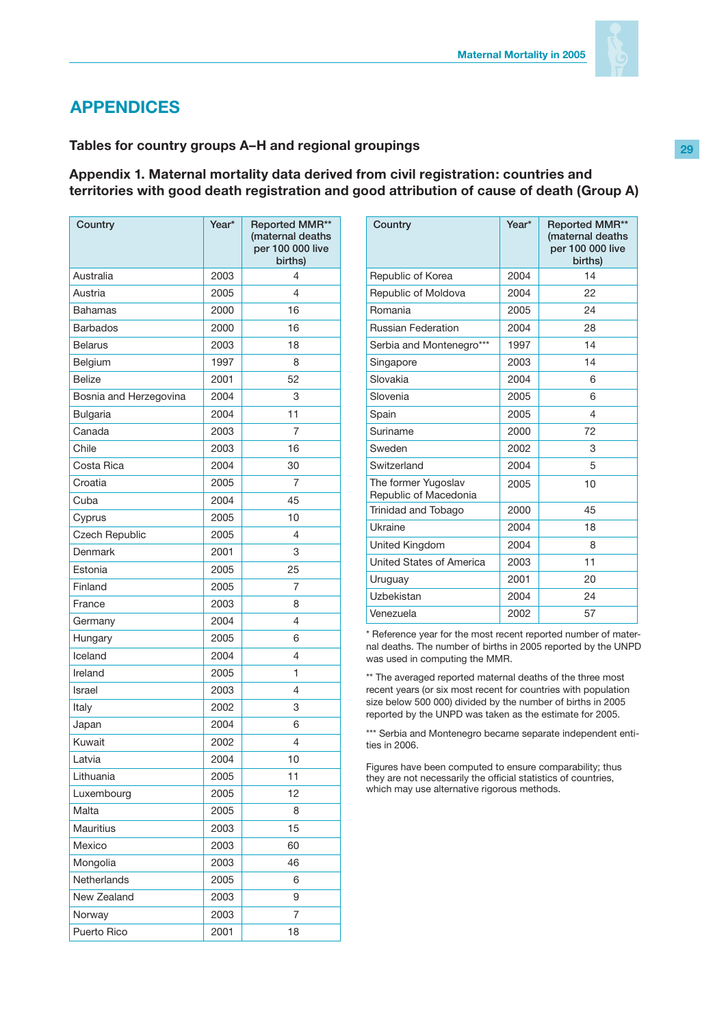# APPENDICES

## Tables for country groups A–H and regional groupings

### Appendix 1. Maternal mortality data derived from civil registration: countries and territories with good death registration and good attribution of cause of death (Group A)

| Country | Year* | Reported MMR** (maternal deaths per 100 000 live births) |
|---|---|---|
| Australia | 2003 | 4 |
| Austria | 2005 | 4 |
| Bahamas | 2000 | 16 |
| Barbados | 2000 | 16 |
| Belarus | 2003 | 18 |
| Belgium | 1997 | 8 |
| Belize | 2001 | 52 |
| Bosnia and Herzegovina | 2004 | 3 |
| Bulgaria | 2004 | 11 |
| Canada | 2003 | 7 |
| Chile | 2003 | 16 |
| Costa Rica | 2004 | 30 |
| Croatia | 2005 | 7 |
| Cuba | 2004 | 45 |
| Cyprus | 2005 | 10 |
| Czech Republic | 2005 | 4 |
| Denmark | 2001 | 3 |
| Estonia | 2005 | 25 |
| Finland | 2005 | 7 |
| France | 2003 | 8 |
| Germany | 2004 | 4 |
| Hungary | 2005 | 6 |
| Iceland | 2004 | 4 |
| Ireland | 2005 | 1 |
| Israel | 2003 | 4 |
| Italy | 2002 | 3 |
| Japan | 2004 | 6 |
| Kuwait | 2002 | 4 |
| Latvia | 2004 | 10 |
| Lithuania | 2005 | 11 |
| Luxembourg | 2005 | 12 |
| Malta | 2005 | 8 |
| Mauritius | 2003 | 15 |
| Mexico | 2003 | 60 |
| Mongolia | 2003 | 46 |
| Netherlands | 2005 | 6 |
| New Zealand | 2003 | 9 |
| Norway | 2003 | 7 |
| Puerto Rico | 2001 | 18 |
| Republic of Korea | 2004 | 14 |
| Republic of Moldova | 2004 | 22 |
| Romania | 2005 | 24 |
| Russian Federation | 2004 | 28 |
| Serbia and Montenegro*** | 1997 | 14 |
| Singapore | 2003 | 14 |
| Slovakia | 2004 | 6 |
| Slovenia | 2005 | 6 |
| Spain | 2005 | 4 |
| Suriname | 2000 | 72 |
| Sweden | 2002 | 3 |
| Switzerland | 2004 | 5 |
| The former Yugoslav Republic of Macedonia | 2005 | 10 |
| Trinidad and Tobago | 2000 | 45 |
| Ukraine | 2004 | 18 |
| United Kingdom | 2004 | 8 |
| United States of America | 2003 | 11 |
| Uruguay | 2001 | 20 |
| Uzbekistan | 2004 | 24 |
| Venezuela | 2002 | 57 |

\* Reference year for the most recent reported number of maternal deaths. The number of births in 2005 reported by the UNPD was used in computing the MMR.

\*\* The averaged reported maternal deaths of the three most recent years (or six most recent for countries with population size below 500 000) divided by the number of births in 2005 reported by the UNPD was taken as the estimate for 2005.

\*\*\* Serbia and Montenegro became separate independent entities in 2006.

Figures have been computed to ensure comparability; thus they are not necessarily the official statistics of countries, which may use alternative rigorous methods.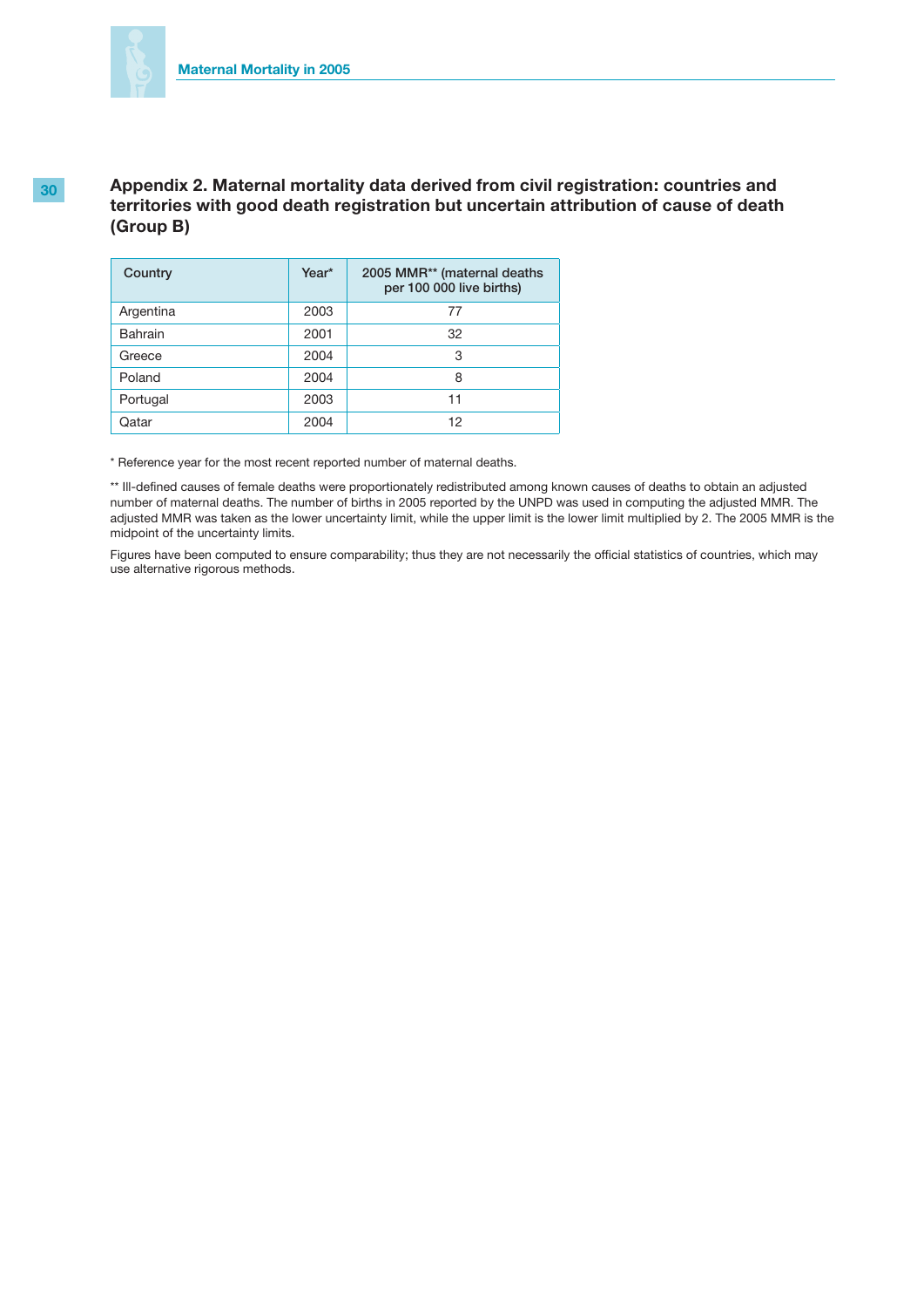## Appendix 2. Maternal mortality data derived from civil registration: countries and territories with good death registration but uncertain attribution of cause of death (Group B)

| Country | Year* | 2005 MMR** (maternal deaths per 100 000 live births) |
|---|---|---|
| Argentina | 2003 | 77 |
| Bahrain | 2001 | 32 |
| Greece | 2004 | 3 |
| Poland | 2004 | 8 |
| Portugal | 2003 | 11 |
| Qatar | 2004 | 12 |

* Reference year for the most recent reported number of maternal deaths.

** Ill-defined causes of female deaths were proportionately redistributed among known causes of deaths to obtain an adjusted number of maternal deaths. The number of births in 2005 reported by the UNPD was used in computing the adjusted MMR. The adjusted MMR was taken as the lower uncertainty limit, while the upper limit is the lower limit multiplied by 2. The 2005 MMR is the midpoint of the uncertainty limits.

Figures have been computed to ensure comparability; thus they are not necessarily the official statistics of countries, which may use alternative rigorous methods.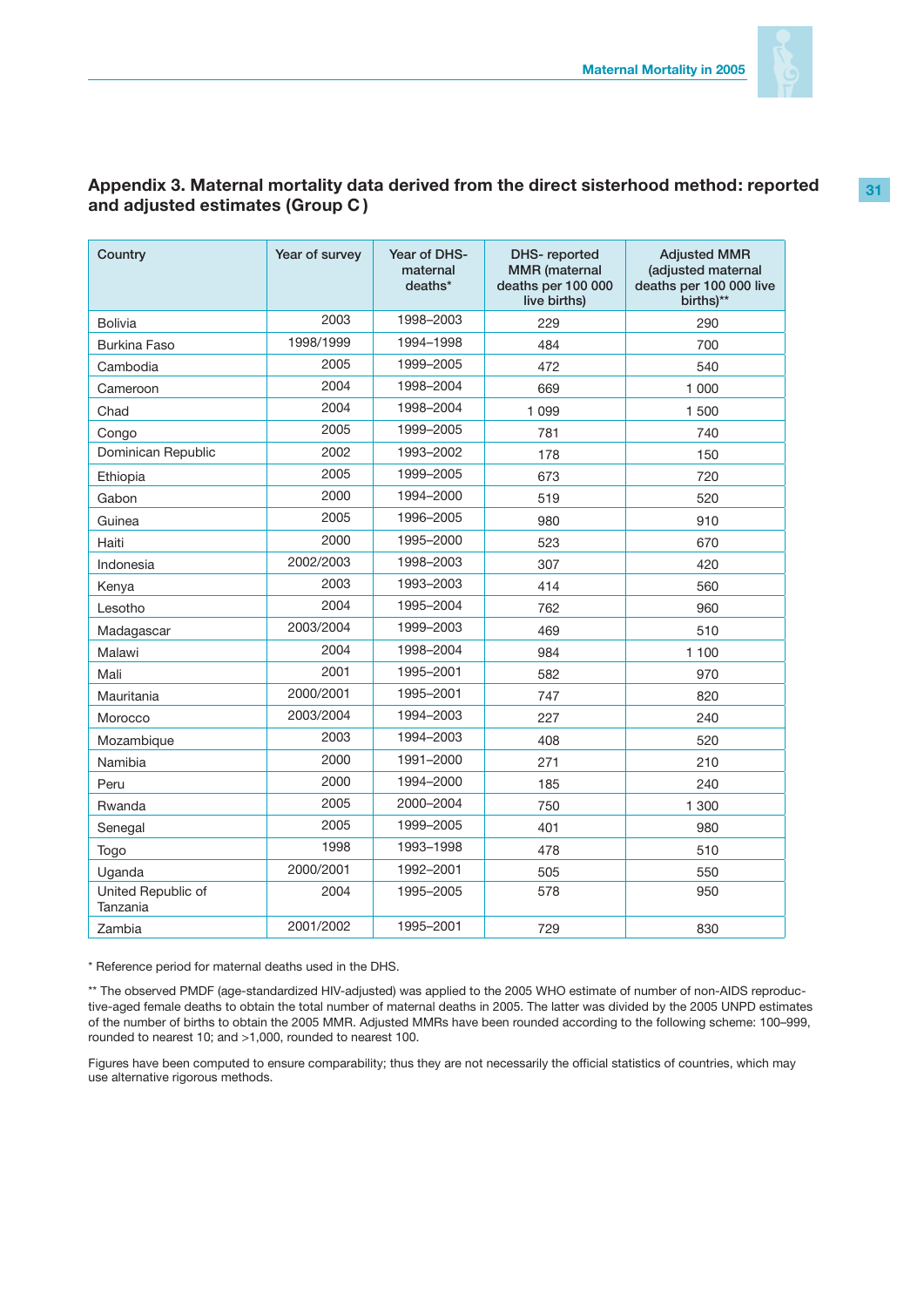## Appendix 3. Maternal mortality data derived from the direct sisterhood method: reported and adjusted estimates (Group C)

| Country | Year of survey | Year of DHS-maternal deaths* | DHS- reported MMR (maternal deaths per 100 000 live births) | Adjusted MMR (adjusted maternal deaths per 100 000 live births)** |
|---|---|---|---|---|
| Bolivia | 2003 | 1998–2003 | 229 | 290 |
| Burkina Faso | 1998/1999 | 1994–1998 | 484 | 700 |
| Cambodia | 2005 | 1999–2005 | 472 | 540 |
| Cameroon | 2004 | 1998–2004 | 669 | 1 000 |
| Chad | 2004 | 1998–2004 | 1 099 | 1 500 |
| Congo | 2005 | 1999–2005 | 781 | 740 |
| Dominican Republic | 2002 | 1993–2002 | 178 | 150 |
| Ethiopia | 2005 | 1999–2005 | 673 | 720 |
| Gabon | 2000 | 1994–2000 | 519 | 520 |
| Guinea | 2005 | 1996–2005 | 980 | 910 |
| Haiti | 2000 | 1995–2000 | 523 | 670 |
| Indonesia | 2002/2003 | 1998–2003 | 307 | 420 |
| Kenya | 2003 | 1993–2003 | 414 | 560 |
| Lesotho | 2004 | 1995–2004 | 762 | 960 |
| Madagascar | 2003/2004 | 1999–2003 | 469 | 510 |
| Malawi | 2004 | 1998–2004 | 984 | 1 100 |
| Mali | 2001 | 1995–2001 | 582 | 970 |
| Mauritania | 2000/2001 | 1995–2001 | 747 | 820 |
| Morocco | 2003/2004 | 1994–2003 | 227 | 240 |
| Mozambique | 2003 | 1994–2003 | 408 | 520 |
| Namibia | 2000 | 1991–2000 | 271 | 210 |
| Peru | 2000 | 1994–2000 | 185 | 240 |
| Rwanda | 2005 | 2000–2004 | 750 | 1 300 |
| Senegal | 2005 | 1999–2005 | 401 | 980 |
| Togo | 1998 | 1993–1998 | 478 | 510 |
| Uganda | 2000/2001 | 1992–2001 | 505 | 550 |
| United Republic of Tanzania | 2004 | 1995–2005 | 578 | 950 |
| Zambia | 2001/2002 | 1995–2001 | 729 | 830 |

* Reference period for maternal deaths used in the DHS.

** The observed PMDF (age-standardized HIV-adjusted) was applied to the 2005 WHO estimate of number of non-AIDS reproductive-aged female deaths to obtain the total number of maternal deaths in 2005. The latter was divided by the 2005 UNPD estimates of the number of births to obtain the 2005 MMR. Adjusted MMRs have been rounded according to the following scheme: 100–999, rounded to nearest 10; and >1,000, rounded to nearest 100.

Figures have been computed to ensure comparability; thus they are not necessarily the official statistics of countries, which may use alternative rigorous methods.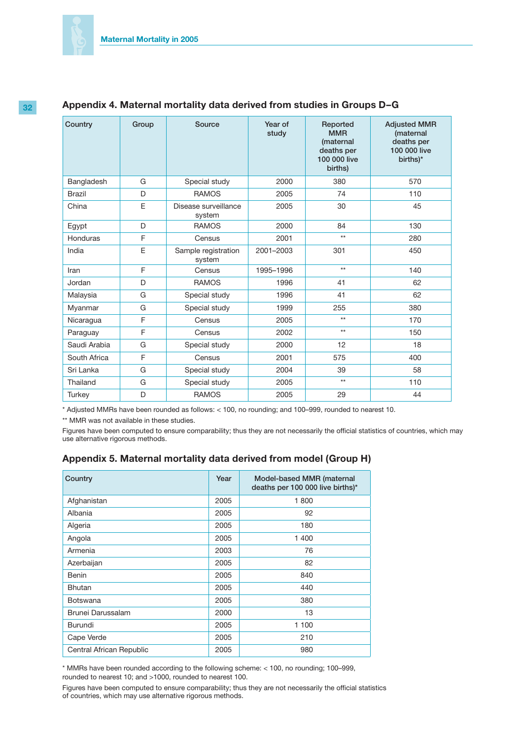## Appendix 4. Maternal mortality data derived from studies in Groups D–G

| Country | Group | Source | Year of study | Reported MMR (maternal deaths per 100 000 live births) | Adjusted MMR (maternal deaths per 100 000 live births)* |
|---|---|---|---|---|---|
| Bangladesh | G | Special study | 2000 | 380 | 570 |
| Brazil | D | RAMOS | 2005 | 74 | 110 |
| China | E | Disease surveillance system | 2005 | 30 | 45 |
| Egypt | D | RAMOS | 2000 | 84 | 130 |
| Honduras | F | Census | 2001 | ** | 280 |
| India | E | Sample registration system | 2001–2003 | 301 | 450 |
| Iran | F | Census | 1995–1996 | ** | 140 |
| Jordan | D | RAMOS | 1996 | 41 | 62 |
| Malaysia | G | Special study | 1996 | 41 | 62 |
| Myanmar | G | Special study | 1999 | 255 | 380 |
| Nicaragua | F | Census | 2005 | ** | 170 |
| Paraguay | F | Census | 2002 | ** | 150 |
| Saudi Arabia | G | Special study | 2000 | 12 | 18 |
| South Africa | F | Census | 2001 | 575 | 400 |
| Sri Lanka | G | Special study | 2004 | 39 | 58 |
| Thailand | G | Special study | 2005 | ** | 110 |
| Turkey | D | RAMOS | 2005 | 29 | 44 |

* Adjusted MMRs have been rounded as follows: < 100, no rounding; and 100–999, rounded to nearest 10.

** MMR was not available in these studies.

Figures have been computed to ensure comparability; thus they are not necessarily the official statistics of countries, which may use alternative rigorous methods.

## Appendix 5. Maternal mortality data derived from model (Group H)

| Country | Year | Model-based MMR (maternal deaths per 100 000 live births)* |
|---|---|---|
| Afghanistan | 2005 | 1 800 |
| Albania | 2005 | 92 |
| Algeria | 2005 | 180 |
| Angola | 2005 | 1 400 |
| Armenia | 2003 | 76 |
| Azerbaijan | 2005 | 82 |
| Benin | 2005 | 840 |
| Bhutan | 2005 | 440 |
| Botswana | 2005 | 380 |
| Brunei Darussalam | 2000 | 13 |
| Burundi | 2005 | 1 100 |
| Cape Verde | 2005 | 210 |
| Central African Republic | 2005 | 980 |

* MMRs have been rounded according to the following scheme: < 100, no rounding; 100–999, rounded to nearest 10; and >1000, rounded to nearest 100.

Figures have been computed to ensure comparability; thus they are not necessarily the official statistics of countries, which may use alternative rigorous methods.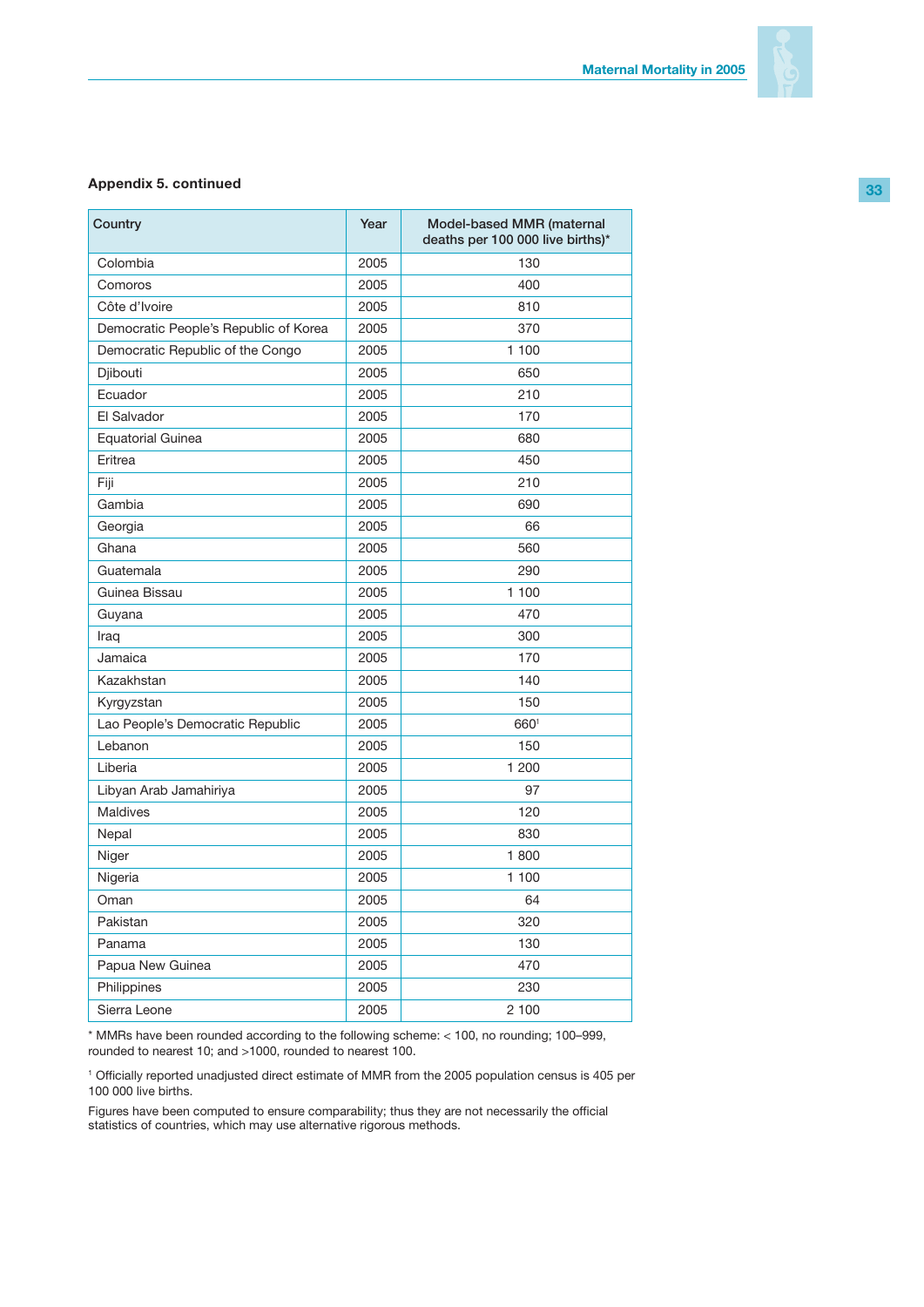**Appendix 5. continued**

| Country | Year | Model-based MMR (maternal deaths per 100 000 live births)* |
|---|---|---|
| Colombia | 2005 | 130 |
| Comoros | 2005 | 400 |
| Côte d'Ivoire | 2005 | 810 |
| Democratic People's Republic of Korea | 2005 | 370 |
| Democratic Republic of the Congo | 2005 | 1 100 |
| Djibouti | 2005 | 650 |
| Ecuador | 2005 | 210 |
| El Salvador | 2005 | 170 |
| Equatorial Guinea | 2005 | 680 |
| Eritrea | 2005 | 450 |
| Fiji | 2005 | 210 |
| Gambia | 2005 | 690 |
| Georgia | 2005 | 66 |
| Ghana | 2005 | 560 |
| Guatemala | 2005 | 290 |
| Guinea Bissau | 2005 | 1 100 |
| Guyana | 2005 | 470 |
| Iraq | 2005 | 300 |
| Jamaica | 2005 | 170 |
| Kazakhstan | 2005 | 140 |
| Kyrgyzstan | 2005 | 150 |
| Lao People's Democratic Republic | 2005 | 660[1] |
| Lebanon | 2005 | 150 |
| Liberia | 2005 | 1 200 |
| Libyan Arab Jamahiriya | 2005 | 97 |
| Maldives | 2005 | 120 |
| Nepal | 2005 | 830 |
| Niger | 2005 | 1 800 |
| Nigeria | 2005 | 1 100 |
| Oman | 2005 | 64 |
| Pakistan | 2005 | 320 |
| Panama | 2005 | 130 |
| Papua New Guinea | 2005 | 470 |
| Philippines | 2005 | 230 |
| Sierra Leone | 2005 | 2 100 |

\* MMRs have been rounded according to the following scheme: < 100, no rounding; 100–999, rounded to nearest 10; and >1000, rounded to nearest 100.

[1] Officially reported unadjusted direct estimate of MMR from the 2005 population census is 405 per 100 000 live births.

Figures have been computed to ensure comparability; thus they are not necessarily the official statistics of countries, which may use alternative rigorous methods.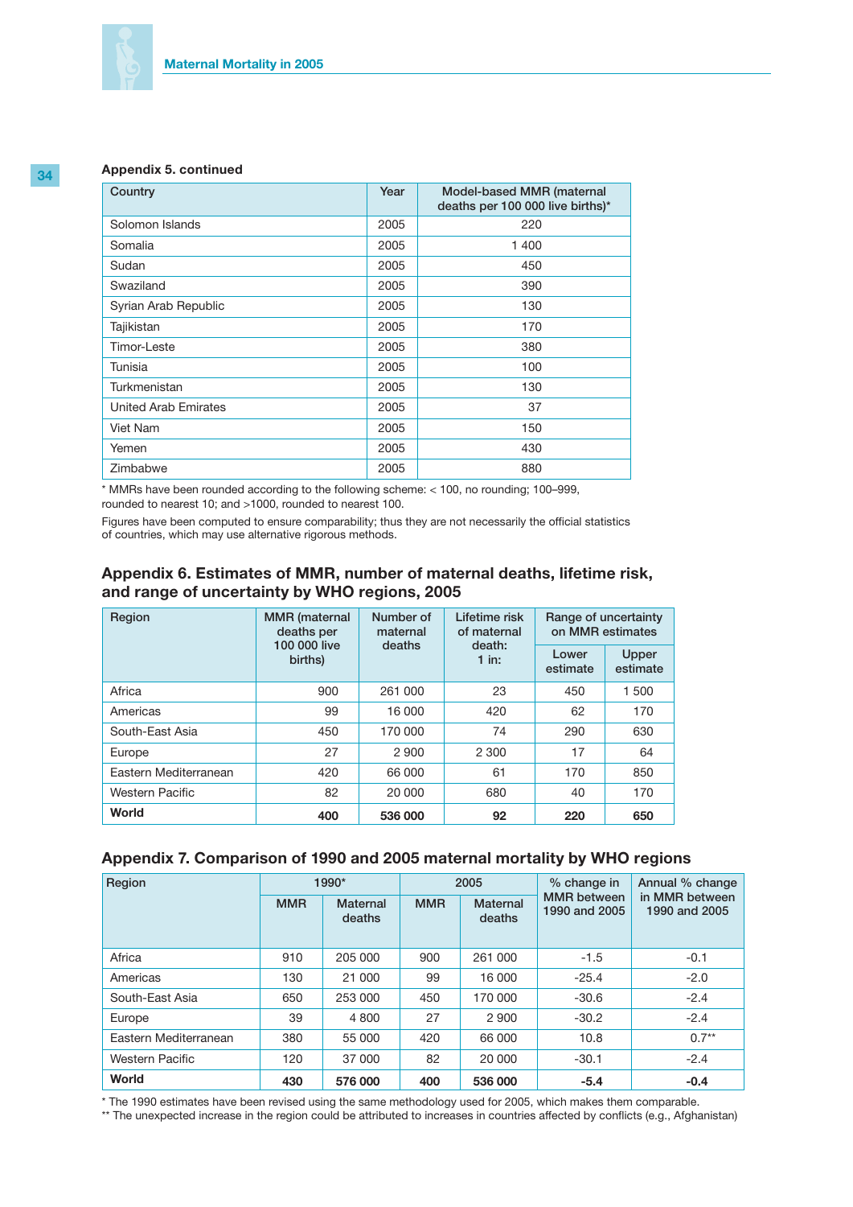**Appendix 5. continued**

| Country | Year | Model-based MMR (maternal deaths per 100 000 live births)* |
|---|---|---|
| Solomon Islands | 2005 | 220 |
| Somalia | 2005 | 1 400 |
| Sudan | 2005 | 450 |
| Swaziland | 2005 | 390 |
| Syrian Arab Republic | 2005 | 130 |
| Tajikistan | 2005 | 170 |
| Timor-Leste | 2005 | 380 |
| Tunisia | 2005 | 100 |
| Turkmenistan | 2005 | 130 |
| United Arab Emirates | 2005 | 37 |
| Viet Nam | 2005 | 150 |
| Yemen | 2005 | 430 |
| Zimbabwe | 2005 | 880 |

* MMRs have been rounded according to the following scheme: < 100, no rounding; 100–999, rounded to nearest 10; and >1000, rounded to nearest 100.

Figures have been computed to ensure comparability; thus they are not necessarily the official statistics of countries, which may use alternative rigorous methods.

## Appendix 6. Estimates of MMR, number of maternal deaths, lifetime risk, and range of uncertainty by WHO regions, 2005

| Region | MMR (maternal deaths per 100 000 live births) | Number of maternal deaths | Lifetime risk of maternal death: 1 in: | Range of uncertainty on MMR estimates | |
|---|---|---|---|---|---|
| | | | | Lower estimate | Upper estimate |
| Africa | 900 | 261 000 | 23 | 450 | 1 500 |
| Americas | 99 | 16 000 | 420 | 62 | 170 |
| South-East Asia | 450 | 170 000 | 74 | 290 | 630 |
| Europe | 27 | 2 900 | 2 300 | 17 | 64 |
| Eastern Mediterranean | 420 | 66 000 | 61 | 170 | 850 |
| Western Pacific | 82 | 20 000 | 680 | 40 | 170 |
| **World** | **400** | **536 000** | **92** | **220** | **650** |

## Appendix 7. Comparison of 1990 and 2005 maternal mortality by WHO regions

| Region | 1990* | | 2005 | | % change in MMR between 1990 and 2005 | Annual % change in MMR between 1990 and 2005 |
|---|---|---|---|---|---|---|
| | MMR | Maternal deaths | MMR | Maternal deaths | | |
| Africa | 910 | 205 000 | 900 | 261 000 | -1.5 | -0.1 |
| Americas | 130 | 21 000 | 99 | 16 000 | -25.4 | -2.0 |
| South-East Asia | 650 | 253 000 | 450 | 170 000 | -30.6 | -2.4 |
| Europe | 39 | 4 800 | 27 | 2 900 | -30.2 | -2.4 |
| Eastern Mediterranean | 380 | 55 000 | 420 | 66 000 | 10.8 | 0.7** |
| Western Pacific | 120 | 37 000 | 82 | 20 000 | -30.1 | -2.4 |
| **World** | **430** | **576 000** | **400** | **536 000** | **-5.4** | **-0.4** |

* The 1990 estimates have been revised using the same methodology used for 2005, which makes them comparable.
** The unexpected increase in the region could be attributed to increases in countries affected by conflicts (e.g., Afghanistan)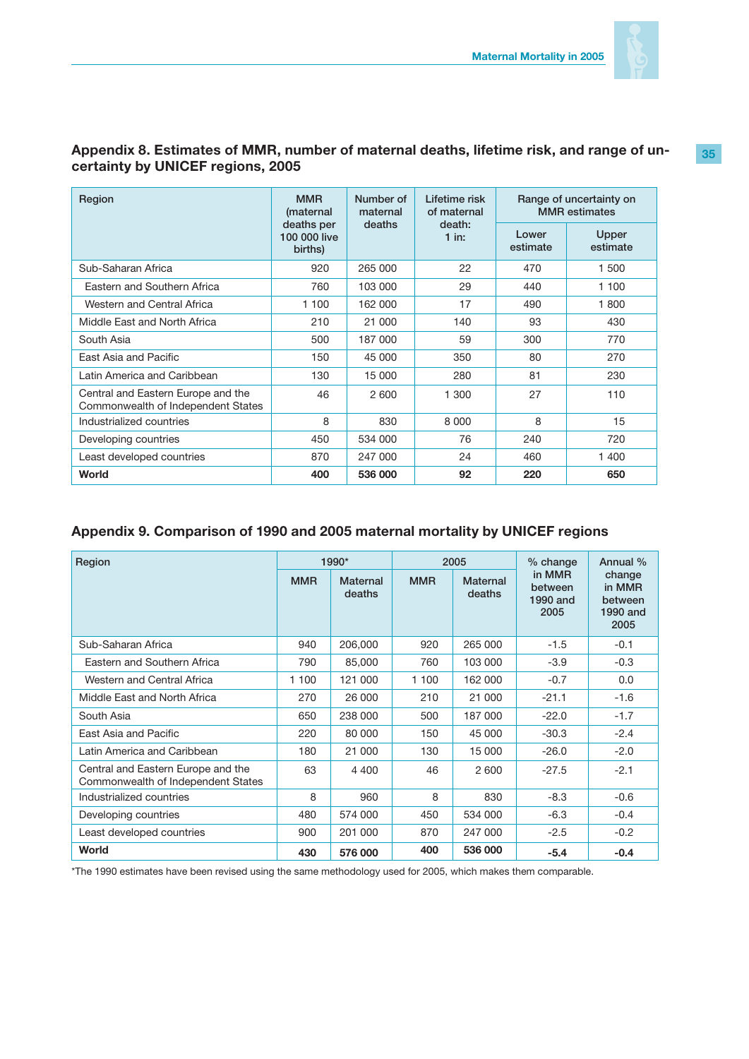## Appendix 8. Estimates of MMR, number of maternal deaths, lifetime risk, and range of uncertainty by UNICEF regions, 2005

| Region | MMR (maternal deaths per 100 000 live births) | Number of maternal deaths | Lifetime risk of maternal death: 1 in: | Range of uncertainty on MMR estimates | |
|---|---|---|---|---|---|
| | | | | Lower estimate | Upper estimate |
| Sub-Saharan Africa | 920 | 265 000 | 22 | 470 | 1 500 |
| Eastern and Southern Africa | 760 | 103 000 | 29 | 440 | 1 100 |
| Western and Central Africa | 1 100 | 162 000 | 17 | 490 | 1 800 |
| Middle East and North Africa | 210 | 21 000 | 140 | 93 | 430 |
| South Asia | 500 | 187 000 | 59 | 300 | 770 |
| East Asia and Pacific | 150 | 45 000 | 350 | 80 | 270 |
| Latin America and Caribbean | 130 | 15 000 | 280 | 81 | 230 |
| Central and Eastern Europe and the Commonwealth of Independent States | 46 | 2 600 | 1 300 | 27 | 110 |
| Industrialized countries | 8 | 830 | 8 000 | 8 | 15 |
| Developing countries | 450 | 534 000 | 76 | 240 | 720 |
| Least developed countries | 870 | 247 000 | 24 | 460 | 1 400 |
| **World** | **400** | **536 000** | **92** | **220** | **650** |

## Appendix 9. Comparison of 1990 and 2005 maternal mortality by UNICEF regions

| Region | 1990* | | 2005 | | % change in MMR between 1990 and 2005 | Annual % change in MMR between 1990 and 2005 |
|---|---|---|---|---|---|---|
| | MMR | Maternal deaths | MMR | Maternal deaths | | |
| Sub-Saharan Africa | 940 | 206,000 | 920 | 265 000 | -1.5 | -0.1 |
| Eastern and Southern Africa | 790 | 85,000 | 760 | 103 000 | -3.9 | -0.3 |
| Western and Central Africa | 1 100 | 121 000 | 1 100 | 162 000 | -0.7 | 0.0 |
| Middle East and North Africa | 270 | 26 000 | 210 | 21 000 | -21.1 | -1.6 |
| South Asia | 650 | 238 000 | 500 | 187 000 | -22.0 | -1.7 |
| East Asia and Pacific | 220 | 80 000 | 150 | 45 000 | -30.3 | -2.4 |
| Latin America and Caribbean | 180 | 21 000 | 130 | 15 000 | -26.0 | -2.0 |
| Central and Eastern Europe and the Commonwealth of Independent States | 63 | 4 400 | 46 | 2 600 | -27.5 | -2.1 |
| Industrialized countries | 8 | 960 | 8 | 830 | -8.3 | -0.6 |
| Developing countries | 480 | 574 000 | 450 | 534 000 | -6.3 | -0.4 |
| Least developed countries | 900 | 201 000 | 870 | 247 000 | -2.5 | -0.2 |
| **World** | **430** | **576 000** | **400** | **536 000** | **-5.4** | **-0.4** |

*The 1990 estimates have been revised using the same methodology used for 2005, which makes them comparable.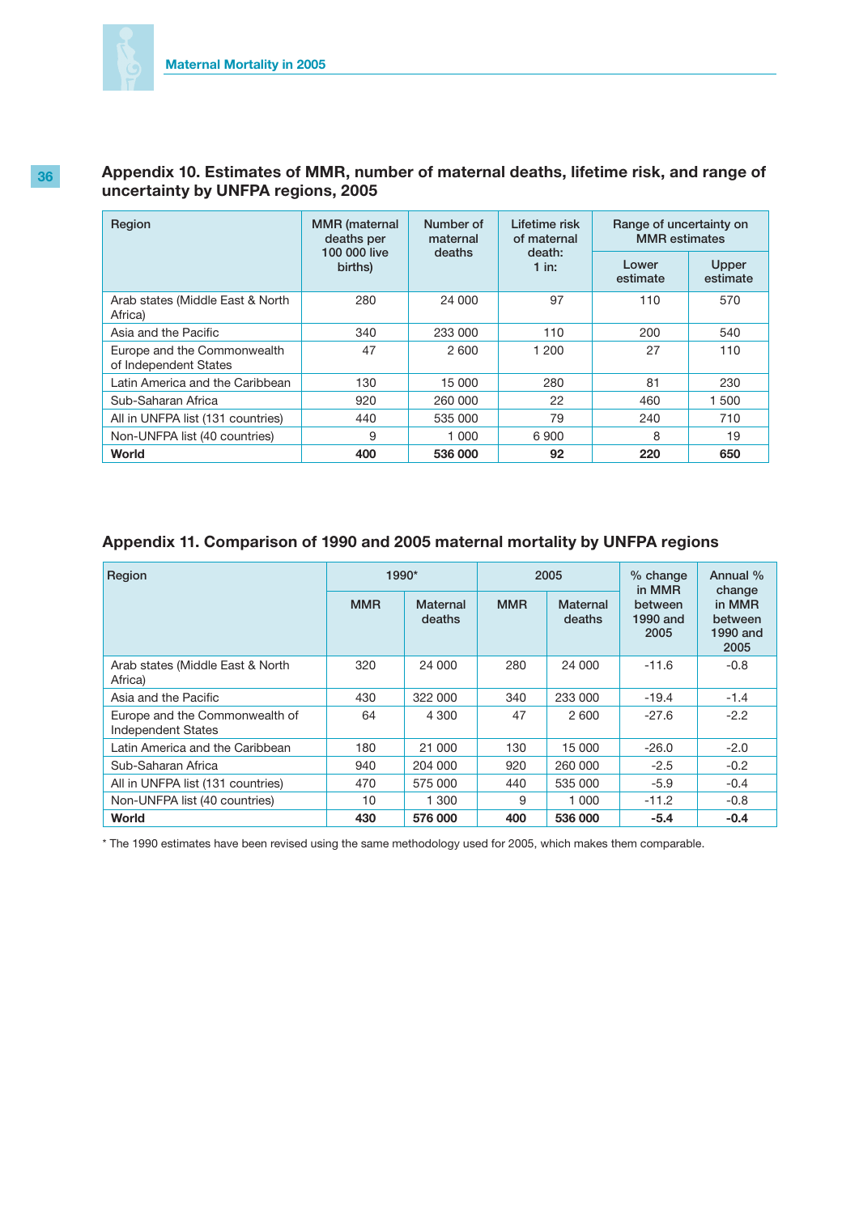## Appendix 10. Estimates of MMR, number of maternal deaths, lifetime risk, and range of uncertainty by UNFPA regions, 2005

| Region | MMR (maternal deaths per 100 000 live births) | Number of maternal deaths | Lifetime risk of maternal death: 1 in: | Range of uncertainty on MMR estimates | |
|---|---|---|---|---|---|
| | | | | Lower estimate | Upper estimate |
| Arab states (Middle East & North Africa) | 280 | 24 000 | 97 | 110 | 570 |
| Asia and the Pacific | 340 | 233 000 | 110 | 200 | 540 |
| Europe and the Commonwealth of Independent States | 47 | 2 600 | 1 200 | 27 | 110 |
| Latin America and the Caribbean | 130 | 15 000 | 280 | 81 | 230 |
| Sub-Saharan Africa | 920 | 260 000 | 22 | 460 | 1 500 |
| All in UNFPA list (131 countries) | 440 | 535 000 | 79 | 240 | 710 |
| Non-UNFPA list (40 countries) | 9 | 1 000 | 6 900 | 8 | 19 |
| **World** | **400** | **536 000** | **92** | **220** | **650** |

## Appendix 11. Comparison of 1990 and 2005 maternal mortality by UNFPA regions

| Region | 1990* | | 2005 | | % change in MMR between 1990 and 2005 | Annual % change in MMR between 1990 and 2005 |
|---|---|---|---|---|---|---|
| | MMR | Maternal deaths | MMR | Maternal deaths | | |
| Arab states (Middle East & North Africa) | 320 | 24 000 | 280 | 24 000 | -11.6 | -0.8 |
| Asia and the Pacific | 430 | 322 000 | 340 | 233 000 | -19.4 | -1.4 |
| Europe and the Commonwealth of Independent States | 64 | 4 300 | 47 | 2 600 | -27.6 | -2.2 |
| Latin America and the Caribbean | 180 | 21 000 | 130 | 15 000 | -26.0 | -2.0 |
| Sub-Saharan Africa | 940 | 204 000 | 920 | 260 000 | -2.5 | -0.2 |
| All in UNFPA list (131 countries) | 470 | 575 000 | 440 | 535 000 | -5.9 | -0.4 |
| Non-UNFPA list (40 countries) | 10 | 1 300 | 9 | 1 000 | -11.2 | -0.8 |
| **World** | **430** | **576 000** | **400** | **536 000** | **-5.4** | **-0.4** |

* The 1990 estimates have been revised using the same methodology used for 2005, which makes them comparable.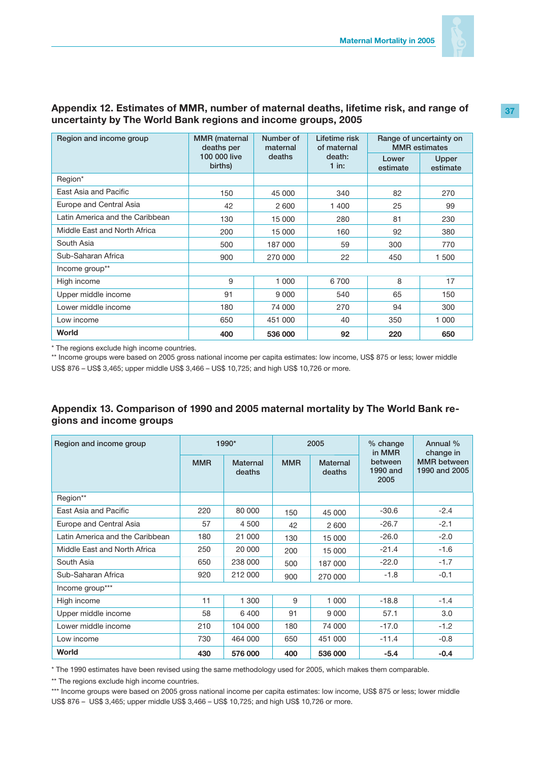## Appendix 12. Estimates of MMR, number of maternal deaths, lifetime risk, and range of uncertainty by The World Bank regions and income groups, 2005

| Region and income group | MMR (maternal deaths per 100 000 live births) | Number of maternal deaths | Lifetime risk of maternal death: 1 in: | Range of uncertainty on MMR estimates | |
|---|---|---|---|---|---|
| | | | | Lower estimate | Upper estimate |
| Region* | | | | | |
| East Asia and Pacific | 150 | 45 000 | 340 | 82 | 270 |
| Europe and Central Asia | 42 | 2 600 | 1 400 | 25 | 99 |
| Latin America and the Caribbean | 130 | 15 000 | 280 | 81 | 230 |
| Middle East and North Africa | 200 | 15 000 | 160 | 92 | 380 |
| South Asia | 500 | 187 000 | 59 | 300 | 770 |
| Sub-Saharan Africa | 900 | 270 000 | 22 | 450 | 1 500 |
| Income group** | | | | | |
| High income | 9 | 1 000 | 6 700 | 8 | 17 |
| Upper middle income | 91 | 9 000 | 540 | 65 | 150 |
| Lower middle income | 180 | 74 000 | 270 | 94 | 300 |
| Low income | 650 | 451 000 | 40 | 350 | 1 000 |
| **World** | **400** | **536 000** | **92** | **220** | **650** |

\* The regions exclude high income countries.

** Income groups were based on 2005 gross national income per capita estimates: low income, US$ 875 or less; lower middle US$ 876 – US$ 3,465; upper middle US$ 3,466 – US$ 10,725; and high US$ 10,726 or more.

## Appendix 13. Comparison of 1990 and 2005 maternal mortality by The World Bank regions and income groups

| Region and income group | 1990* | | 2005 | | % change in MMR between 1990 and 2005 | Annual % change in MMR between 1990 and 2005 |
|---|---|---|---|---|---|---|
| | MMR | Maternal deaths | MMR | Maternal deaths | | |
| Region** | | | | | | |
| East Asia and Pacific | 220 | 80 000 | 150 | 45 000 | -30.6 | -2.4 |
| Europe and Central Asia | 57 | 4 500 | 42 | 2 600 | -26.7 | -2.1 |
| Latin America and the Caribbean | 180 | 21 000 | 130 | 15 000 | -26.0 | -2.0 |
| Middle East and North Africa | 250 | 20 000 | 200 | 15 000 | -21.4 | -1.6 |
| South Asia | 650 | 238 000 | 500 | 187 000 | -22.0 | -1.7 |
| Sub-Saharan Africa | 920 | 212 000 | 900 | 270 000 | -1.8 | -0.1 |
| Income group*** | | | | | | |
| High income | 11 | 1 300 | 9 | 1 000 | -18.8 | -1.4 |
| Upper middle income | 58 | 6 400 | 91 | 9 000 | 57.1 | 3.0 |
| Lower middle income | 210 | 104 000 | 180 | 74 000 | -17.0 | -1.2 |
| Low income | 730 | 464 000 | 650 | 451 000 | -11.4 | -0.8 |
| **World** | **430** | **576 000** | **400** | **536 000** | **-5.4** | **-0.4** |

\* The 1990 estimates have been revised using the same methodology used for 2005, which makes them comparable.

** The regions exclude high income countries.

*** Income groups were based on 2005 gross national income per capita estimates: low income, US$ 875 or less; lower middle US$ 876 – US$ 3,465; upper middle US$ 3,466 – US$ 10,725; and high US$ 10,726 or more.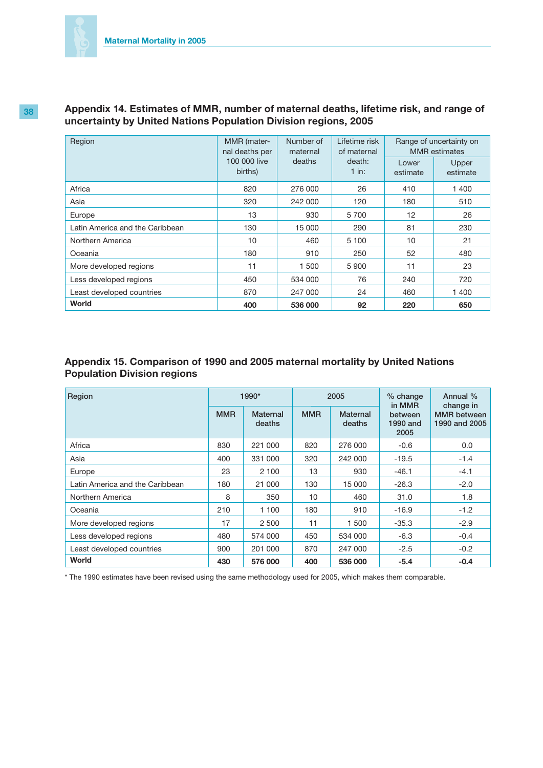## Appendix 14. Estimates of MMR, number of maternal deaths, lifetime risk, and range of uncertainty by United Nations Population Division regions, 2005

| Region | MMR (maternal deaths per 100 000 live births) | Number of maternal deaths | Lifetime risk of maternal death: 1 in: | Range of uncertainty on MMR estimates | |
|---|---|---|---|---|---|
| | | | | Lower estimate | Upper estimate |
| Africa | 820 | 276 000 | 26 | 410 | 1 400 |
| Asia | 320 | 242 000 | 120 | 180 | 510 |
| Europe | 13 | 930 | 5 700 | 12 | 26 |
| Latin America and the Caribbean | 130 | 15 000 | 290 | 81 | 230 |
| Northern America | 10 | 460 | 5 100 | 10 | 21 |
| Oceania | 180 | 910 | 250 | 52 | 480 |
| More developed regions | 11 | 1 500 | 5 900 | 11 | 23 |
| Less developed regions | 450 | 534 000 | 76 | 240 | 720 |
| Least developed countries | 870 | 247 000 | 24 | 460 | 1 400 |
| **World** | **400** | **536 000** | **92** | **220** | **650** |

## Appendix 15. Comparison of 1990 and 2005 maternal mortality by United Nations Population Division regions

| Region | 1990* | | 2005 | | % change in MMR between 1990 and 2005 | Annual % change in MMR between 1990 and 2005 |
|---|---|---|---|---|---|---|
| | MMR | Maternal deaths | MMR | Maternal deaths | | |
| Africa | 830 | 221 000 | 820 | 276 000 | -0.6 | 0.0 |
| Asia | 400 | 331 000 | 320 | 242 000 | -19.5 | -1.4 |
| Europe | 23 | 2 100 | 13 | 930 | -46.1 | -4.1 |
| Latin America and the Caribbean | 180 | 21 000 | 130 | 15 000 | -26.3 | -2.0 |
| Northern America | 8 | 350 | 10 | 460 | 31.0 | 1.8 |
| Oceania | 210 | 1 100 | 180 | 910 | -16.9 | -1.2 |
| More developed regions | 17 | 2 500 | 11 | 1 500 | -35.3 | -2.9 |
| Less developed regions | 480 | 574 000 | 450 | 534 000 | -6.3 | -0.4 |
| Least developed countries | 900 | 201 000 | 870 | 247 000 | -2.5 | -0.2 |
| **World** | **430** | **576 000** | **400** | **536 000** | **-5.4** | **-0.4** |

* The 1990 estimates have been revised using the same methodology used for 2005, which makes them comparable.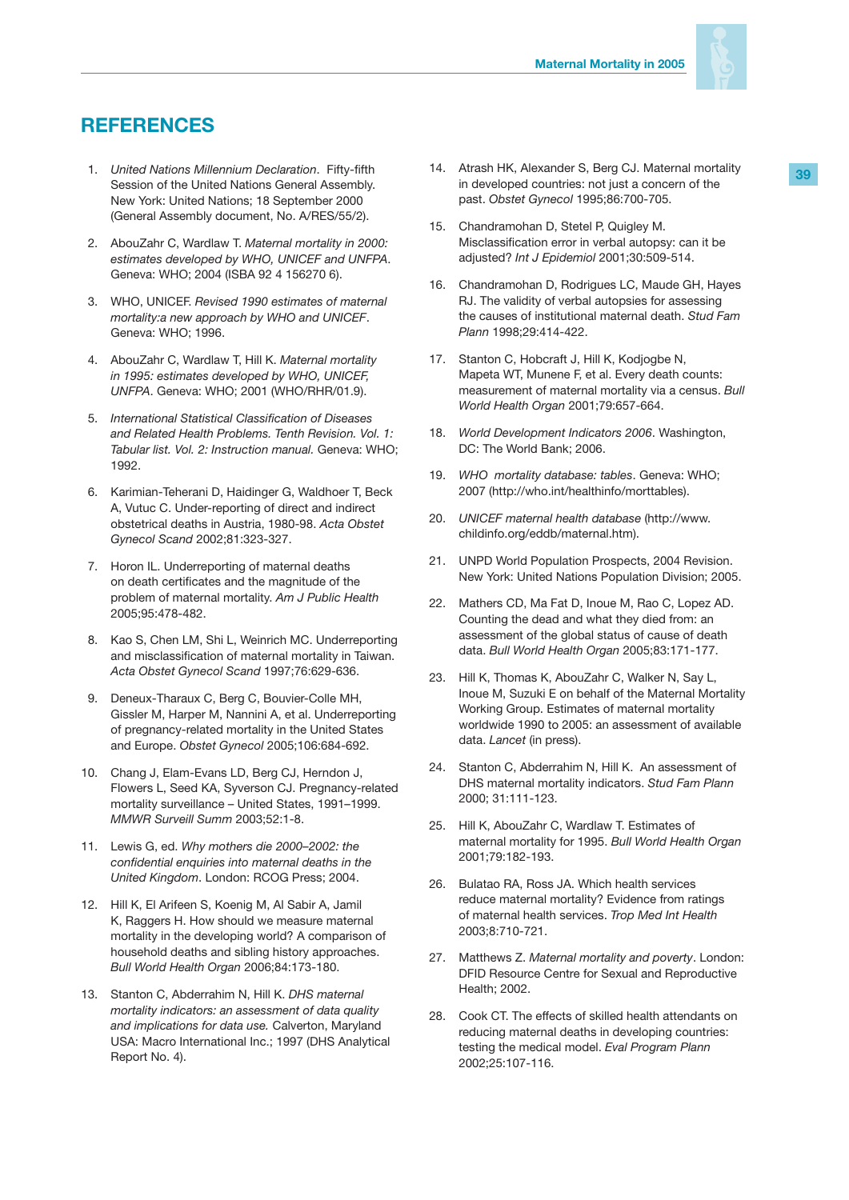# REFERENCES

1. *United Nations Millennium Declaration*. Fifty-fifth Session of the United Nations General Assembly. New York: United Nations; 18 September 2000 (General Assembly document, No. A/RES/55/2).

2. AbouZahr C, Wardlaw T. *Maternal mortality in 2000: estimates developed by WHO, UNICEF and UNFPA*. Geneva: WHO; 2004 (ISBA 92 4 156270 6).

3. WHO, UNICEF. *Revised 1990 estimates of maternal mortality:a new approach by WHO and UNICEF*. Geneva: WHO; 1996.

4. AbouZahr C, Wardlaw T, Hill K. *Maternal mortality in 1995: estimates developed by WHO, UNICEF, UNFPA*. Geneva: WHO; 2001 (WHO/RHR/01.9).

5. *International Statistical Classification of Diseases and Related Health Problems. Tenth Revision. Vol. 1: Tabular list. Vol. 2: Instruction manual.* Geneva: WHO; 1992.

6. Karimian-Teherani D, Haidinger G, Waldhoer T, Beck A, Vutuc C. Under-reporting of direct and indirect obstetrical deaths in Austria, 1980-98. *Acta Obstet Gynecol Scand* 2002;81:323-327.

7. Horon IL. Underreporting of maternal deaths on death certificates and the magnitude of the problem of maternal mortality. *Am J Public Health* 2005;95:478-482.

8. Kao S, Chen LM, Shi L, Weinrich MC. Underreporting and misclassification of maternal mortality in Taiwan. *Acta Obstet Gynecol Scand* 1997;76:629-636.

9. Deneux-Tharaux C, Berg C, Bouvier-Colle MH, Gissler M, Harper M, Nannini A, et al. Underreporting of pregnancy-related mortality in the United States and Europe. *Obstet Gynecol* 2005;106:684-692.

10. Chang J, Elam-Evans LD, Berg CJ, Herndon J, Flowers L, Seed KA, Syverson CJ. Pregnancy-related mortality surveillance – United States, 1991–1999. *MMWR Surveill Summ* 2003;52:1-8.

11. Lewis G, ed. *Why mothers die 2000–2002: the confidential enquiries into maternal deaths in the United Kingdom*. London: RCOG Press; 2004.

12. Hill K, El Arifeen S, Koenig M, Al Sabir A, Jamil K, Raggers H. How should we measure maternal mortality in the developing world? A comparison of household deaths and sibling history approaches. *Bull World Health Organ* 2006;84:173-180.

13. Stanton C, Abderrahim N, Hill K. *DHS maternal mortality indicators: an assessment of data quality and implications for data use.* Calverton, Maryland USA: Macro International Inc.; 1997 (DHS Analytical Report No. 4).

14. Atrash HK, Alexander S, Berg CJ. Maternal mortality in developed countries: not just a concern of the past. *Obstet Gynecol* 1995;86:700-705.

15. Chandramohan D, Stetel P, Quigley M. Misclassification error in verbal autopsy: can it be adjusted? *Int J Epidemiol* 2001;30:509-514.

16. Chandramohan D, Rodrigues LC, Maude GH, Hayes RJ. The validity of verbal autopsies for assessing the causes of institutional maternal death. *Stud Fam Plann* 1998;29:414-422.

17. Stanton C, Hobcraft J, Hill K, Kodjogbe N, Mapeta WT, Munene F, et al. Every death counts: measurement of maternal mortality via a census. *Bull World Health Organ* 2001;79:657-664.

18. *World Development Indicators 2006*. Washington, DC: The World Bank; 2006.

19. *WHO mortality database: tables*. Geneva: WHO; 2007 (http://who.int/healthinfo/morttables).

20. *UNICEF maternal health database* (http://www.childinfo.org/eddb/maternal.htm).

21. UNPD World Population Prospects, 2004 Revision. New York: United Nations Population Division; 2005.

22. Mathers CD, Ma Fat D, Inoue M, Rao C, Lopez AD. Counting the dead and what they died from: an assessment of the global status of cause of death data. *Bull World Health Organ* 2005;83:171-177.

23. Hill K, Thomas K, AbouZahr C, Walker N, Say L, Inoue M, Suzuki E on behalf of the Maternal Mortality Working Group. Estimates of maternal mortality worldwide 1990 to 2005: an assessment of available data. *Lancet* (in press).

24. Stanton C, Abderrahim N, Hill K. An assessment of DHS maternal mortality indicators. *Stud Fam Plann* 2000; 31:111-123.

25. Hill K, AbouZahr C, Wardlaw T. Estimates of maternal mortality for 1995. *Bull World Health Organ* 2001;79:182-193.

26. Bulatao RA, Ross JA. Which health services reduce maternal mortality? Evidence from ratings of maternal health services. *Trop Med Int Health* 2003;8:710-721.

27. Matthews Z. *Maternal mortality and poverty*. London: DFID Resource Centre for Sexual and Reproductive Health; 2002.

28. Cook CT. The effects of skilled health attendants on reducing maternal deaths in developing countries: testing the medical model. *Eval Program Plann* 2002;25:107-116.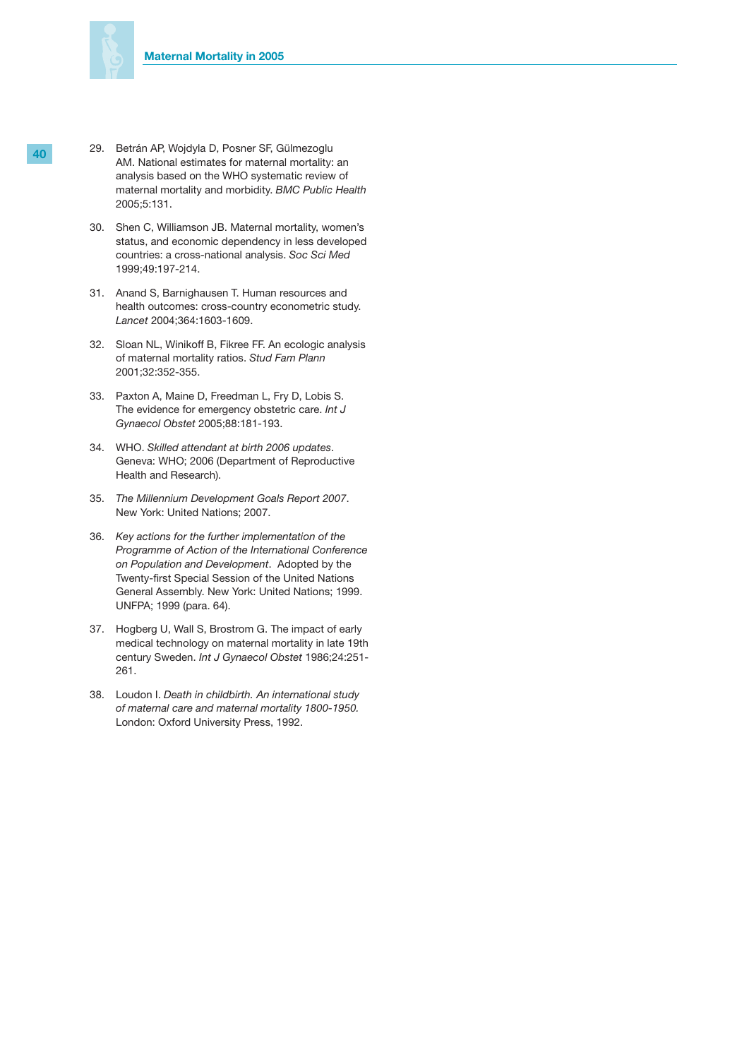29. Betrán AP, Wojdyla D, Posner SF, Gülmezoglu AM. National estimates for maternal mortality: an analysis based on the WHO systematic review of maternal mortality and morbidity. *BMC Public Health* 2005;5:131.

30. Shen C, Williamson JB. Maternal mortality, women's status, and economic dependency in less developed countries: a cross-national analysis. *Soc Sci Med* 1999;49:197-214.

31. Anand S, Barnighausen T. Human resources and health outcomes: cross-country econometric study. *Lancet* 2004;364:1603-1609.

32. Sloan NL, Winikoff B, Fikree FF. An ecologic analysis of maternal mortality ratios. *Stud Fam Plann* 2001;32:352-355.

33. Paxton A, Maine D, Freedman L, Fry D, Lobis S. The evidence for emergency obstetric care. *Int J Gynaecol Obstet* 2005;88:181-193.

34. WHO. *Skilled attendant at birth 2006 updates*. Geneva: WHO; 2006 (Department of Reproductive Health and Research).

35. *The Millennium Development Goals Report 2007*. New York: United Nations; 2007.

36. *Key actions for the further implementation of the Programme of Action of the International Conference on Population and Development*. Adopted by the Twenty-first Special Session of the United Nations General Assembly. New York: United Nations; 1999. UNFPA; 1999 (para. 64).

37. Hogberg U, Wall S, Brostrom G. The impact of early medical technology on maternal mortality in late 19th century Sweden. *Int J Gynaecol Obstet* 1986;24:251-261.

38. Loudon I. *Death in childbirth. An international study of maternal care and maternal mortality 1800-1950.* London: Oxford University Press, 1992.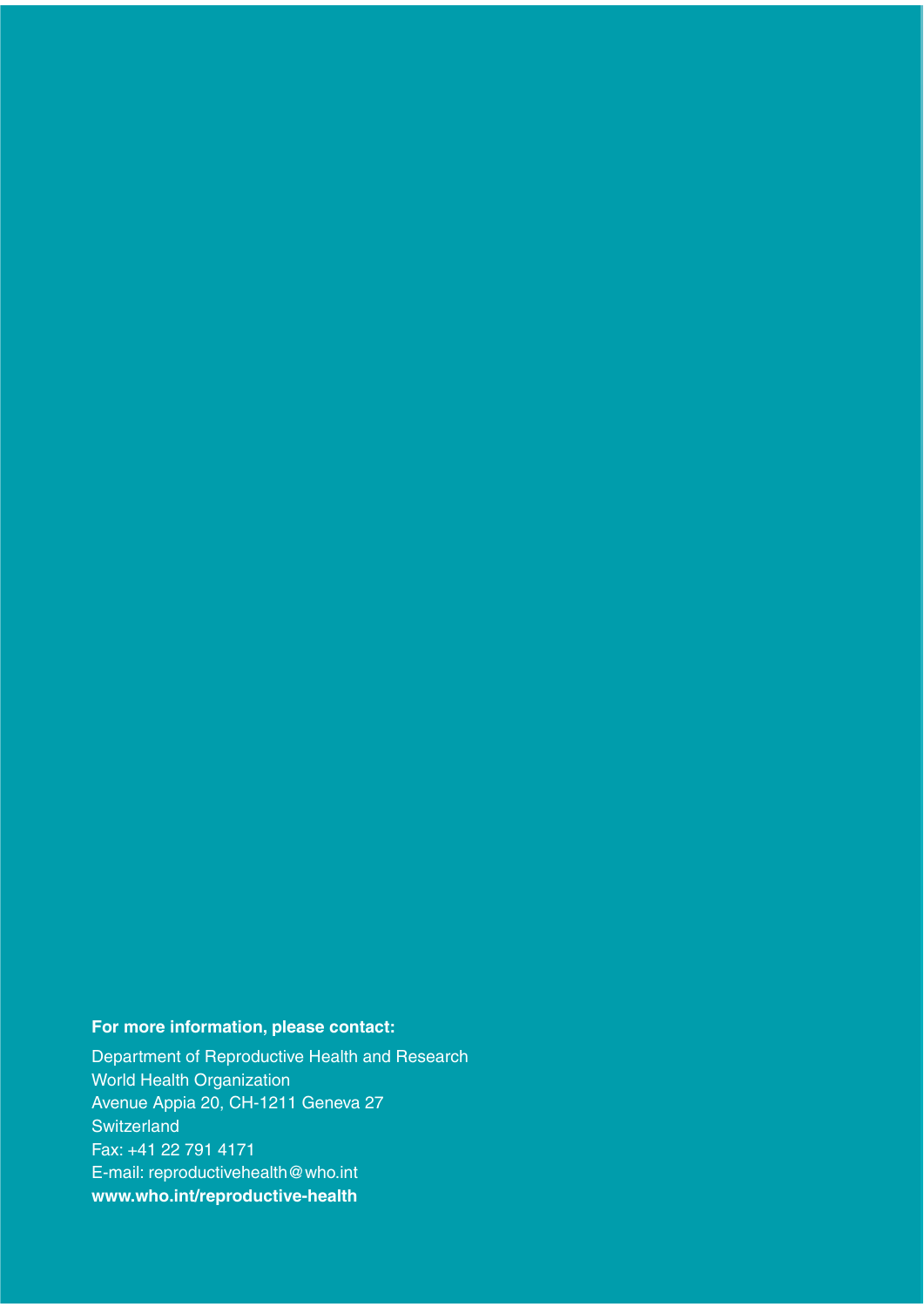**For more information, please contact:**

Department of Reproductive Health and Research
World Health Organization
Avenue Appia 20, CH-1211 Geneva 27
Switzerland
Fax: +41 22 791 4171
E-mail: reproductivehealth@who.int
**www.who.int/reproductive-health**